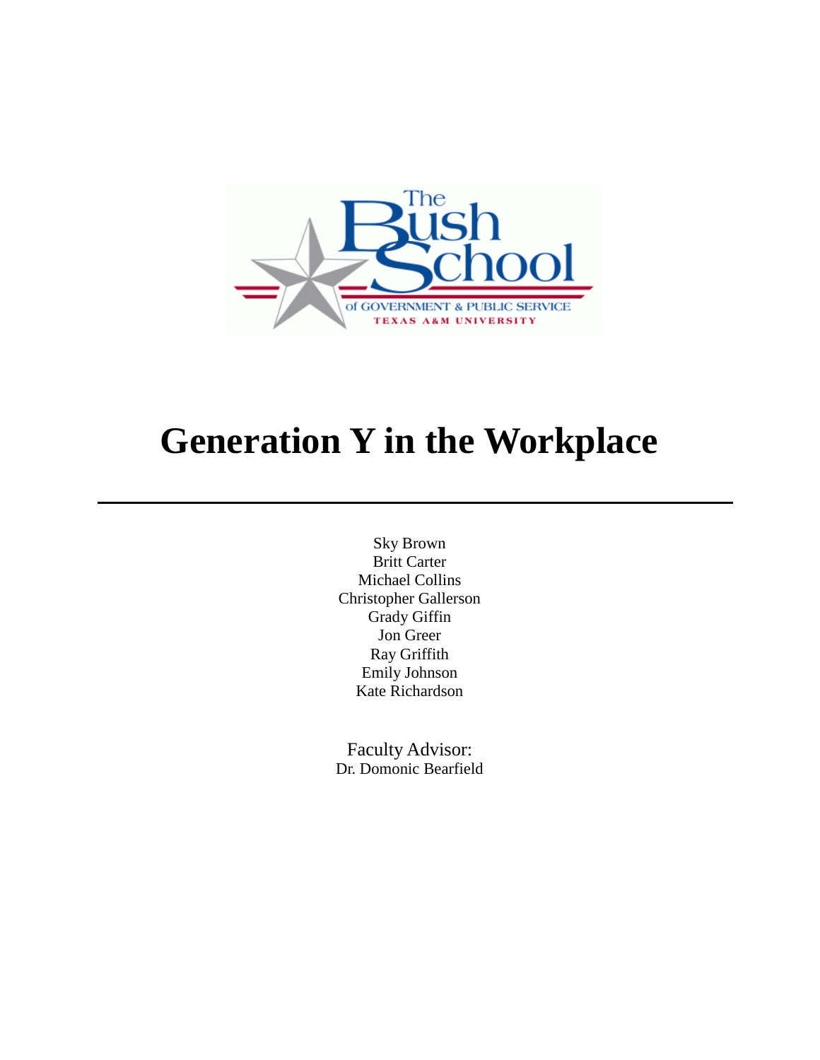The Bush School of Government & Public Service
Texas A&M University

# Generation Y in the Workplace

---

Sky Brown
Britt Carter
Michael Collins
Christopher Gallerson
Grady Giffin
Jon Greer
Ray Griffith
Emily Johnson
Kate Richardson

Faculty Advisor:
Dr. Domonic Bearfield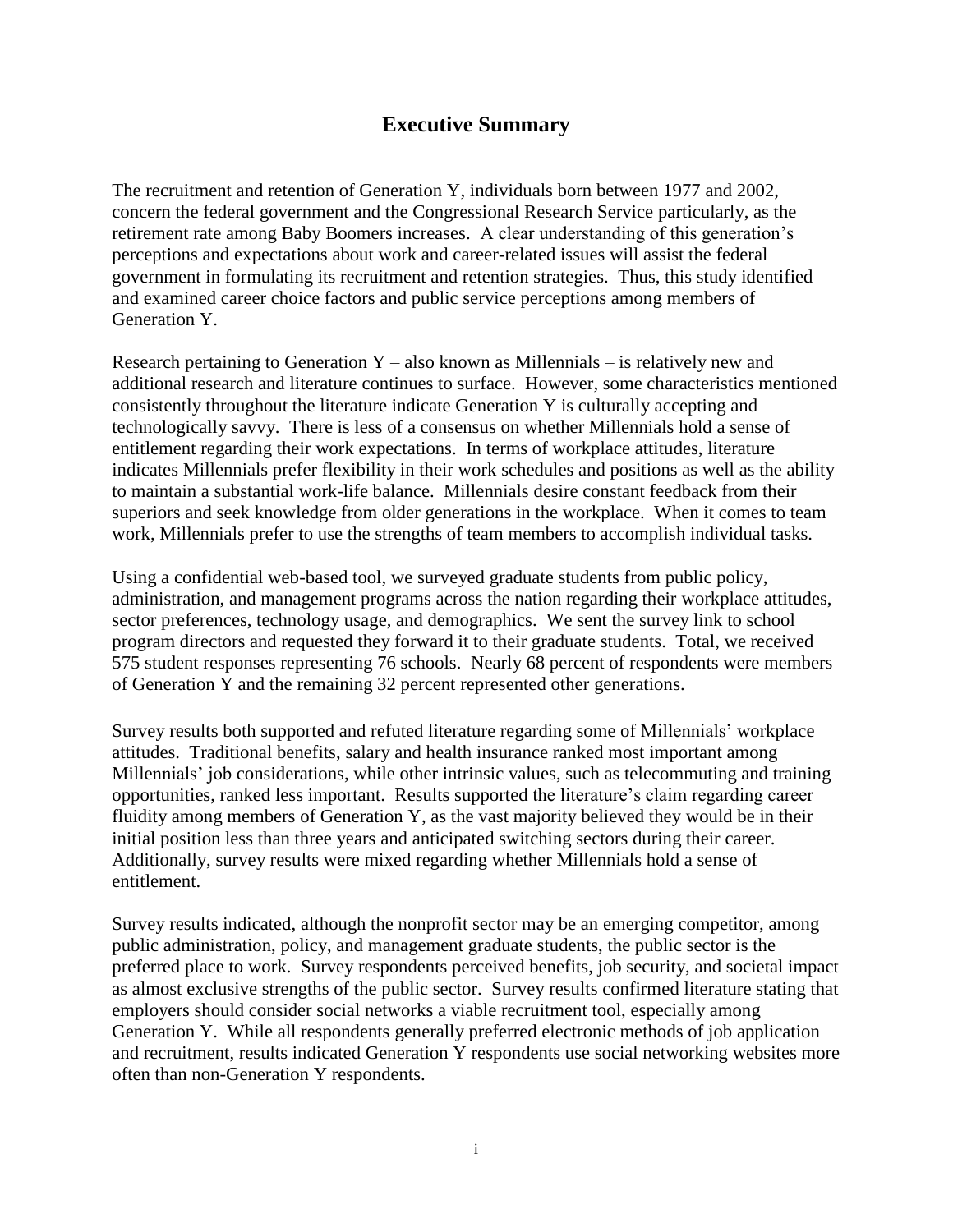# Executive Summary

The recruitment and retention of Generation Y, individuals born between 1977 and 2002, concern the federal government and the Congressional Research Service particularly, as the retirement rate among Baby Boomers increases. A clear understanding of this generation's perceptions and expectations about work and career-related issues will assist the federal government in formulating its recruitment and retention strategies. Thus, this study identified and examined career choice factors and public service perceptions among members of Generation Y.

Research pertaining to Generation Y – also known as Millennials – is relatively new and additional research and literature continues to surface. However, some characteristics mentioned consistently throughout the literature indicate Generation Y is culturally accepting and technologically savvy. There is less of a consensus on whether Millennials hold a sense of entitlement regarding their work expectations. In terms of workplace attitudes, literature indicates Millennials prefer flexibility in their work schedules and positions as well as the ability to maintain a substantial work-life balance. Millennials desire constant feedback from their superiors and seek knowledge from older generations in the workplace. When it comes to team work, Millennials prefer to use the strengths of team members to accomplish individual tasks.

Using a confidential web-based tool, we surveyed graduate students from public policy, administration, and management programs across the nation regarding their workplace attitudes, sector preferences, technology usage, and demographics. We sent the survey link to school program directors and requested they forward it to their graduate students. Total, we received 575 student responses representing 76 schools. Nearly 68 percent of respondents were members of Generation Y and the remaining 32 percent represented other generations.

Survey results both supported and refuted literature regarding some of Millennials' workplace attitudes. Traditional benefits, salary and health insurance ranked most important among Millennials' job considerations, while other intrinsic values, such as telecommuting and training opportunities, ranked less important. Results supported the literature's claim regarding career fluidity among members of Generation Y, as the vast majority believed they would be in their initial position less than three years and anticipated switching sectors during their career. Additionally, survey results were mixed regarding whether Millennials hold a sense of entitlement.

Survey results indicated, although the nonprofit sector may be an emerging competitor, among public administration, policy, and management graduate students, the public sector is the preferred place to work. Survey respondents perceived benefits, job security, and societal impact as almost exclusive strengths of the public sector. Survey results confirmed literature stating that employers should consider social networks a viable recruitment tool, especially among Generation Y. While all respondents generally preferred electronic methods of job application and recruitment, results indicated Generation Y respondents use social networking websites more often than non-Generation Y respondents.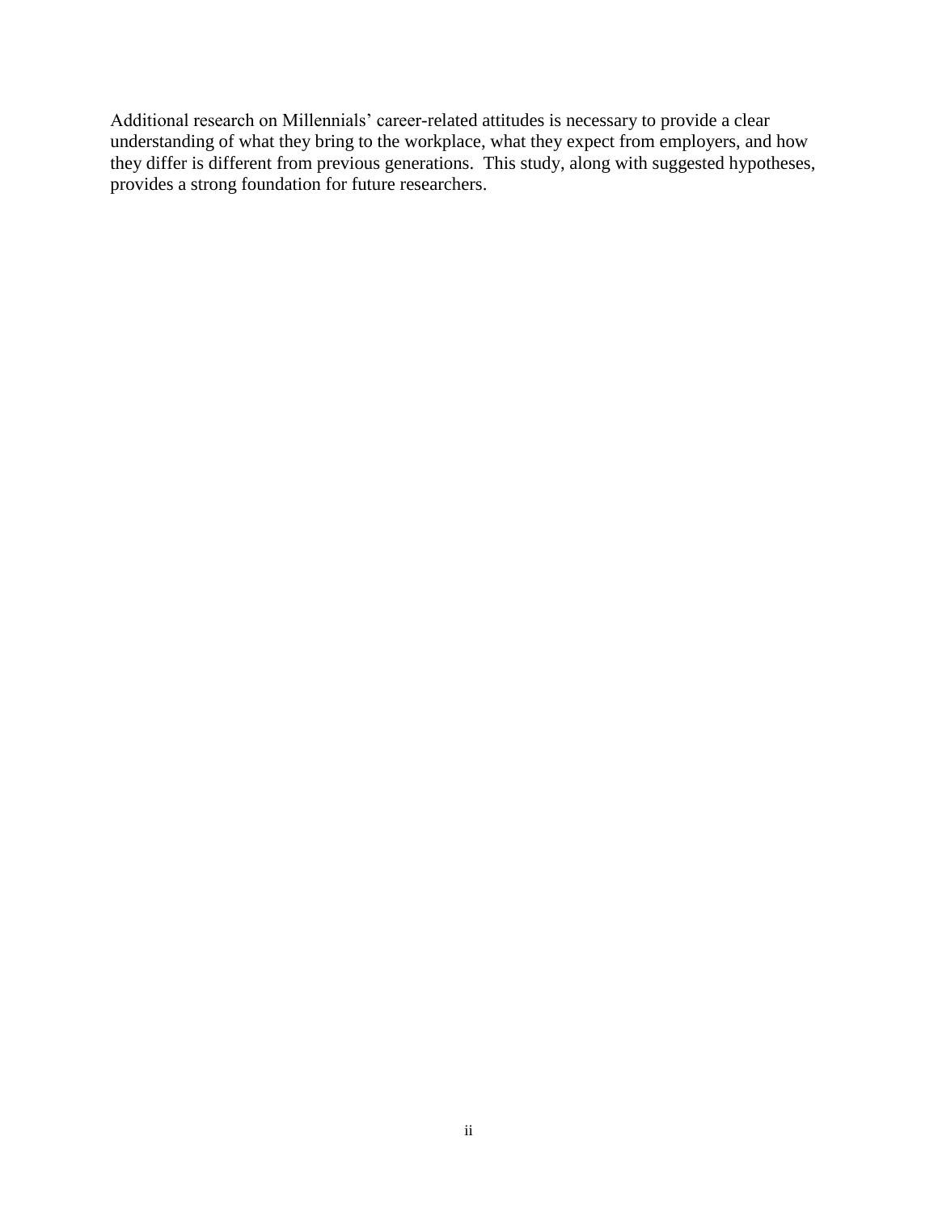Additional research on Millennials' career-related attitudes is necessary to provide a clear understanding of what they bring to the workplace, what they expect from employers, and how they differ is different from previous generations. This study, along with suggested hypotheses, provides a strong foundation for future researchers.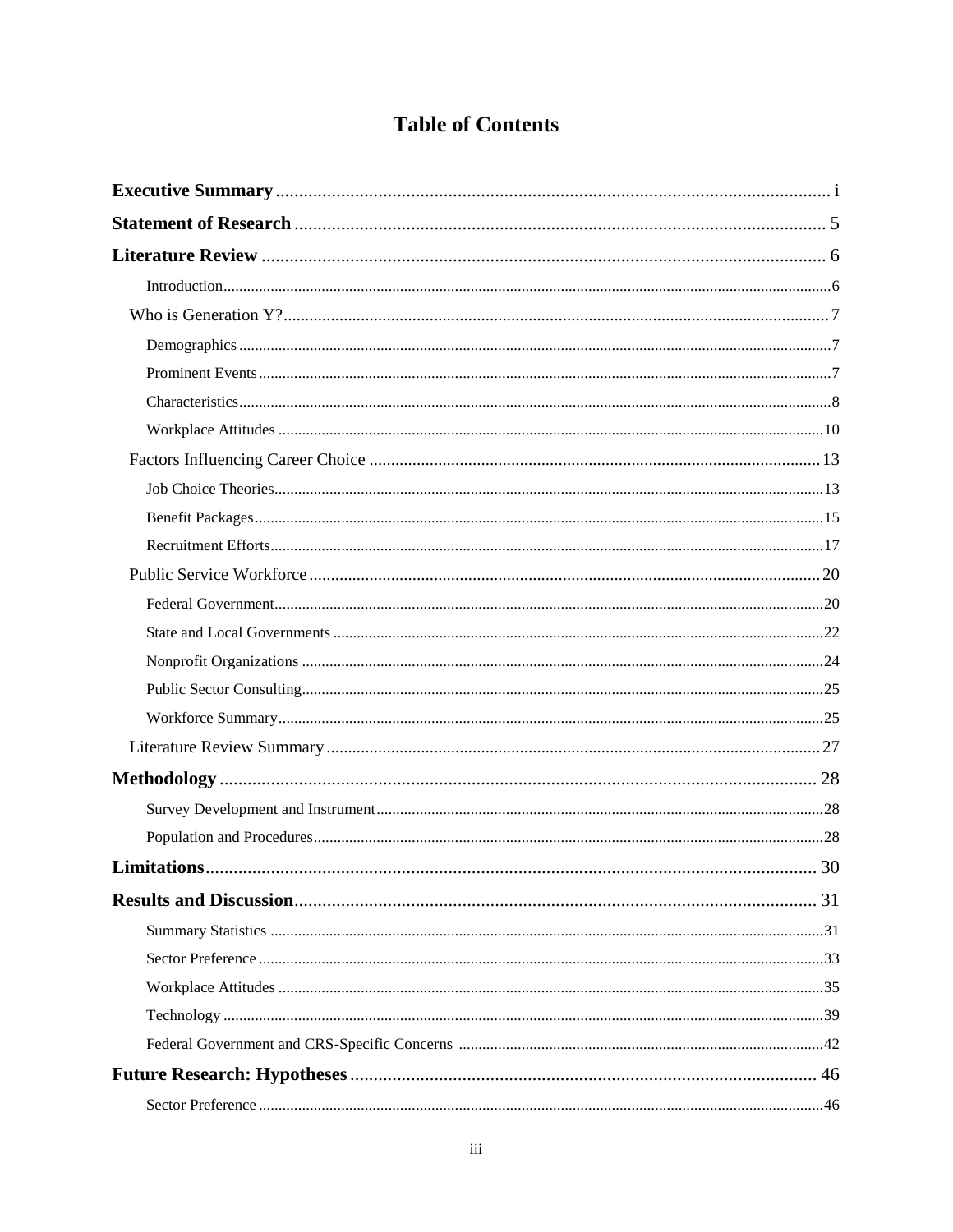# Table of Contents

**Executive Summary** ........................................................................ i

**Statement of Research** ........................................................................ 5

**Literature Review** ........................................................................ 6

- Introduction ........................................................................ 6
- Who is Generation Y? ........................................................................ 7
  - Demographics ........................................................................ 7
  - Prominent Events ........................................................................ 7
  - Characteristics ........................................................................ 8
  - Workplace Attitudes ........................................................................ 10
- Factors Influencing Career Choice ........................................................................ 13
  - Job Choice Theories ........................................................................ 13
  - Benefit Packages ........................................................................ 15
  - Recruitment Efforts ........................................................................ 17
- Public Service Workforce ........................................................................ 20
  - Federal Government ........................................................................ 20
  - State and Local Governments ........................................................................ 22
  - Nonprofit Organizations ........................................................................ 24
  - Public Sector Consulting ........................................................................ 25
  - Workforce Summary ........................................................................ 25
- Literature Review Summary ........................................................................ 27

**Methodology** ........................................................................ 28

- Survey Development and Instrument ........................................................................ 28
- Population and Procedures ........................................................................ 28

**Limitations** ........................................................................ 30

**Results and Discussion** ........................................................................ 31

- Summary Statistics ........................................................................ 31
- Sector Preference ........................................................................ 33
- Workplace Attitudes ........................................................................ 35
- Technology ........................................................................ 39
- Federal Government and CRS-Specific Concerns ........................................................................ 42

**Future Research: Hypotheses** ........................................................................ 46

- Sector Preference ........................................................................ 46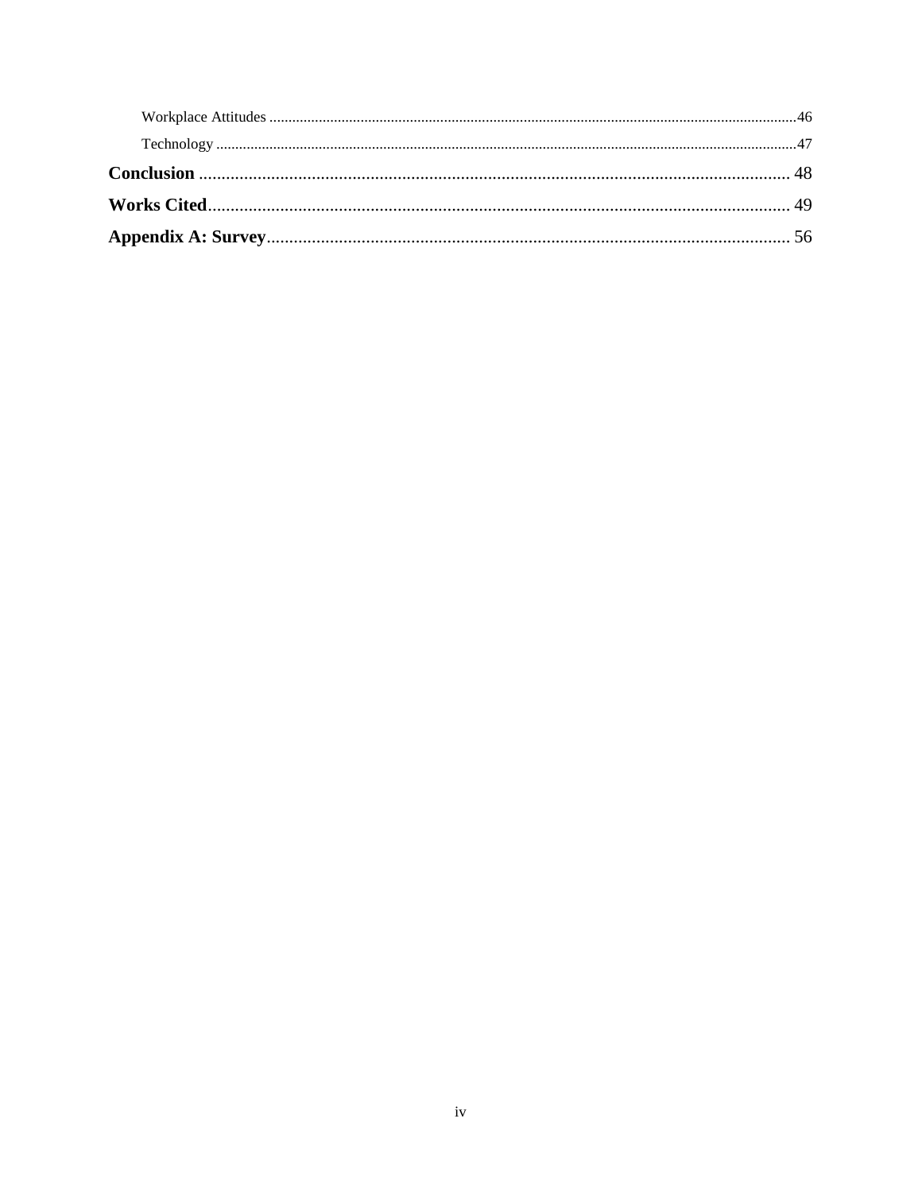Workplace Attitudes ....................................................................................................................................................46

Technology ...............................................................................................................................................................47

**Conclusion** ................................................................................................................................ 48

**Works Cited** .............................................................................................................................. 49

**Appendix A: Survey** ................................................................................................................. 56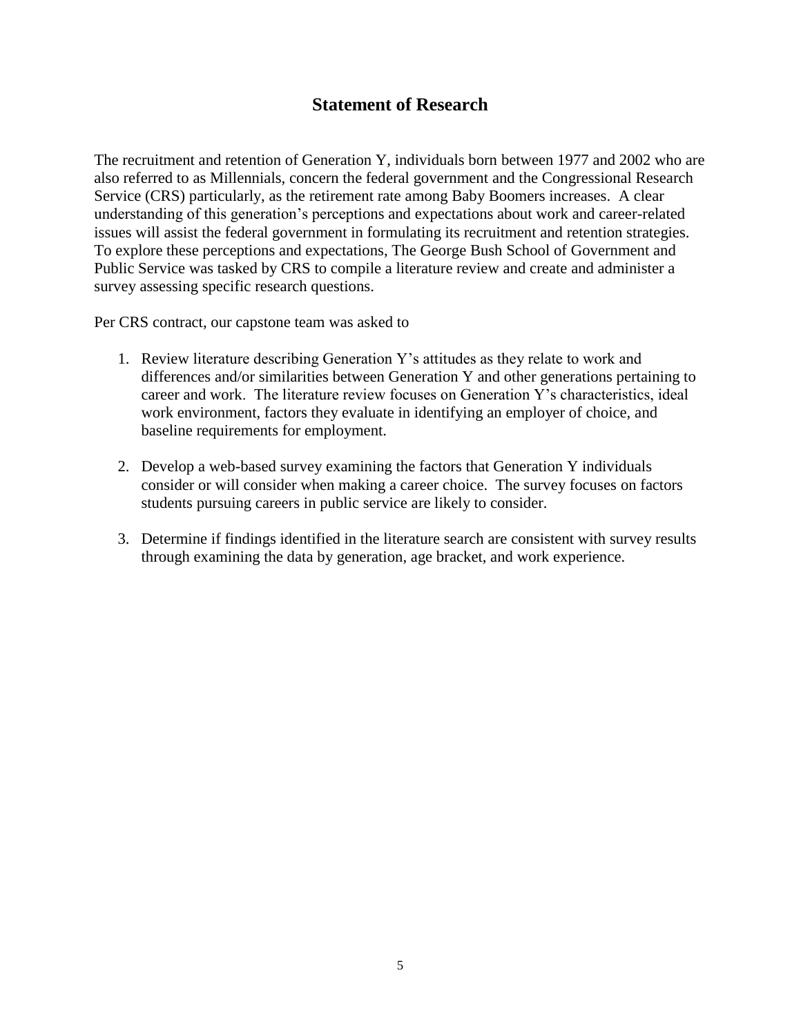## Statement of Research

The recruitment and retention of Generation Y, individuals born between 1977 and 2002 who are also referred to as Millennials, concern the federal government and the Congressional Research Service (CRS) particularly, as the retirement rate among Baby Boomers increases. A clear understanding of this generation's perceptions and expectations about work and career-related issues will assist the federal government in formulating its recruitment and retention strategies. To explore these perceptions and expectations, The George Bush School of Government and Public Service was tasked by CRS to compile a literature review and create and administer a survey assessing specific research questions.

Per CRS contract, our capstone team was asked to

1. Review literature describing Generation Y's attitudes as they relate to work and differences and/or similarities between Generation Y and other generations pertaining to career and work. The literature review focuses on Generation Y's characteristics, ideal work environment, factors they evaluate in identifying an employer of choice, and baseline requirements for employment.

2. Develop a web-based survey examining the factors that Generation Y individuals consider or will consider when making a career choice. The survey focuses on factors students pursuing careers in public service are likely to consider.

3. Determine if findings identified in the literature search are consistent with survey results through examining the data by generation, age bracket, and work experience.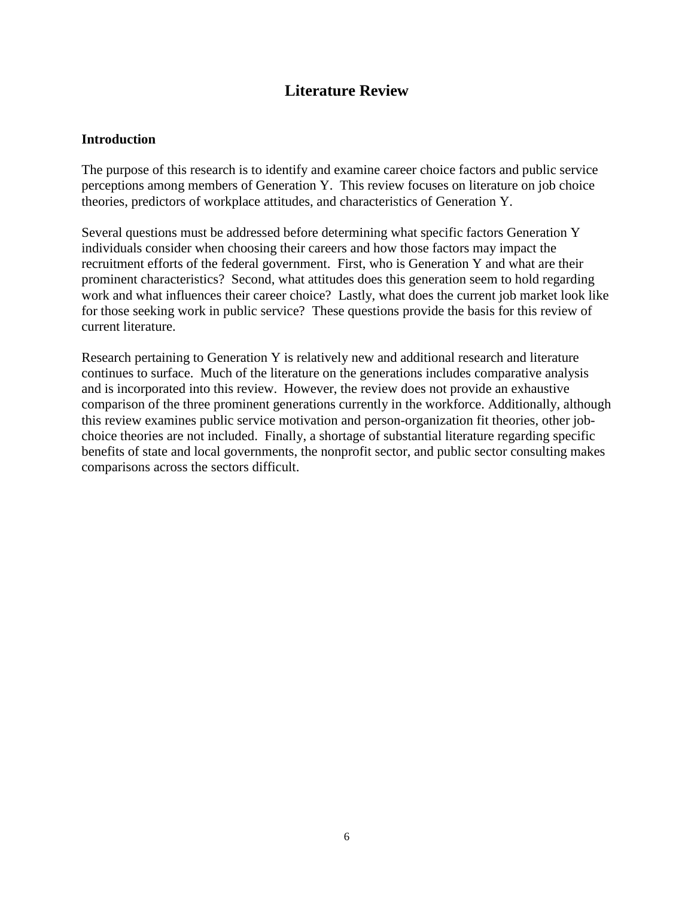# Literature Review

## Introduction

The purpose of this research is to identify and examine career choice factors and public service perceptions among members of Generation Y. This review focuses on literature on job choice theories, predictors of workplace attitudes, and characteristics of Generation Y.

Several questions must be addressed before determining what specific factors Generation Y individuals consider when choosing their careers and how those factors may impact the recruitment efforts of the federal government. First, who is Generation Y and what are their prominent characteristics? Second, what attitudes does this generation seem to hold regarding work and what influences their career choice? Lastly, what does the current job market look like for those seeking work in public service? These questions provide the basis for this review of current literature.

Research pertaining to Generation Y is relatively new and additional research and literature continues to surface. Much of the literature on the generations includes comparative analysis and is incorporated into this review. However, the review does not provide an exhaustive comparison of the three prominent generations currently in the workforce. Additionally, although this review examines public service motivation and person-organization fit theories, other job-choice theories are not included. Finally, a shortage of substantial literature regarding specific benefits of state and local governments, the nonprofit sector, and public sector consulting makes comparisons across the sectors difficult.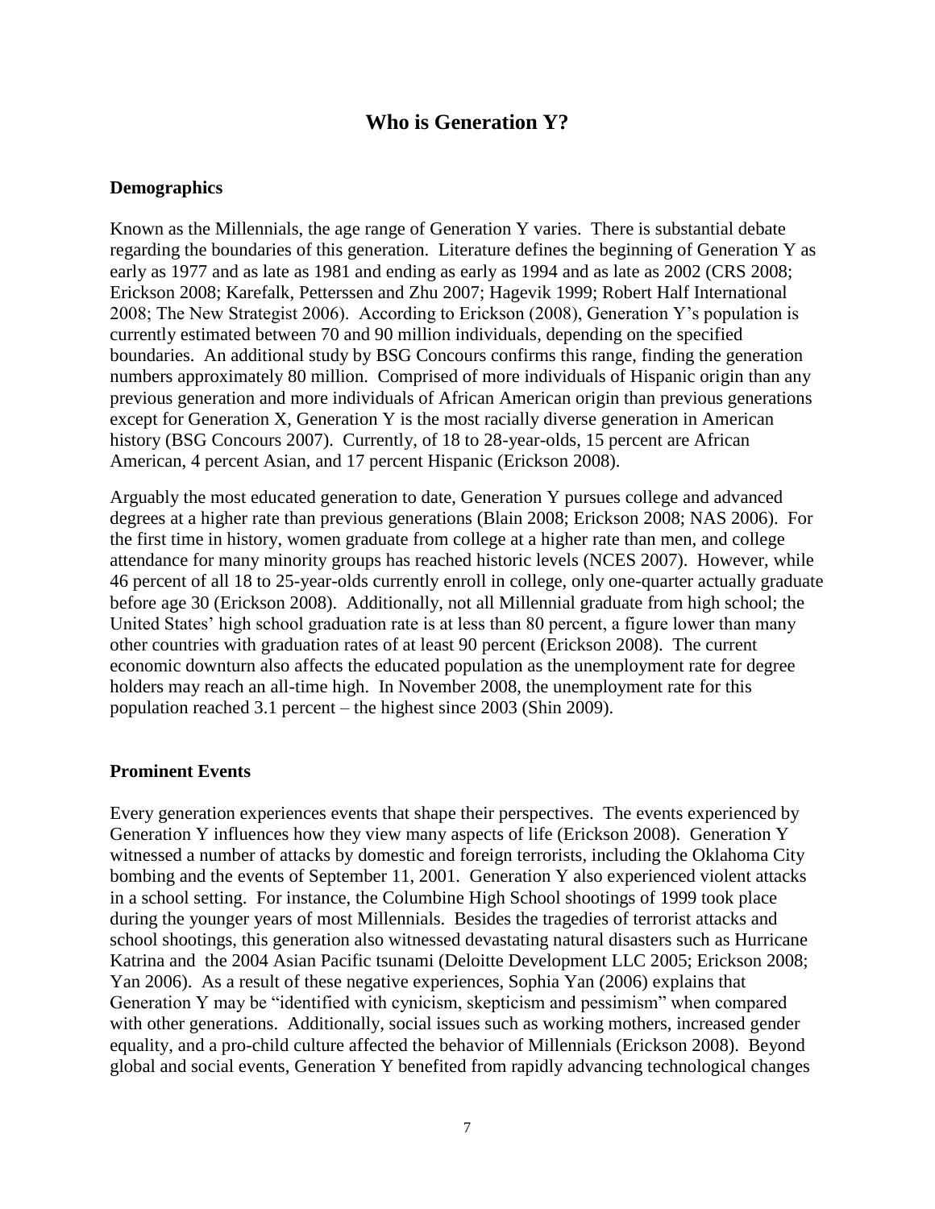# Who is Generation Y?

### Demographics

Known as the Millennials, the age range of Generation Y varies. There is substantial debate regarding the boundaries of this generation. Literature defines the beginning of Generation Y as early as 1977 and as late as 1981 and ending as early as 1994 and as late as 2002 (CRS 2008; Erickson 2008; Karefalk, Petterssen and Zhu 2007; Hagevik 1999; Robert Half International 2008; The New Strategist 2006). According to Erickson (2008), Generation Y's population is currently estimated between 70 and 90 million individuals, depending on the specified boundaries. An additional study by BSG Concours confirms this range, finding the generation numbers approximately 80 million. Comprised of more individuals of Hispanic origin than any previous generation and more individuals of African American origin than previous generations except for Generation X, Generation Y is the most racially diverse generation in American history (BSG Concours 2007). Currently, of 18 to 28-year-olds, 15 percent are African American, 4 percent Asian, and 17 percent Hispanic (Erickson 2008).

Arguably the most educated generation to date, Generation Y pursues college and advanced degrees at a higher rate than previous generations (Blain 2008; Erickson 2008; NAS 2006). For the first time in history, women graduate from college at a higher rate than men, and college attendance for many minority groups has reached historic levels (NCES 2007). However, while 46 percent of all 18 to 25-year-olds currently enroll in college, only one-quarter actually graduate before age 30 (Erickson 2008). Additionally, not all Millennial graduate from high school; the United States' high school graduation rate is at less than 80 percent, a figure lower than many other countries with graduation rates of at least 90 percent (Erickson 2008). The current economic downturn also affects the educated population as the unemployment rate for degree holders may reach an all-time high. In November 2008, the unemployment rate for this population reached 3.1 percent – the highest since 2003 (Shin 2009).

### Prominent Events

Every generation experiences events that shape their perspectives. The events experienced by Generation Y influences how they view many aspects of life (Erickson 2008). Generation Y witnessed a number of attacks by domestic and foreign terrorists, including the Oklahoma City bombing and the events of September 11, 2001. Generation Y also experienced violent attacks in a school setting. For instance, the Columbine High School shootings of 1999 took place during the younger years of most Millennials. Besides the tragedies of terrorist attacks and school shootings, this generation also witnessed devastating natural disasters such as Hurricane Katrina and the 2004 Asian Pacific tsunami (Deloitte Development LLC 2005; Erickson 2008; Yan 2006). As a result of these negative experiences, Sophia Yan (2006) explains that Generation Y may be "identified with cynicism, skepticism and pessimism" when compared with other generations. Additionally, social issues such as working mothers, increased gender equality, and a pro-child culture affected the behavior of Millennials (Erickson 2008). Beyond global and social events, Generation Y benefited from rapidly advancing technological changes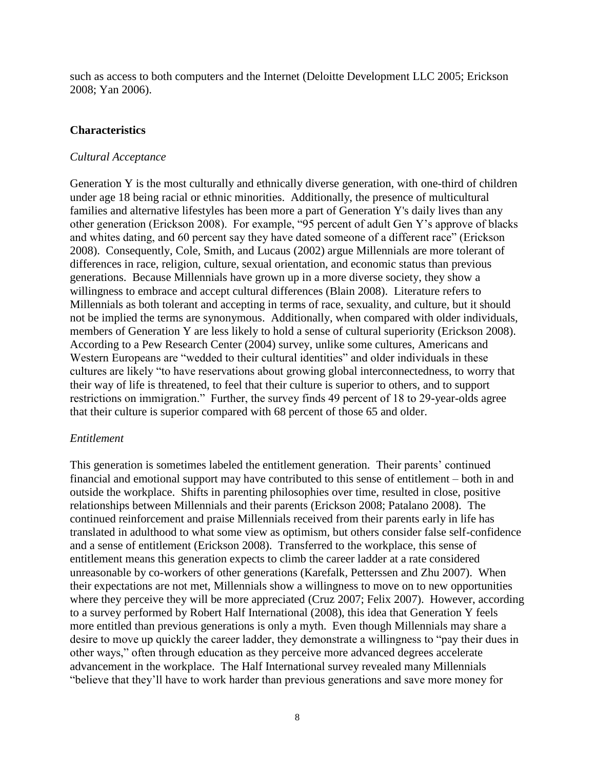such as access to both computers and the Internet (Deloitte Development LLC 2005; Erickson 2008; Yan 2006).

## Characteristics

### *Cultural Acceptance*

Generation Y is the most culturally and ethnically diverse generation, with one-third of children under age 18 being racial or ethnic minorities. Additionally, the presence of multicultural families and alternative lifestyles has been more a part of Generation Y's daily lives than any other generation (Erickson 2008). For example, "95 percent of adult Gen Y's approve of blacks and whites dating, and 60 percent say they have dated someone of a different race" (Erickson 2008). Consequently, Cole, Smith, and Lucaus (2002) argue Millennials are more tolerant of differences in race, religion, culture, sexual orientation, and economic status than previous generations. Because Millennials have grown up in a more diverse society, they show a willingness to embrace and accept cultural differences (Blain 2008). Literature refers to Millennials as both tolerant and accepting in terms of race, sexuality, and culture, but it should not be implied the terms are synonymous. Additionally, when compared with older individuals, members of Generation Y are less likely to hold a sense of cultural superiority (Erickson 2008). According to a Pew Research Center (2004) survey, unlike some cultures, Americans and Western Europeans are "wedded to their cultural identities" and older individuals in these cultures are likely "to have reservations about growing global interconnectedness, to worry that their way of life is threatened, to feel that their culture is superior to others, and to support restrictions on immigration." Further, the survey finds 49 percent of 18 to 29-year-olds agree that their culture is superior compared with 68 percent of those 65 and older.

### *Entitlement*

This generation is sometimes labeled the entitlement generation. Their parents' continued financial and emotional support may have contributed to this sense of entitlement – both in and outside the workplace. Shifts in parenting philosophies over time, resulted in close, positive relationships between Millennials and their parents (Erickson 2008; Patalano 2008). The continued reinforcement and praise Millennials received from their parents early in life has translated in adulthood to what some view as optimism, but others consider false self-confidence and a sense of entitlement (Erickson 2008). Transferred to the workplace, this sense of entitlement means this generation expects to climb the career ladder at a rate considered unreasonable by co-workers of other generations (Karefalk, Petterssen and Zhu 2007). When their expectations are not met, Millennials show a willingness to move on to new opportunities where they perceive they will be more appreciated (Cruz 2007; Felix 2007). However, according to a survey performed by Robert Half International (2008), this idea that Generation Y feels more entitled than previous generations is only a myth. Even though Millennials may share a desire to move up quickly the career ladder, they demonstrate a willingness to "pay their dues in other ways," often through education as they perceive more advanced degrees accelerate advancement in the workplace. The Half International survey revealed many Millennials "believe that they'll have to work harder than previous generations and save more money for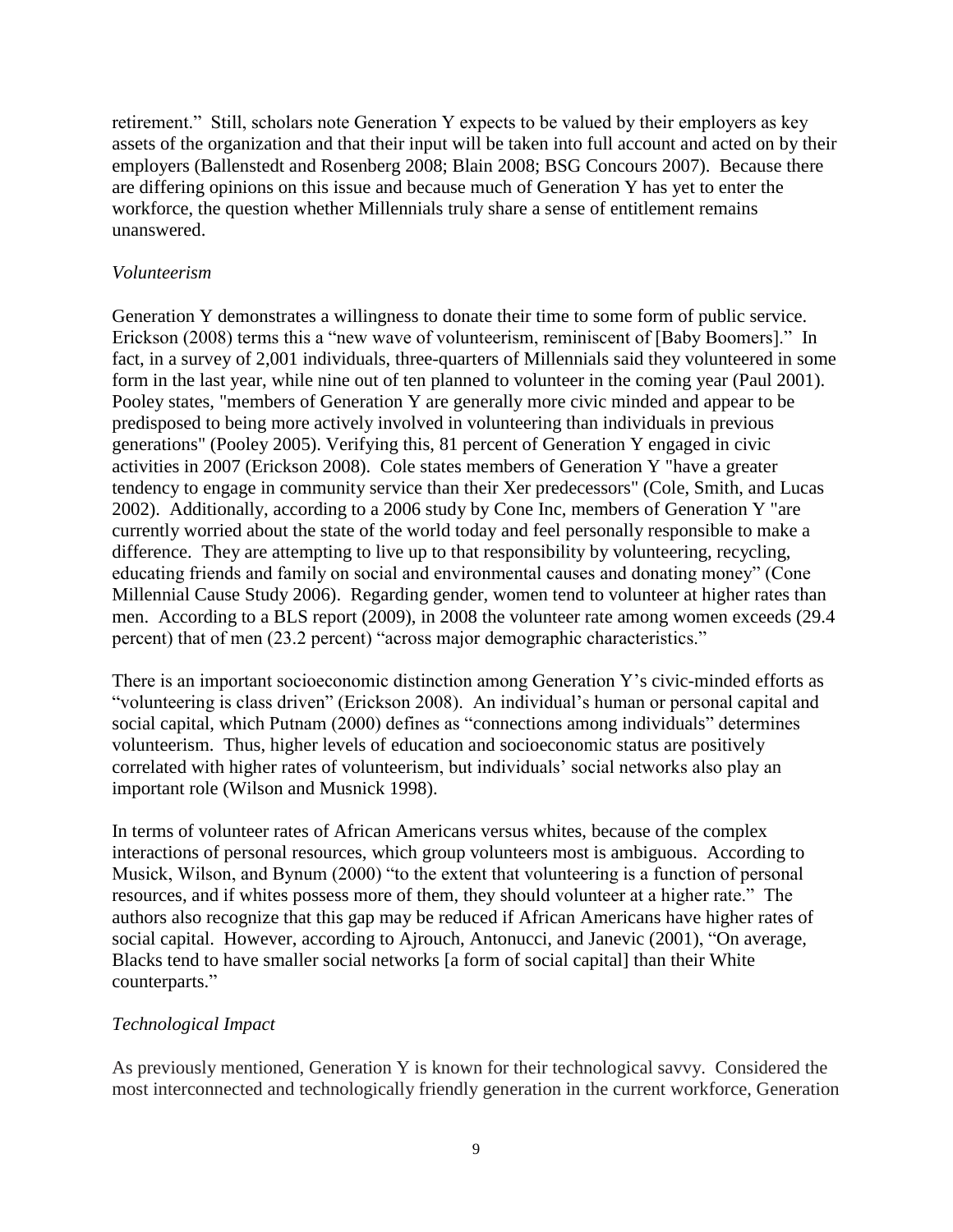retirement." Still, scholars note Generation Y expects to be valued by their employers as key assets of the organization and that their input will be taken into full account and acted on by their employers (Ballenstedt and Rosenberg 2008; Blain 2008; BSG Concours 2007). Because there are differing opinions on this issue and because much of Generation Y has yet to enter the workforce, the question whether Millennials truly share a sense of entitlement remains unanswered.

*Volunteerism*

Generation Y demonstrates a willingness to donate their time to some form of public service. Erickson (2008) terms this a "new wave of volunteerism, reminiscent of [Baby Boomers]." In fact, in a survey of 2,001 individuals, three-quarters of Millennials said they volunteered in some form in the last year, while nine out of ten planned to volunteer in the coming year (Paul 2001). Pooley states, "members of Generation Y are generally more civic minded and appear to be predisposed to being more actively involved in volunteering than individuals in previous generations" (Pooley 2005). Verifying this, 81 percent of Generation Y engaged in civic activities in 2007 (Erickson 2008). Cole states members of Generation Y "have a greater tendency to engage in community service than their Xer predecessors" (Cole, Smith, and Lucas 2002). Additionally, according to a 2006 study by Cone Inc, members of Generation Y "are currently worried about the state of the world today and feel personally responsible to make a difference. They are attempting to live up to that responsibility by volunteering, recycling, educating friends and family on social and environmental causes and donating money" (Cone Millennial Cause Study 2006). Regarding gender, women tend to volunteer at higher rates than men. According to a BLS report (2009), in 2008 the volunteer rate among women exceeds (29.4 percent) that of men (23.2 percent) "across major demographic characteristics."

There is an important socioeconomic distinction among Generation Y's civic-minded efforts as "volunteering is class driven" (Erickson 2008). An individual's human or personal capital and social capital, which Putnam (2000) defines as "connections among individuals" determines volunteerism. Thus, higher levels of education and socioeconomic status are positively correlated with higher rates of volunteerism, but individuals' social networks also play an important role (Wilson and Musnick 1998).

In terms of volunteer rates of African Americans versus whites, because of the complex interactions of personal resources, which group volunteers most is ambiguous. According to Musick, Wilson, and Bynum (2000) "to the extent that volunteering is a function of personal resources, and if whites possess more of them, they should volunteer at a higher rate." The authors also recognize that this gap may be reduced if African Americans have higher rates of social capital. However, according to Ajrouch, Antonucci, and Janevic (2001), "On average, Blacks tend to have smaller social networks [a form of social capital] than their White counterparts."

*Technological Impact*

As previously mentioned, Generation Y is known for their technological savvy. Considered the most interconnected and technologically friendly generation in the current workforce, Generation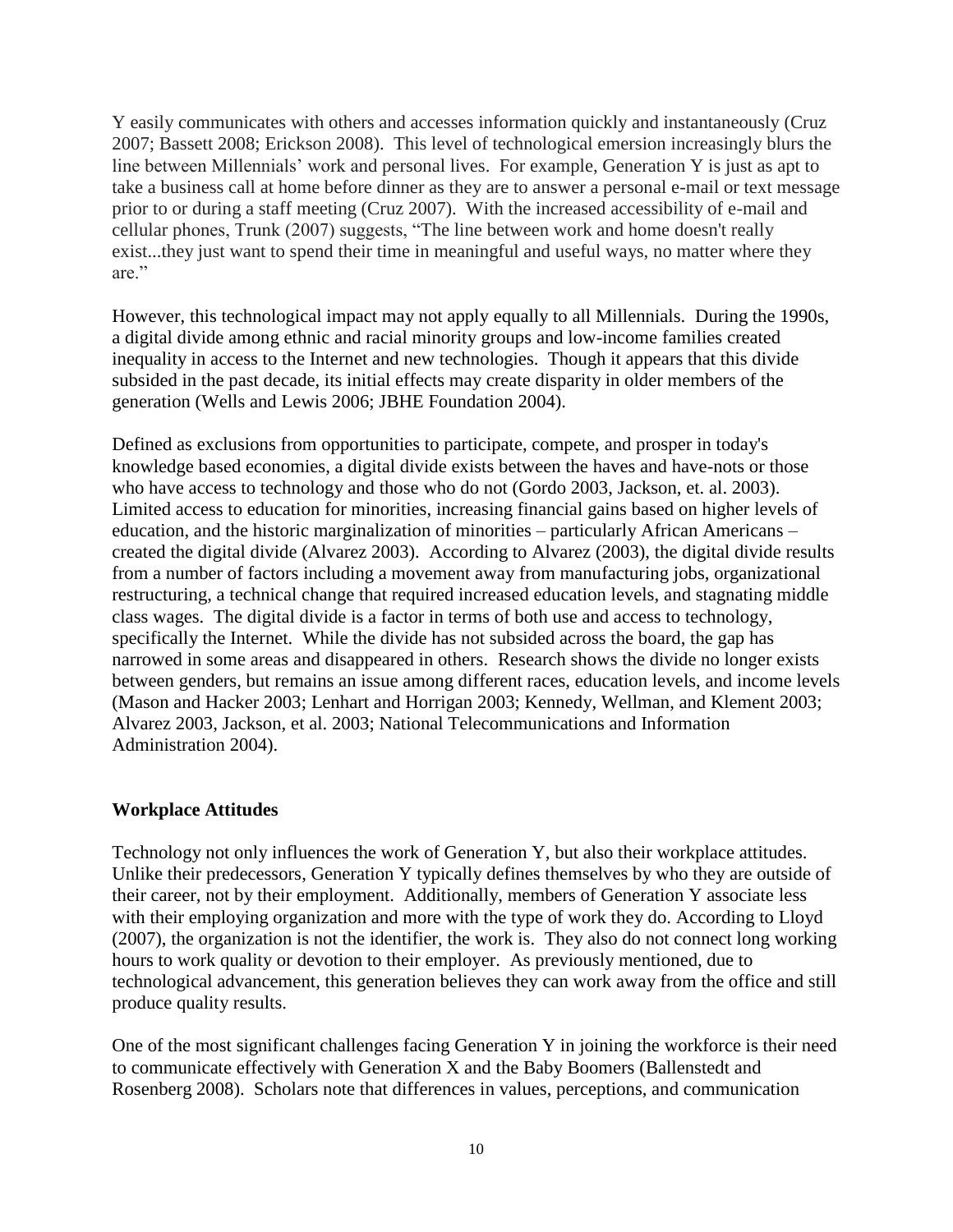Y easily communicates with others and accesses information quickly and instantaneously (Cruz 2007; Bassett 2008; Erickson 2008). This level of technological emersion increasingly blurs the line between Millennials' work and personal lives. For example, Generation Y is just as apt to take a business call at home before dinner as they are to answer a personal e-mail or text message prior to or during a staff meeting (Cruz 2007). With the increased accessibility of e-mail and cellular phones, Trunk (2007) suggests, "The line between work and home doesn't really exist...they just want to spend their time in meaningful and useful ways, no matter where they are."

However, this technological impact may not apply equally to all Millennials. During the 1990s, a digital divide among ethnic and racial minority groups and low-income families created inequality in access to the Internet and new technologies. Though it appears that this divide subsided in the past decade, its initial effects may create disparity in older members of the generation (Wells and Lewis 2006; JBHE Foundation 2004).

Defined as exclusions from opportunities to participate, compete, and prosper in today's knowledge based economies, a digital divide exists between the haves and have-nots or those who have access to technology and those who do not (Gordo 2003, Jackson, et. al. 2003). Limited access to education for minorities, increasing financial gains based on higher levels of education, and the historic marginalization of minorities – particularly African Americans – created the digital divide (Alvarez 2003). According to Alvarez (2003), the digital divide results from a number of factors including a movement away from manufacturing jobs, organizational restructuring, a technical change that required increased education levels, and stagnating middle class wages. The digital divide is a factor in terms of both use and access to technology, specifically the Internet. While the divide has not subsided across the board, the gap has narrowed in some areas and disappeared in others. Research shows the divide no longer exists between genders, but remains an issue among different races, education levels, and income levels (Mason and Hacker 2003; Lenhart and Horrigan 2003; Kennedy, Wellman, and Klement 2003; Alvarez 2003, Jackson, et al. 2003; National Telecommunications and Information Administration 2004).

**Workplace Attitudes**

Technology not only influences the work of Generation Y, but also their workplace attitudes. Unlike their predecessors, Generation Y typically defines themselves by who they are outside of their career, not by their employment. Additionally, members of Generation Y associate less with their employing organization and more with the type of work they do. According to Lloyd (2007), the organization is not the identifier, the work is. They also do not connect long working hours to work quality or devotion to their employer. As previously mentioned, due to technological advancement, this generation believes they can work away from the office and still produce quality results.

One of the most significant challenges facing Generation Y in joining the workforce is their need to communicate effectively with Generation X and the Baby Boomers (Ballenstedt and Rosenberg 2008). Scholars note that differences in values, perceptions, and communication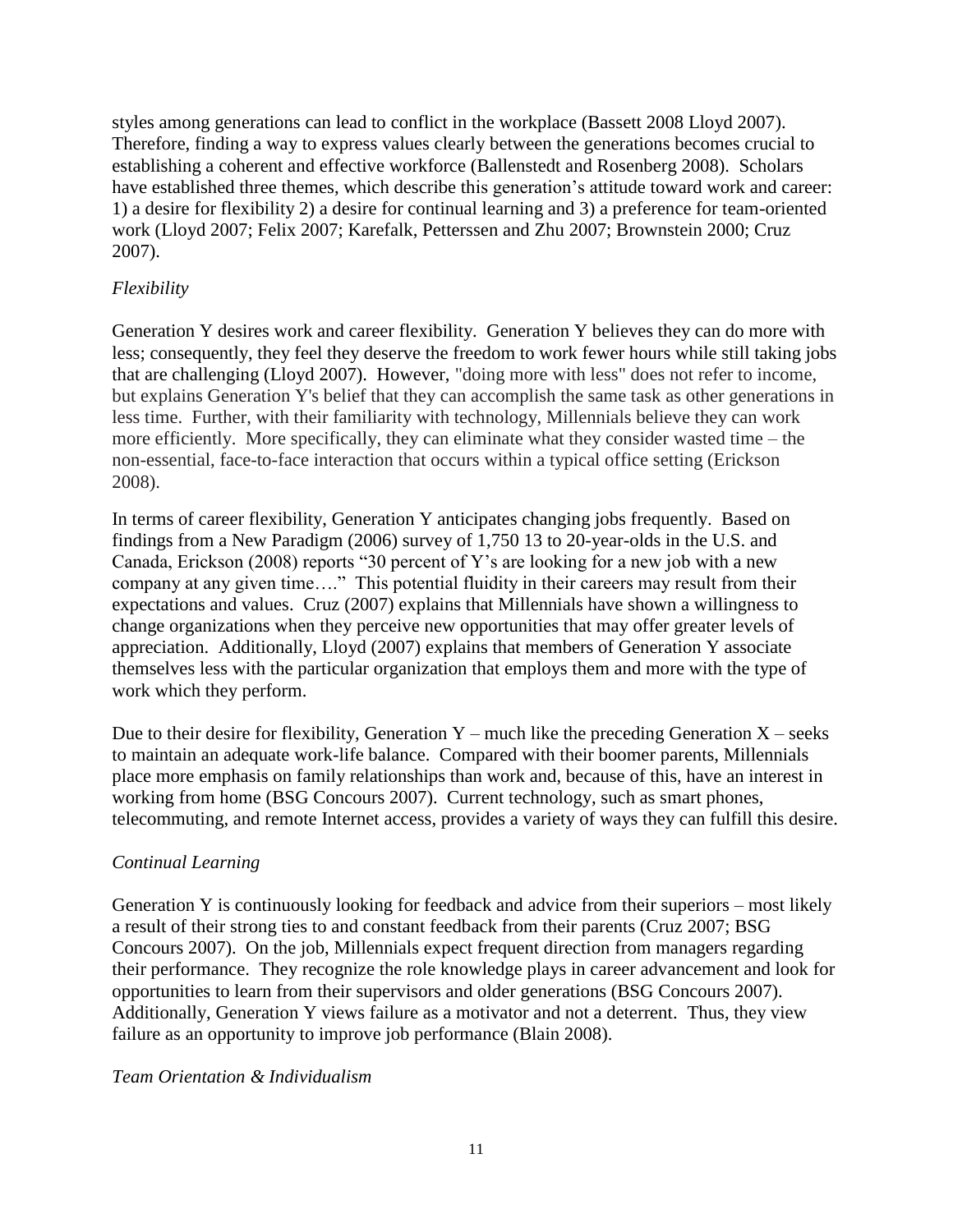styles among generations can lead to conflict in the workplace (Bassett 2008 Lloyd 2007). Therefore, finding a way to express values clearly between the generations becomes crucial to establishing a coherent and effective workforce (Ballenstedt and Rosenberg 2008). Scholars have established three themes, which describe this generation's attitude toward work and career: 1) a desire for flexibility 2) a desire for continual learning and 3) a preference for team-oriented work (Lloyd 2007; Felix 2007; Karefalk, Petterssen and Zhu 2007; Brownstein 2000; Cruz 2007).

*Flexibility*

Generation Y desires work and career flexibility. Generation Y believes they can do more with less; consequently, they feel they deserve the freedom to work fewer hours while still taking jobs that are challenging (Lloyd 2007). However, "doing more with less" does not refer to income, but explains Generation Y's belief that they can accomplish the same task as other generations in less time. Further, with their familiarity with technology, Millennials believe they can work more efficiently. More specifically, they can eliminate what they consider wasted time – the non-essential, face-to-face interaction that occurs within a typical office setting (Erickson 2008).

In terms of career flexibility, Generation Y anticipates changing jobs frequently. Based on findings from a New Paradigm (2006) survey of 1,750 13 to 20-year-olds in the U.S. and Canada, Erickson (2008) reports "30 percent of Y's are looking for a new job with a new company at any given time…." This potential fluidity in their careers may result from their expectations and values. Cruz (2007) explains that Millennials have shown a willingness to change organizations when they perceive new opportunities that may offer greater levels of appreciation. Additionally, Lloyd (2007) explains that members of Generation Y associate themselves less with the particular organization that employs them and more with the type of work which they perform.

Due to their desire for flexibility, Generation Y – much like the preceding Generation X – seeks to maintain an adequate work-life balance. Compared with their boomer parents, Millennials place more emphasis on family relationships than work and, because of this, have an interest in working from home (BSG Concours 2007). Current technology, such as smart phones, telecommuting, and remote Internet access, provides a variety of ways they can fulfill this desire.

*Continual Learning*

Generation Y is continuously looking for feedback and advice from their superiors – most likely a result of their strong ties to and constant feedback from their parents (Cruz 2007; BSG Concours 2007). On the job, Millennials expect frequent direction from managers regarding their performance. They recognize the role knowledge plays in career advancement and look for opportunities to learn from their supervisors and older generations (BSG Concours 2007). Additionally, Generation Y views failure as a motivator and not a deterrent. Thus, they view failure as an opportunity to improve job performance (Blain 2008).

*Team Orientation & Individualism*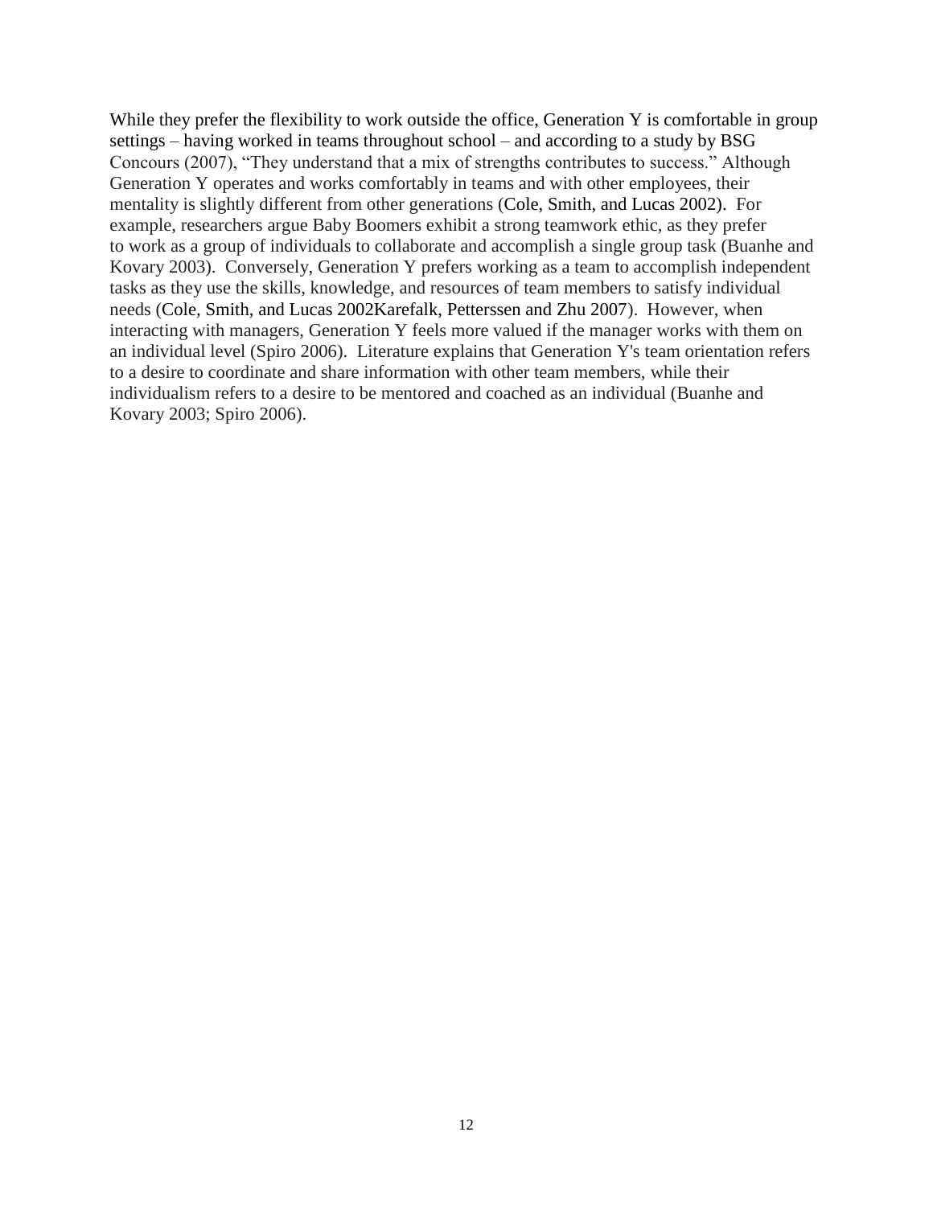While they prefer the flexibility to work outside the office, Generation Y is comfortable in group settings – having worked in teams throughout school – and according to a study by BSG Concours (2007), "They understand that a mix of strengths contributes to success." Although Generation Y operates and works comfortably in teams and with other employees, their mentality is slightly different from other generations (Cole, Smith, and Lucas 2002). For example, researchers argue Baby Boomers exhibit a strong teamwork ethic, as they prefer to work as a group of individuals to collaborate and accomplish a single group task (Buanhe and Kovary 2003). Conversely, Generation Y prefers working as a team to accomplish independent tasks as they use the skills, knowledge, and resources of team members to satisfy individual needs (Cole, Smith, and Lucas 2002Karefalk, Petterssen and Zhu 2007). However, when interacting with managers, Generation Y feels more valued if the manager works with them on an individual level (Spiro 2006). Literature explains that Generation Y's team orientation refers to a desire to coordinate and share information with other team members, while their individualism refers to a desire to be mentored and coached as an individual (Buanhe and Kovary 2003; Spiro 2006).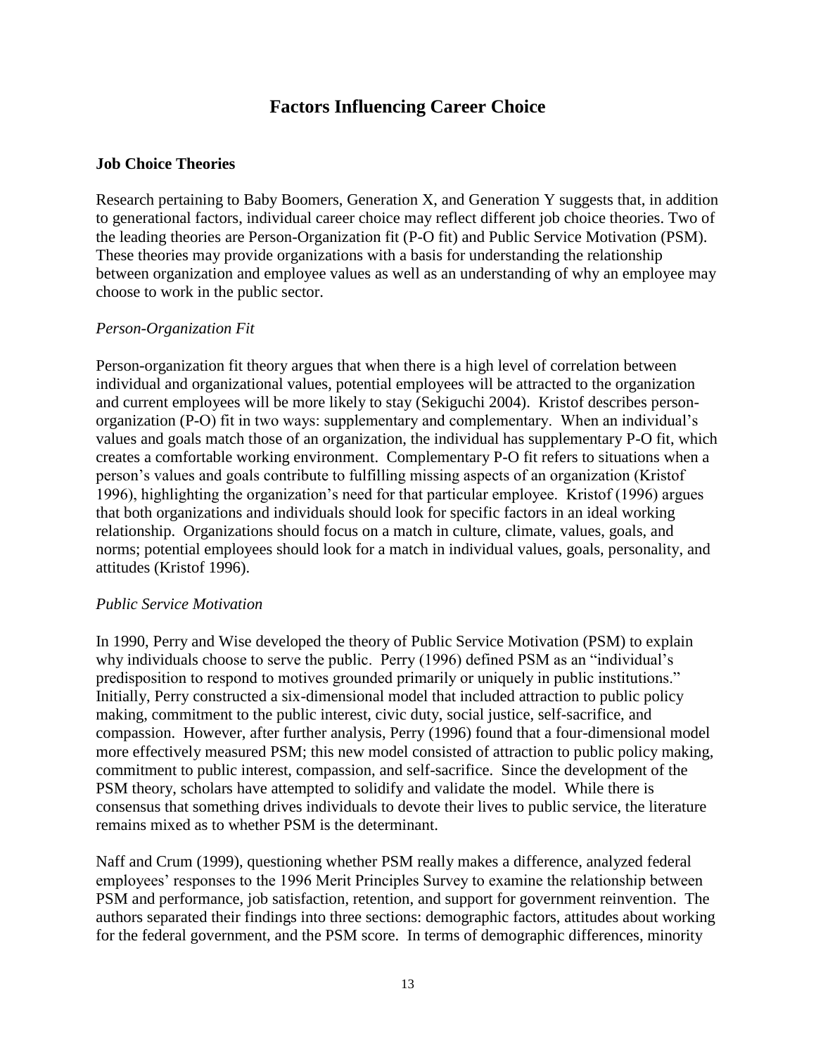## Factors Influencing Career Choice

### Job Choice Theories

Research pertaining to Baby Boomers, Generation X, and Generation Y suggests that, in addition to generational factors, individual career choice may reflect different job choice theories. Two of the leading theories are Person-Organization fit (P-O fit) and Public Service Motivation (PSM). These theories may provide organizations with a basis for understanding the relationship between organization and employee values as well as an understanding of why an employee may choose to work in the public sector.

*Person-Organization Fit*

Person-organization fit theory argues that when there is a high level of correlation between individual and organizational values, potential employees will be attracted to the organization and current employees will be more likely to stay (Sekiguchi 2004). Kristof describes person-organization (P-O) fit in two ways: supplementary and complementary. When an individual's values and goals match those of an organization, the individual has supplementary P-O fit, which creates a comfortable working environment. Complementary P-O fit refers to situations when a person's values and goals contribute to fulfilling missing aspects of an organization (Kristof 1996), highlighting the organization's need for that particular employee. Kristof (1996) argues that both organizations and individuals should look for specific factors in an ideal working relationship. Organizations should focus on a match in culture, climate, values, goals, and norms; potential employees should look for a match in individual values, goals, personality, and attitudes (Kristof 1996).

*Public Service Motivation*

In 1990, Perry and Wise developed the theory of Public Service Motivation (PSM) to explain why individuals choose to serve the public. Perry (1996) defined PSM as an "individual's predisposition to respond to motives grounded primarily or uniquely in public institutions." Initially, Perry constructed a six-dimensional model that included attraction to public policy making, commitment to the public interest, civic duty, social justice, self-sacrifice, and compassion. However, after further analysis, Perry (1996) found that a four-dimensional model more effectively measured PSM; this new model consisted of attraction to public policy making, commitment to public interest, compassion, and self-sacrifice. Since the development of the PSM theory, scholars have attempted to solidify and validate the model. While there is consensus that something drives individuals to devote their lives to public service, the literature remains mixed as to whether PSM is the determinant.

Naff and Crum (1999), questioning whether PSM really makes a difference, analyzed federal employees' responses to the 1996 Merit Principles Survey to examine the relationship between PSM and performance, job satisfaction, retention, and support for government reinvention. The authors separated their findings into three sections: demographic factors, attitudes about working for the federal government, and the PSM score. In terms of demographic differences, minority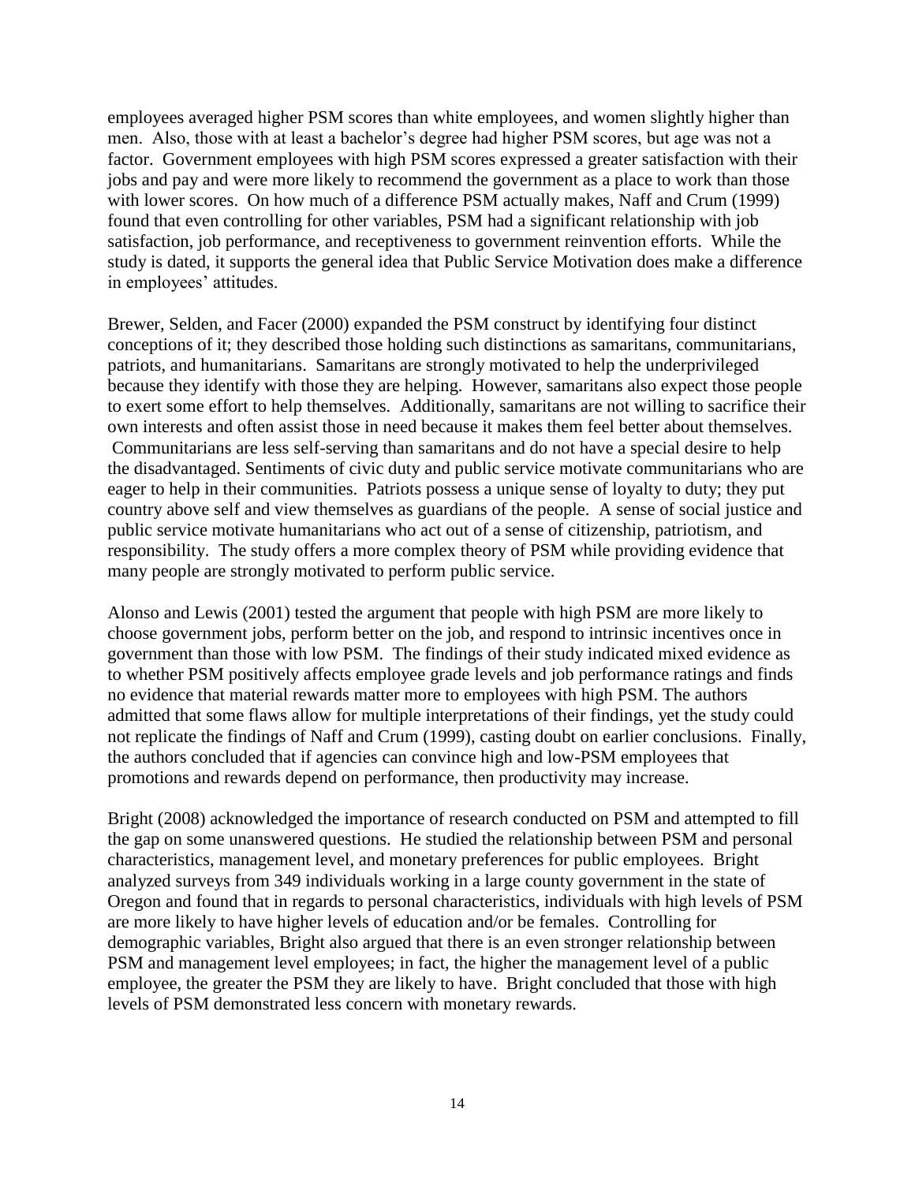employees averaged higher PSM scores than white employees, and women slightly higher than men. Also, those with at least a bachelor's degree had higher PSM scores, but age was not a factor. Government employees with high PSM scores expressed a greater satisfaction with their jobs and pay and were more likely to recommend the government as a place to work than those with lower scores. On how much of a difference PSM actually makes, Naff and Crum (1999) found that even controlling for other variables, PSM had a significant relationship with job satisfaction, job performance, and receptiveness to government reinvention efforts. While the study is dated, it supports the general idea that Public Service Motivation does make a difference in employees' attitudes.

Brewer, Selden, and Facer (2000) expanded the PSM construct by identifying four distinct conceptions of it; they described those holding such distinctions as samaritans, communitarians, patriots, and humanitarians. Samaritans are strongly motivated to help the underprivileged because they identify with those they are helping. However, samaritans also expect those people to exert some effort to help themselves. Additionally, samaritans are not willing to sacrifice their own interests and often assist those in need because it makes them feel better about themselves. Communitarians are less self-serving than samaritans and do not have a special desire to help the disadvantaged. Sentiments of civic duty and public service motivate communitarians who are eager to help in their communities. Patriots possess a unique sense of loyalty to duty; they put country above self and view themselves as guardians of the people. A sense of social justice and public service motivate humanitarians who act out of a sense of citizenship, patriotism, and responsibility. The study offers a more complex theory of PSM while providing evidence that many people are strongly motivated to perform public service.

Alonso and Lewis (2001) tested the argument that people with high PSM are more likely to choose government jobs, perform better on the job, and respond to intrinsic incentives once in government than those with low PSM. The findings of their study indicated mixed evidence as to whether PSM positively affects employee grade levels and job performance ratings and finds no evidence that material rewards matter more to employees with high PSM. The authors admitted that some flaws allow for multiple interpretations of their findings, yet the study could not replicate the findings of Naff and Crum (1999), casting doubt on earlier conclusions. Finally, the authors concluded that if agencies can convince high and low-PSM employees that promotions and rewards depend on performance, then productivity may increase.

Bright (2008) acknowledged the importance of research conducted on PSM and attempted to fill the gap on some unanswered questions. He studied the relationship between PSM and personal characteristics, management level, and monetary preferences for public employees. Bright analyzed surveys from 349 individuals working in a large county government in the state of Oregon and found that in regards to personal characteristics, individuals with high levels of PSM are more likely to have higher levels of education and/or be females. Controlling for demographic variables, Bright also argued that there is an even stronger relationship between PSM and management level employees; in fact, the higher the management level of a public employee, the greater the PSM they are likely to have. Bright concluded that those with high levels of PSM demonstrated less concern with monetary rewards.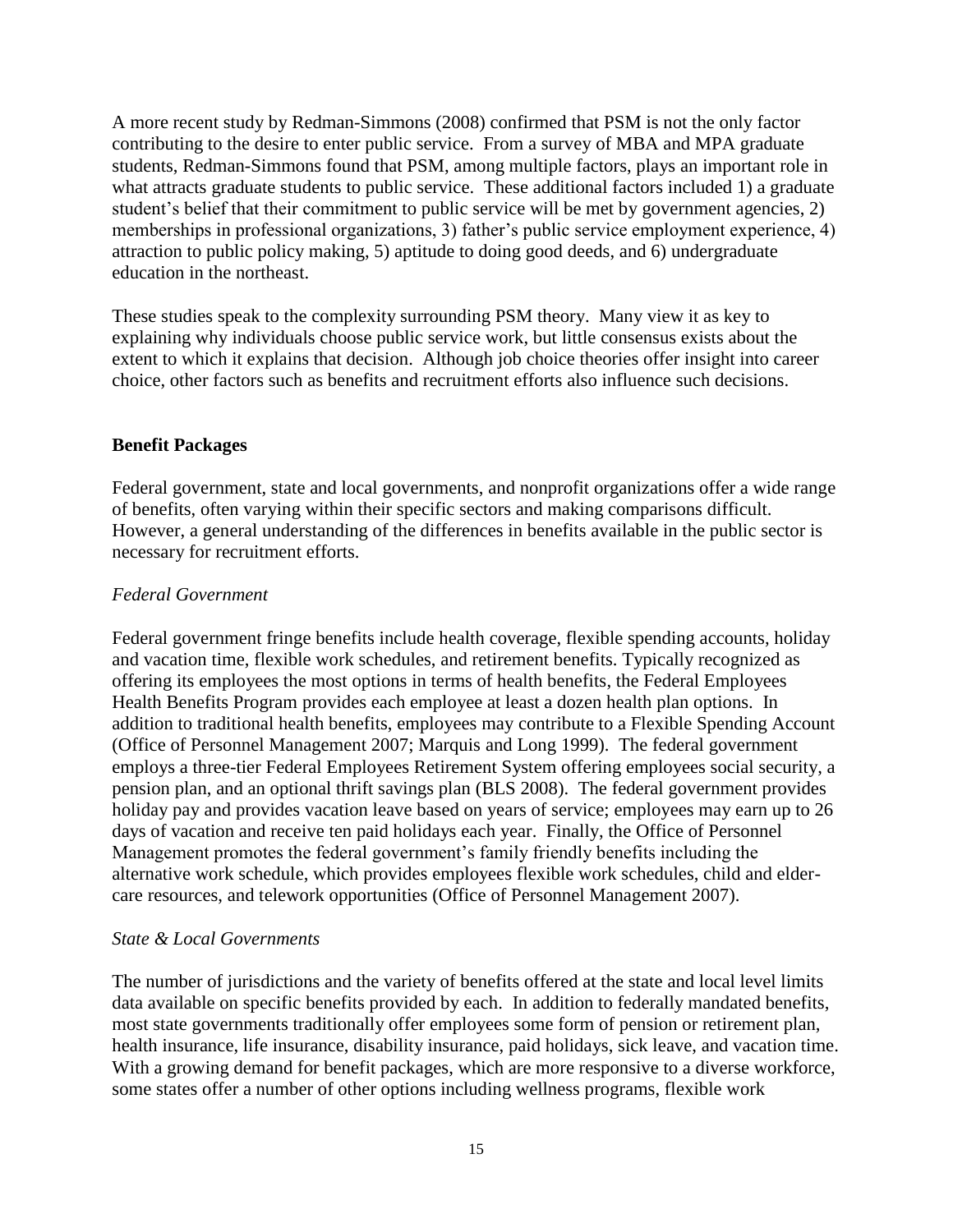A more recent study by Redman-Simmons (2008) confirmed that PSM is not the only factor contributing to the desire to enter public service. From a survey of MBA and MPA graduate students, Redman-Simmons found that PSM, among multiple factors, plays an important role in what attracts graduate students to public service. These additional factors included 1) a graduate student's belief that their commitment to public service will be met by government agencies, 2) memberships in professional organizations, 3) father's public service employment experience, 4) attraction to public policy making, 5) aptitude to doing good deeds, and 6) undergraduate education in the northeast.

These studies speak to the complexity surrounding PSM theory. Many view it as key to explaining why individuals choose public service work, but little consensus exists about the extent to which it explains that decision. Although job choice theories offer insight into career choice, other factors such as benefits and recruitment efforts also influence such decisions.

## Benefit Packages

Federal government, state and local governments, and nonprofit organizations offer a wide range of benefits, often varying within their specific sectors and making comparisons difficult. However, a general understanding of the differences in benefits available in the public sector is necessary for recruitment efforts.

### *Federal Government*

Federal government fringe benefits include health coverage, flexible spending accounts, holiday and vacation time, flexible work schedules, and retirement benefits. Typically recognized as offering its employees the most options in terms of health benefits, the Federal Employees Health Benefits Program provides each employee at least a dozen health plan options. In addition to traditional health benefits, employees may contribute to a Flexible Spending Account (Office of Personnel Management 2007; Marquis and Long 1999). The federal government employs a three-tier Federal Employees Retirement System offering employees social security, a pension plan, and an optional thrift savings plan (BLS 2008). The federal government provides holiday pay and provides vacation leave based on years of service; employees may earn up to 26 days of vacation and receive ten paid holidays each year. Finally, the Office of Personnel Management promotes the federal government's family friendly benefits including the alternative work schedule, which provides employees flexible work schedules, child and elder-care resources, and telework opportunities (Office of Personnel Management 2007).

### *State & Local Governments*

The number of jurisdictions and the variety of benefits offered at the state and local level limits data available on specific benefits provided by each. In addition to federally mandated benefits, most state governments traditionally offer employees some form of pension or retirement plan, health insurance, life insurance, disability insurance, paid holidays, sick leave, and vacation time. With a growing demand for benefit packages, which are more responsive to a diverse workforce, some states offer a number of other options including wellness programs, flexible work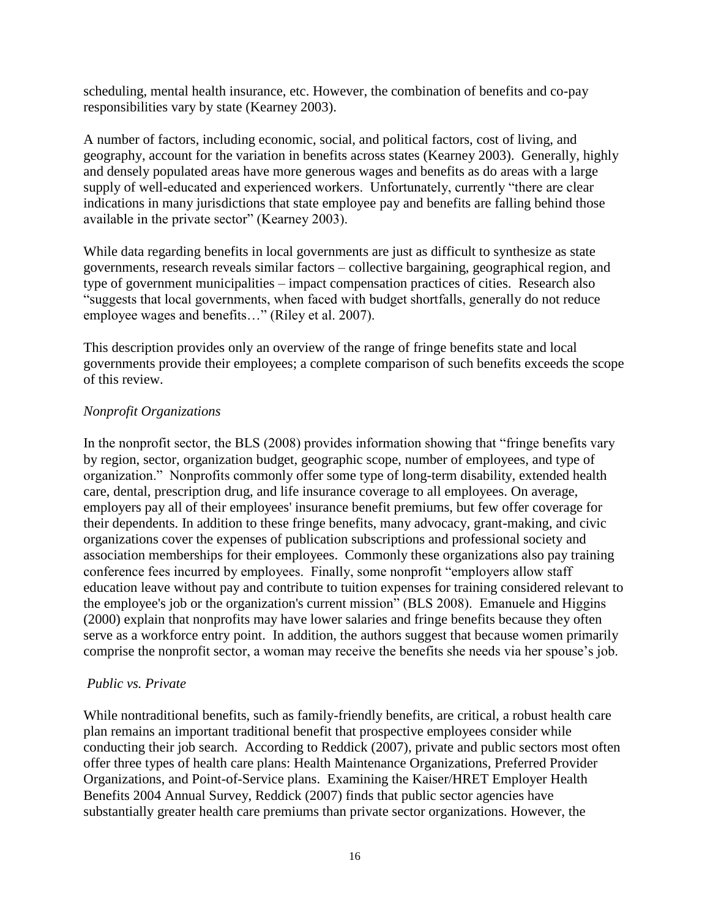scheduling, mental health insurance, etc. However, the combination of benefits and co-pay responsibilities vary by state (Kearney 2003).

A number of factors, including economic, social, and political factors, cost of living, and geography, account for the variation in benefits across states (Kearney 2003). Generally, highly and densely populated areas have more generous wages and benefits as do areas with a large supply of well-educated and experienced workers. Unfortunately, currently "there are clear indications in many jurisdictions that state employee pay and benefits are falling behind those available in the private sector" (Kearney 2003).

While data regarding benefits in local governments are just as difficult to synthesize as state governments, research reveals similar factors – collective bargaining, geographical region, and type of government municipalities – impact compensation practices of cities. Research also "suggests that local governments, when faced with budget shortfalls, generally do not reduce employee wages and benefits…" (Riley et al. 2007).

This description provides only an overview of the range of fringe benefits state and local governments provide their employees; a complete comparison of such benefits exceeds the scope of this review.

*Nonprofit Organizations*

In the nonprofit sector, the BLS (2008) provides information showing that "fringe benefits vary by region, sector, organization budget, geographic scope, number of employees, and type of organization." Nonprofits commonly offer some type of long-term disability, extended health care, dental, prescription drug, and life insurance coverage to all employees. On average, employers pay all of their employees' insurance benefit premiums, but few offer coverage for their dependents. In addition to these fringe benefits, many advocacy, grant-making, and civic organizations cover the expenses of publication subscriptions and professional society and association memberships for their employees. Commonly these organizations also pay training conference fees incurred by employees. Finally, some nonprofit "employers allow staff education leave without pay and contribute to tuition expenses for training considered relevant to the employee's job or the organization's current mission" (BLS 2008). Emanuele and Higgins (2000) explain that nonprofits may have lower salaries and fringe benefits because they often serve as a workforce entry point. In addition, the authors suggest that because women primarily comprise the nonprofit sector, a woman may receive the benefits she needs via her spouse's job.

*Public vs. Private*

While nontraditional benefits, such as family-friendly benefits, are critical, a robust health care plan remains an important traditional benefit that prospective employees consider while conducting their job search. According to Reddick (2007), private and public sectors most often offer three types of health care plans: Health Maintenance Organizations, Preferred Provider Organizations, and Point-of-Service plans. Examining the Kaiser/HRET Employer Health Benefits 2004 Annual Survey, Reddick (2007) finds that public sector agencies have substantially greater health care premiums than private sector organizations. However, the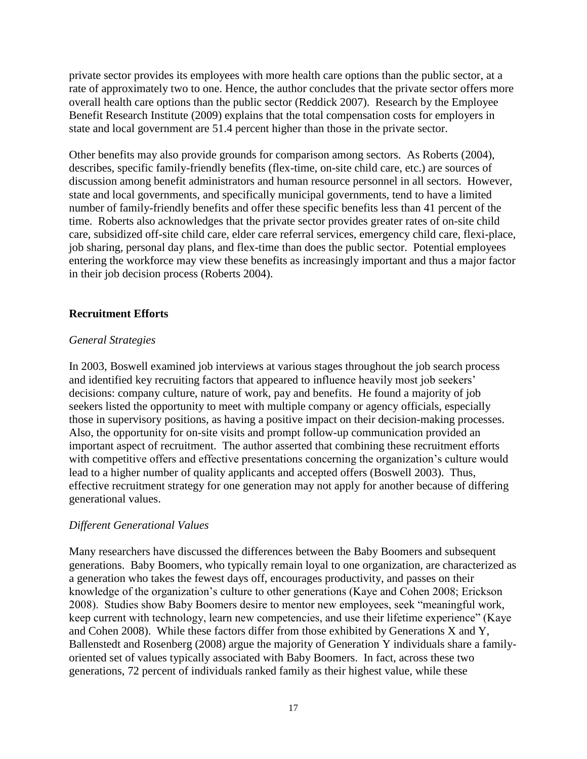private sector provides its employees with more health care options than the public sector, at a rate of approximately two to one. Hence, the author concludes that the private sector offers more overall health care options than the public sector (Reddick 2007). Research by the Employee Benefit Research Institute (2009) explains that the total compensation costs for employers in state and local government are 51.4 percent higher than those in the private sector.

Other benefits may also provide grounds for comparison among sectors. As Roberts (2004), describes, specific family-friendly benefits (flex-time, on-site child care, etc.) are sources of discussion among benefit administrators and human resource personnel in all sectors. However, state and local governments, and specifically municipal governments, tend to have a limited number of family-friendly benefits and offer these specific benefits less than 41 percent of the time. Roberts also acknowledges that the private sector provides greater rates of on-site child care, subsidized off-site child care, elder care referral services, emergency child care, flexi-place, job sharing, personal day plans, and flex-time than does the public sector. Potential employees entering the workforce may view these benefits as increasingly important and thus a major factor in their job decision process (Roberts 2004).

## Recruitment Efforts

### *General Strategies*

In 2003, Boswell examined job interviews at various stages throughout the job search process and identified key recruiting factors that appeared to influence heavily most job seekers' decisions: company culture, nature of work, pay and benefits. He found a majority of job seekers listed the opportunity to meet with multiple company or agency officials, especially those in supervisory positions, as having a positive impact on their decision-making processes. Also, the opportunity for on-site visits and prompt follow-up communication provided an important aspect of recruitment. The author asserted that combining these recruitment efforts with competitive offers and effective presentations concerning the organization's culture would lead to a higher number of quality applicants and accepted offers (Boswell 2003). Thus, effective recruitment strategy for one generation may not apply for another because of differing generational values.

### *Different Generational Values*

Many researchers have discussed the differences between the Baby Boomers and subsequent generations. Baby Boomers, who typically remain loyal to one organization, are characterized as a generation who takes the fewest days off, encourages productivity, and passes on their knowledge of the organization's culture to other generations (Kaye and Cohen 2008; Erickson 2008). Studies show Baby Boomers desire to mentor new employees, seek "meaningful work, keep current with technology, learn new competencies, and use their lifetime experience" (Kaye and Cohen 2008). While these factors differ from those exhibited by Generations X and Y, Ballenstedt and Rosenberg (2008) argue the majority of Generation Y individuals share a family-oriented set of values typically associated with Baby Boomers. In fact, across these two generations, 72 percent of individuals ranked family as their highest value, while these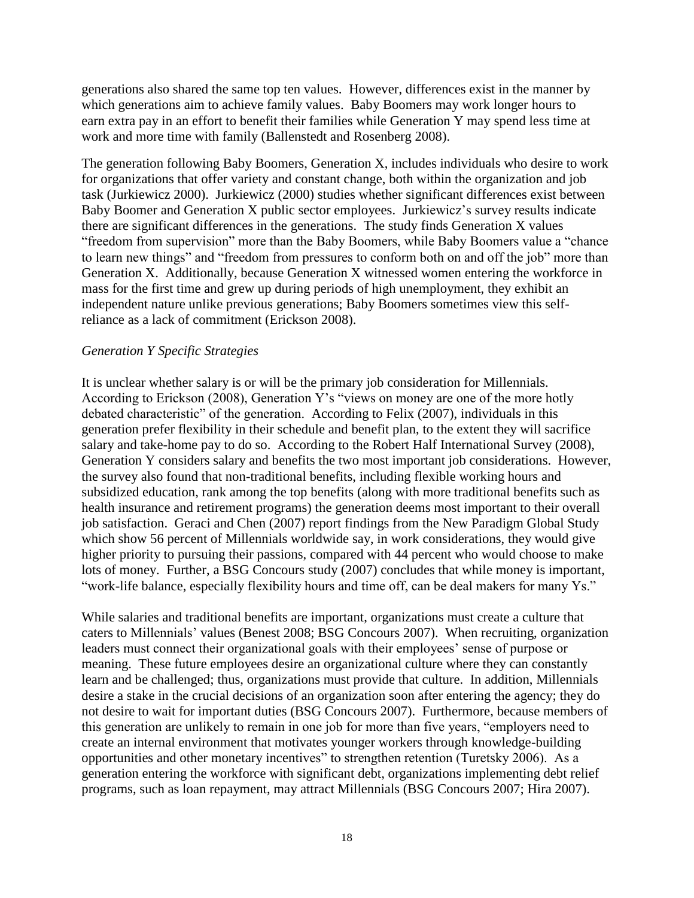generations also shared the same top ten values. However, differences exist in the manner by which generations aim to achieve family values. Baby Boomers may work longer hours to earn extra pay in an effort to benefit their families while Generation Y may spend less time at work and more time with family (Ballenstedt and Rosenberg 2008).

The generation following Baby Boomers, Generation X, includes individuals who desire to work for organizations that offer variety and constant change, both within the organization and job task (Jurkiewicz 2000). Jurkiewicz (2000) studies whether significant differences exist between Baby Boomer and Generation X public sector employees. Jurkiewicz's survey results indicate there are significant differences in the generations. The study finds Generation X values "freedom from supervision" more than the Baby Boomers, while Baby Boomers value a "chance to learn new things" and "freedom from pressures to conform both on and off the job" more than Generation X. Additionally, because Generation X witnessed women entering the workforce in mass for the first time and grew up during periods of high unemployment, they exhibit an independent nature unlike previous generations; Baby Boomers sometimes view this self-reliance as a lack of commitment (Erickson 2008).

*Generation Y Specific Strategies*

It is unclear whether salary is or will be the primary job consideration for Millennials. According to Erickson (2008), Generation Y's "views on money are one of the more hotly debated characteristic" of the generation. According to Felix (2007), individuals in this generation prefer flexibility in their schedule and benefit plan, to the extent they will sacrifice salary and take-home pay to do so. According to the Robert Half International Survey (2008), Generation Y considers salary and benefits the two most important job considerations. However, the survey also found that non-traditional benefits, including flexible working hours and subsidized education, rank among the top benefits (along with more traditional benefits such as health insurance and retirement programs) the generation deems most important to their overall job satisfaction. Geraci and Chen (2007) report findings from the New Paradigm Global Study which show 56 percent of Millennials worldwide say, in work considerations, they would give higher priority to pursuing their passions, compared with 44 percent who would choose to make lots of money. Further, a BSG Concours study (2007) concludes that while money is important, "work-life balance, especially flexibility hours and time off, can be deal makers for many Ys."

While salaries and traditional benefits are important, organizations must create a culture that caters to Millennials' values (Benest 2008; BSG Concours 2007). When recruiting, organization leaders must connect their organizational goals with their employees' sense of purpose or meaning. These future employees desire an organizational culture where they can constantly learn and be challenged; thus, organizations must provide that culture. In addition, Millennials desire a stake in the crucial decisions of an organization soon after entering the agency; they do not desire to wait for important duties (BSG Concours 2007). Furthermore, because members of this generation are unlikely to remain in one job for more than five years, "employers need to create an internal environment that motivates younger workers through knowledge-building opportunities and other monetary incentives" to strengthen retention (Turetsky 2006). As a generation entering the workforce with significant debt, organizations implementing debt relief programs, such as loan repayment, may attract Millennials (BSG Concours 2007; Hira 2007).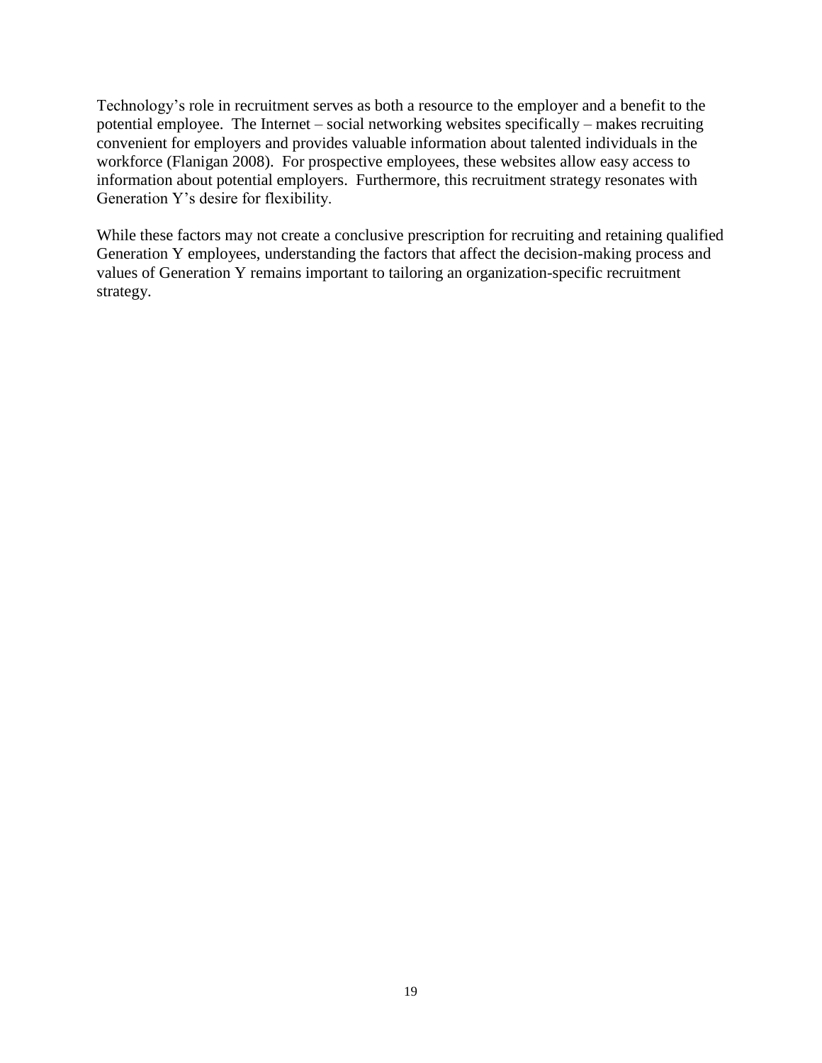Technology's role in recruitment serves as both a resource to the employer and a benefit to the potential employee. The Internet – social networking websites specifically – makes recruiting convenient for employers and provides valuable information about talented individuals in the workforce (Flanigan 2008). For prospective employees, these websites allow easy access to information about potential employers. Furthermore, this recruitment strategy resonates with Generation Y's desire for flexibility.

While these factors may not create a conclusive prescription for recruiting and retaining qualified Generation Y employees, understanding the factors that affect the decision-making process and values of Generation Y remains important to tailoring an organization-specific recruitment strategy.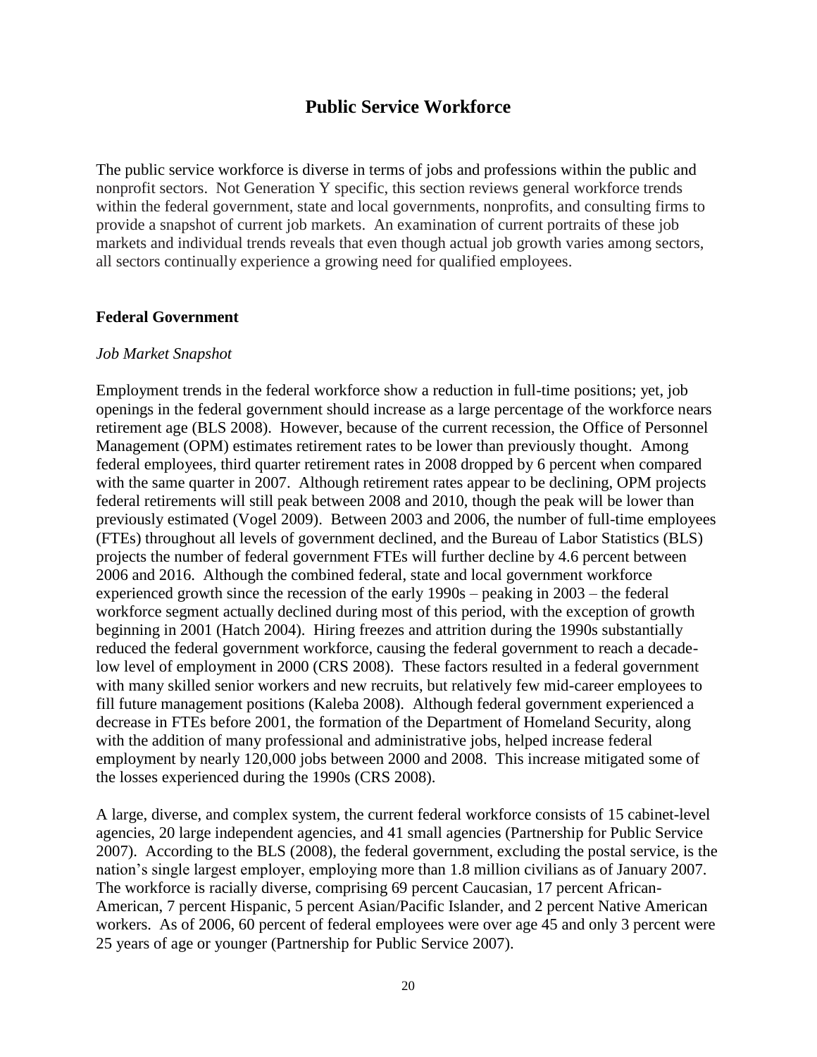# Public Service Workforce

The public service workforce is diverse in terms of jobs and professions within the public and nonprofit sectors. Not Generation Y specific, this section reviews general workforce trends within the federal government, state and local governments, nonprofits, and consulting firms to provide a snapshot of current job markets. An examination of current portraits of these job markets and individual trends reveals that even though actual job growth varies among sectors, all sectors continually experience a growing need for qualified employees.

## Federal Government

*Job Market Snapshot*

Employment trends in the federal workforce show a reduction in full-time positions; yet, job openings in the federal government should increase as a large percentage of the workforce nears retirement age (BLS 2008). However, because of the current recession, the Office of Personnel Management (OPM) estimates retirement rates to be lower than previously thought. Among federal employees, third quarter retirement rates in 2008 dropped by 6 percent when compared with the same quarter in 2007. Although retirement rates appear to be declining, OPM projects federal retirements will still peak between 2008 and 2010, though the peak will be lower than previously estimated (Vogel 2009). Between 2003 and 2006, the number of full-time employees (FTEs) throughout all levels of government declined, and the Bureau of Labor Statistics (BLS) projects the number of federal government FTEs will further decline by 4.6 percent between 2006 and 2016. Although the combined federal, state and local government workforce experienced growth since the recession of the early 1990s – peaking in 2003 – the federal workforce segment actually declined during most of this period, with the exception of growth beginning in 2001 (Hatch 2004). Hiring freezes and attrition during the 1990s substantially reduced the federal government workforce, causing the federal government to reach a decade-low level of employment in 2000 (CRS 2008). These factors resulted in a federal government with many skilled senior workers and new recruits, but relatively few mid-career employees to fill future management positions (Kaleba 2008). Although federal government experienced a decrease in FTEs before 2001, the formation of the Department of Homeland Security, along with the addition of many professional and administrative jobs, helped increase federal employment by nearly 120,000 jobs between 2000 and 2008. This increase mitigated some of the losses experienced during the 1990s (CRS 2008).

A large, diverse, and complex system, the current federal workforce consists of 15 cabinet-level agencies, 20 large independent agencies, and 41 small agencies (Partnership for Public Service 2007). According to the BLS (2008), the federal government, excluding the postal service, is the nation's single largest employer, employing more than 1.8 million civilians as of January 2007. The workforce is racially diverse, comprising 69 percent Caucasian, 17 percent African-American, 7 percent Hispanic, 5 percent Asian/Pacific Islander, and 2 percent Native American workers. As of 2006, 60 percent of federal employees were over age 45 and only 3 percent were 25 years of age or younger (Partnership for Public Service 2007).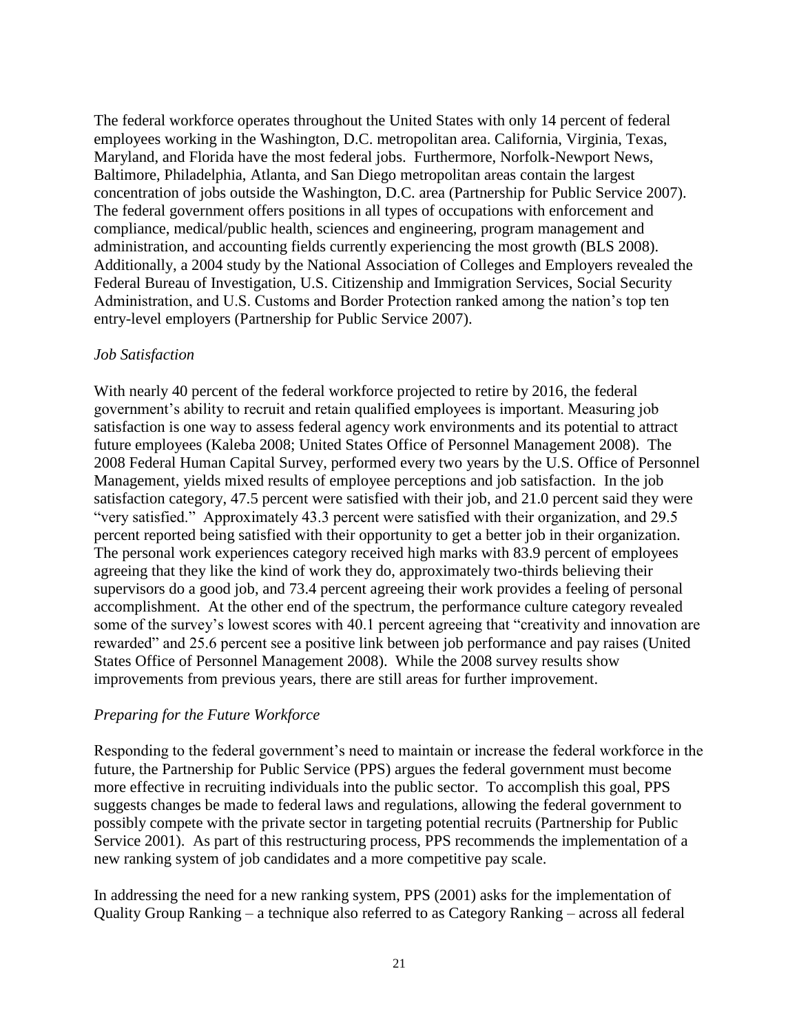The federal workforce operates throughout the United States with only 14 percent of federal employees working in the Washington, D.C. metropolitan area. California, Virginia, Texas, Maryland, and Florida have the most federal jobs. Furthermore, Norfolk-Newport News, Baltimore, Philadelphia, Atlanta, and San Diego metropolitan areas contain the largest concentration of jobs outside the Washington, D.C. area (Partnership for Public Service 2007). The federal government offers positions in all types of occupations with enforcement and compliance, medical/public health, sciences and engineering, program management and administration, and accounting fields currently experiencing the most growth (BLS 2008). Additionally, a 2004 study by the National Association of Colleges and Employers revealed the Federal Bureau of Investigation, U.S. Citizenship and Immigration Services, Social Security Administration, and U.S. Customs and Border Protection ranked among the nation's top ten entry-level employers (Partnership for Public Service 2007).

### *Job Satisfaction*

With nearly 40 percent of the federal workforce projected to retire by 2016, the federal government's ability to recruit and retain qualified employees is important. Measuring job satisfaction is one way to assess federal agency work environments and its potential to attract future employees (Kaleba 2008; United States Office of Personnel Management 2008). The 2008 Federal Human Capital Survey, performed every two years by the U.S. Office of Personnel Management, yields mixed results of employee perceptions and job satisfaction. In the job satisfaction category, 47.5 percent were satisfied with their job, and 21.0 percent said they were "very satisfied." Approximately 43.3 percent were satisfied with their organization, and 29.5 percent reported being satisfied with their opportunity to get a better job in their organization. The personal work experiences category received high marks with 83.9 percent of employees agreeing that they like the kind of work they do, approximately two-thirds believing their supervisors do a good job, and 73.4 percent agreeing their work provides a feeling of personal accomplishment. At the other end of the spectrum, the performance culture category revealed some of the survey's lowest scores with 40.1 percent agreeing that "creativity and innovation are rewarded" and 25.6 percent see a positive link between job performance and pay raises (United States Office of Personnel Management 2008). While the 2008 survey results show improvements from previous years, there are still areas for further improvement.

### *Preparing for the Future Workforce*

Responding to the federal government's need to maintain or increase the federal workforce in the future, the Partnership for Public Service (PPS) argues the federal government must become more effective in recruiting individuals into the public sector. To accomplish this goal, PPS suggests changes be made to federal laws and regulations, allowing the federal government to possibly compete with the private sector in targeting potential recruits (Partnership for Public Service 2001). As part of this restructuring process, PPS recommends the implementation of a new ranking system of job candidates and a more competitive pay scale.

In addressing the need for a new ranking system, PPS (2001) asks for the implementation of Quality Group Ranking – a technique also referred to as Category Ranking – across all federal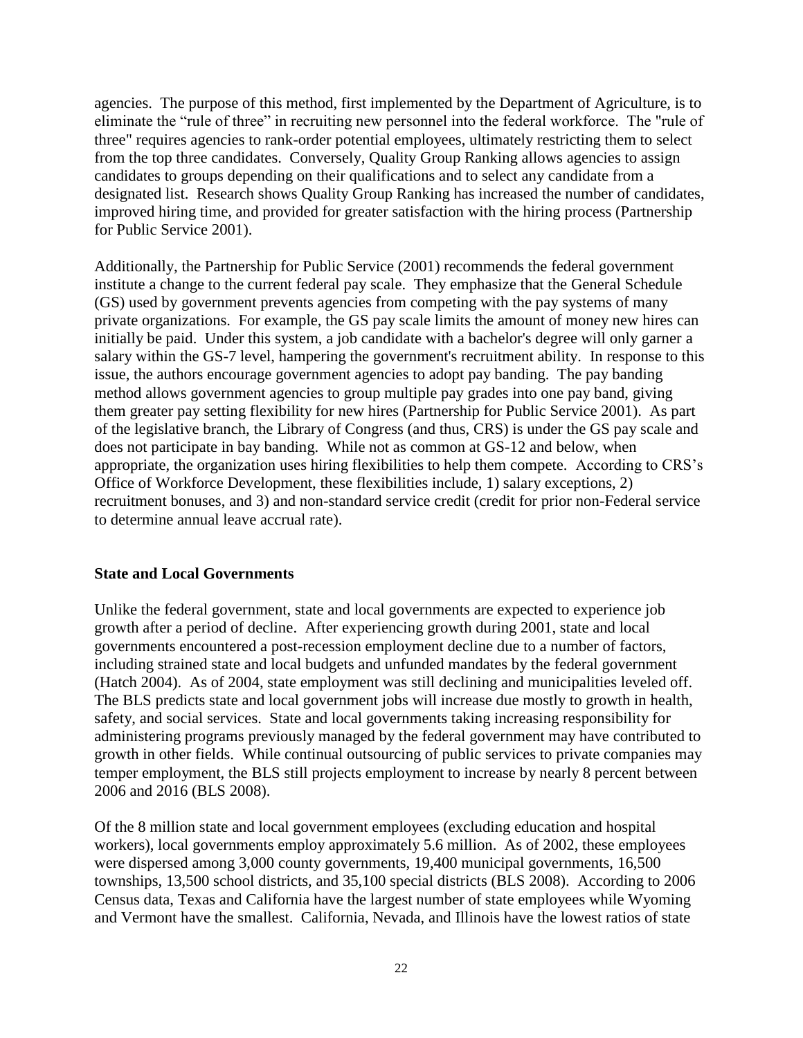agencies. The purpose of this method, first implemented by the Department of Agriculture, is to eliminate the "rule of three" in recruiting new personnel into the federal workforce. The "rule of three" requires agencies to rank-order potential employees, ultimately restricting them to select from the top three candidates. Conversely, Quality Group Ranking allows agencies to assign candidates to groups depending on their qualifications and to select any candidate from a designated list. Research shows Quality Group Ranking has increased the number of candidates, improved hiring time, and provided for greater satisfaction with the hiring process (Partnership for Public Service 2001).

Additionally, the Partnership for Public Service (2001) recommends the federal government institute a change to the current federal pay scale. They emphasize that the General Schedule (GS) used by government prevents agencies from competing with the pay systems of many private organizations. For example, the GS pay scale limits the amount of money new hires can initially be paid. Under this system, a job candidate with a bachelor's degree will only garner a salary within the GS-7 level, hampering the government's recruitment ability. In response to this issue, the authors encourage government agencies to adopt pay banding. The pay banding method allows government agencies to group multiple pay grades into one pay band, giving them greater pay setting flexibility for new hires (Partnership for Public Service 2001). As part of the legislative branch, the Library of Congress (and thus, CRS) is under the GS pay scale and does not participate in bay banding. While not as common at GS-12 and below, when appropriate, the organization uses hiring flexibilities to help them compete. According to CRS's Office of Workforce Development, these flexibilities include, 1) salary exceptions, 2) recruitment bonuses, and 3) and non-standard service credit (credit for prior non-Federal service to determine annual leave accrual rate).

### State and Local Governments

Unlike the federal government, state and local governments are expected to experience job growth after a period of decline. After experiencing growth during 2001, state and local governments encountered a post-recession employment decline due to a number of factors, including strained state and local budgets and unfunded mandates by the federal government (Hatch 2004). As of 2004, state employment was still declining and municipalities leveled off. The BLS predicts state and local government jobs will increase due mostly to growth in health, safety, and social services. State and local governments taking increasing responsibility for administering programs previously managed by the federal government may have contributed to growth in other fields. While continual outsourcing of public services to private companies may temper employment, the BLS still projects employment to increase by nearly 8 percent between 2006 and 2016 (BLS 2008).

Of the 8 million state and local government employees (excluding education and hospital workers), local governments employ approximately 5.6 million. As of 2002, these employees were dispersed among 3,000 county governments, 19,400 municipal governments, 16,500 townships, 13,500 school districts, and 35,100 special districts (BLS 2008). According to 2006 Census data, Texas and California have the largest number of state employees while Wyoming and Vermont have the smallest. California, Nevada, and Illinois have the lowest ratios of state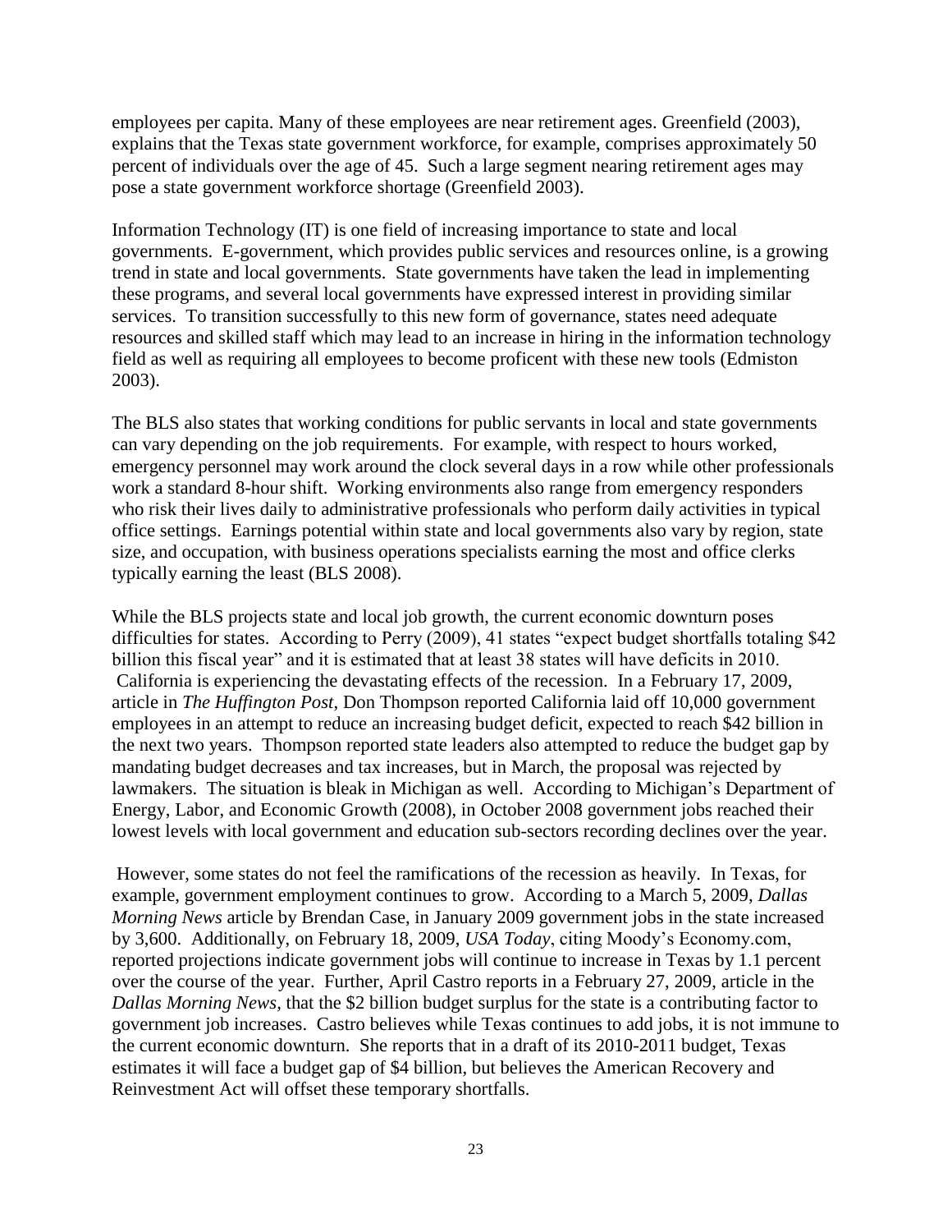employees per capita. Many of these employees are near retirement ages. Greenfield (2003), explains that the Texas state government workforce, for example, comprises approximately 50 percent of individuals over the age of 45. Such a large segment nearing retirement ages may pose a state government workforce shortage (Greenfield 2003).

Information Technology (IT) is one field of increasing importance to state and local governments. E-government, which provides public services and resources online, is a growing trend in state and local governments. State governments have taken the lead in implementing these programs, and several local governments have expressed interest in providing similar services. To transition successfully to this new form of governance, states need adequate resources and skilled staff which may lead to an increase in hiring in the information technology field as well as requiring all employees to become proficent with these new tools (Edmiston 2003).

The BLS also states that working conditions for public servants in local and state governments can vary depending on the job requirements. For example, with respect to hours worked, emergency personnel may work around the clock several days in a row while other professionals work a standard 8-hour shift. Working environments also range from emergency responders who risk their lives daily to administrative professionals who perform daily activities in typical office settings. Earnings potential within state and local governments also vary by region, state size, and occupation, with business operations specialists earning the most and office clerks typically earning the least (BLS 2008).

While the BLS projects state and local job growth, the current economic downturn poses difficulties for states. According to Perry (2009), 41 states "expect budget shortfalls totaling $42 billion this fiscal year" and it is estimated that at least 38 states will have deficits in 2010. California is experiencing the devastating effects of the recession. In a February 17, 2009, article in *The Huffington Post*, Don Thompson reported California laid off 10,000 government employees in an attempt to reduce an increasing budget deficit, expected to reach $42 billion in the next two years. Thompson reported state leaders also attempted to reduce the budget gap by mandating budget decreases and tax increases, but in March, the proposal was rejected by lawmakers. The situation is bleak in Michigan as well. According to Michigan's Department of Energy, Labor, and Economic Growth (2008), in October 2008 government jobs reached their lowest levels with local government and education sub-sectors recording declines over the year.

However, some states do not feel the ramifications of the recession as heavily. In Texas, for example, government employment continues to grow. According to a March 5, 2009, *Dallas Morning News* article by Brendan Case, in January 2009 government jobs in the state increased by 3,600. Additionally, on February 18, 2009, *USA Today*, citing Moody's Economy.com, reported projections indicate government jobs will continue to increase in Texas by 1.1 percent over the course of the year. Further, April Castro reports in a February 27, 2009, article in the *Dallas Morning News*, that the $2 billion budget surplus for the state is a contributing factor to government job increases. Castro believes while Texas continues to add jobs, it is not immune to the current economic downturn. She reports that in a draft of its 2010-2011 budget, Texas estimates it will face a budget gap of $4 billion, but believes the American Recovery and Reinvestment Act will offset these temporary shortfalls.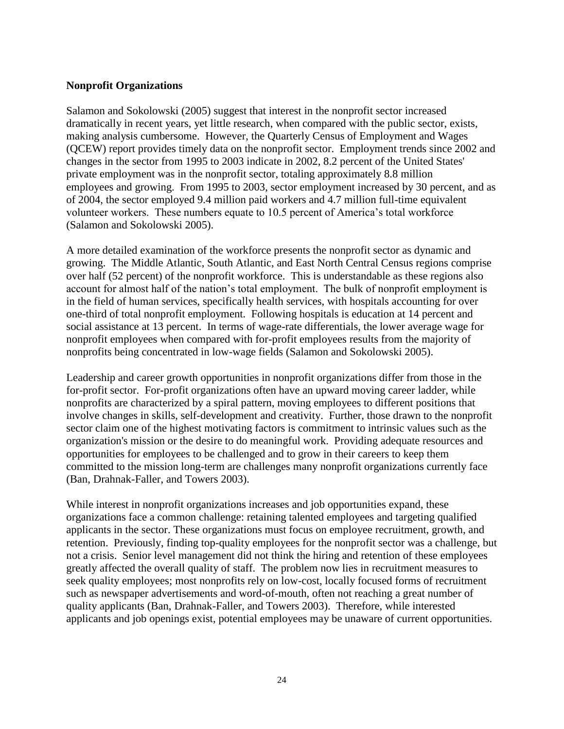**Nonprofit Organizations**

Salamon and Sokolowski (2005) suggest that interest in the nonprofit sector increased dramatically in recent years, yet little research, when compared with the public sector, exists, making analysis cumbersome. However, the Quarterly Census of Employment and Wages (QCEW) report provides timely data on the nonprofit sector. Employment trends since 2002 and changes in the sector from 1995 to 2003 indicate in 2002, 8.2 percent of the United States' private employment was in the nonprofit sector, totaling approximately 8.8 million employees and growing. From 1995 to 2003, sector employment increased by 30 percent, and as of 2004, the sector employed 9.4 million paid workers and 4.7 million full-time equivalent volunteer workers. These numbers equate to 10.5 percent of America's total workforce (Salamon and Sokolowski 2005).

A more detailed examination of the workforce presents the nonprofit sector as dynamic and growing. The Middle Atlantic, South Atlantic, and East North Central Census regions comprise over half (52 percent) of the nonprofit workforce. This is understandable as these regions also account for almost half of the nation's total employment. The bulk of nonprofit employment is in the field of human services, specifically health services, with hospitals accounting for over one-third of total nonprofit employment. Following hospitals is education at 14 percent and social assistance at 13 percent. In terms of wage-rate differentials, the lower average wage for nonprofit employees when compared with for-profit employees results from the majority of nonprofits being concentrated in low-wage fields (Salamon and Sokolowski 2005).

Leadership and career growth opportunities in nonprofit organizations differ from those in the for-profit sector. For-profit organizations often have an upward moving career ladder, while nonprofits are characterized by a spiral pattern, moving employees to different positions that involve changes in skills, self-development and creativity. Further, those drawn to the nonprofit sector claim one of the highest motivating factors is commitment to intrinsic values such as the organization's mission or the desire to do meaningful work. Providing adequate resources and opportunities for employees to be challenged and to grow in their careers to keep them committed to the mission long-term are challenges many nonprofit organizations currently face (Ban, Drahnak-Faller, and Towers 2003).

While interest in nonprofit organizations increases and job opportunities expand, these organizations face a common challenge: retaining talented employees and targeting qualified applicants in the sector. These organizations must focus on employee recruitment, growth, and retention. Previously, finding top-quality employees for the nonprofit sector was a challenge, but not a crisis. Senior level management did not think the hiring and retention of these employees greatly affected the overall quality of staff. The problem now lies in recruitment measures to seek quality employees; most nonprofits rely on low-cost, locally focused forms of recruitment such as newspaper advertisements and word-of-mouth, often not reaching a great number of quality applicants (Ban, Drahnak-Faller, and Towers 2003). Therefore, while interested applicants and job openings exist, potential employees may be unaware of current opportunities.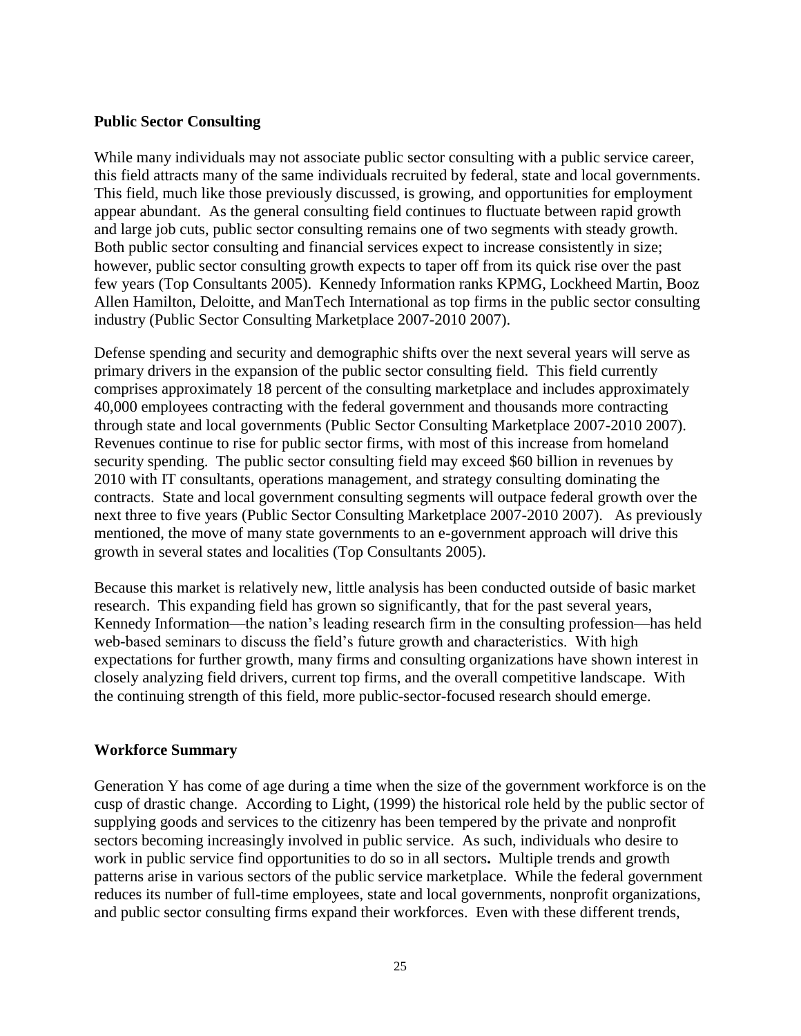**Public Sector Consulting**

While many individuals may not associate public sector consulting with a public service career, this field attracts many of the same individuals recruited by federal, state and local governments. This field, much like those previously discussed, is growing, and opportunities for employment appear abundant. As the general consulting field continues to fluctuate between rapid growth and large job cuts, public sector consulting remains one of two segments with steady growth. Both public sector consulting and financial services expect to increase consistently in size; however, public sector consulting growth expects to taper off from its quick rise over the past few years (Top Consultants 2005). Kennedy Information ranks KPMG, Lockheed Martin, Booz Allen Hamilton, Deloitte, and ManTech International as top firms in the public sector consulting industry (Public Sector Consulting Marketplace 2007-2010 2007).

Defense spending and security and demographic shifts over the next several years will serve as primary drivers in the expansion of the public sector consulting field. This field currently comprises approximately 18 percent of the consulting marketplace and includes approximately 40,000 employees contracting with the federal government and thousands more contracting through state and local governments (Public Sector Consulting Marketplace 2007-2010 2007). Revenues continue to rise for public sector firms, with most of this increase from homeland security spending. The public sector consulting field may exceed $60 billion in revenues by 2010 with IT consultants, operations management, and strategy consulting dominating the contracts. State and local government consulting segments will outpace federal growth over the next three to five years (Public Sector Consulting Marketplace 2007-2010 2007). As previously mentioned, the move of many state governments to an e-government approach will drive this growth in several states and localities (Top Consultants 2005).

Because this market is relatively new, little analysis has been conducted outside of basic market research. This expanding field has grown so significantly, that for the past several years, Kennedy Information—the nation's leading research firm in the consulting profession—has held web-based seminars to discuss the field's future growth and characteristics. With high expectations for further growth, many firms and consulting organizations have shown interest in closely analyzing field drivers, current top firms, and the overall competitive landscape. With the continuing strength of this field, more public-sector-focused research should emerge.

**Workforce Summary**

Generation Y has come of age during a time when the size of the government workforce is on the cusp of drastic change. According to Light, (1999) the historical role held by the public sector of supplying goods and services to the citizenry has been tempered by the private and nonprofit sectors becoming increasingly involved in public service. As such, individuals who desire to work in public service find opportunities to do so in all sectors**.** Multiple trends and growth patterns arise in various sectors of the public service marketplace. While the federal government reduces its number of full-time employees, state and local governments, nonprofit organizations, and public sector consulting firms expand their workforces. Even with these different trends,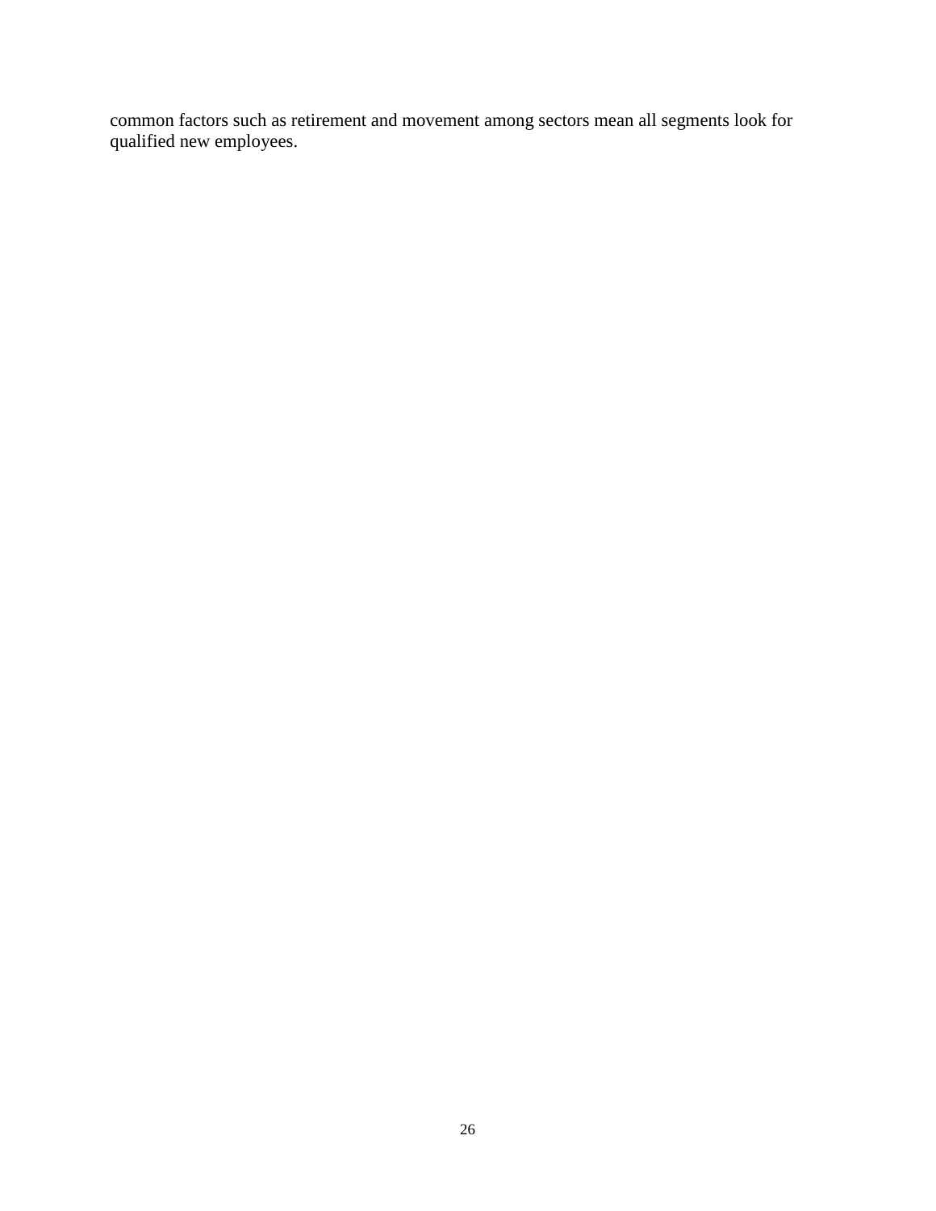common factors such as retirement and movement among sectors mean all segments look for qualified new employees.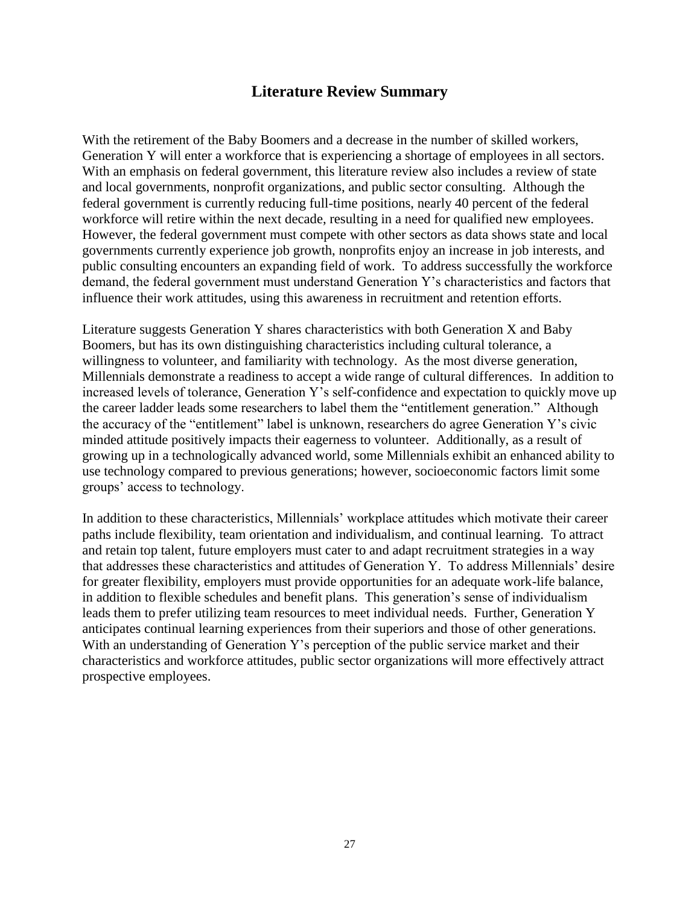## Literature Review Summary

With the retirement of the Baby Boomers and a decrease in the number of skilled workers, Generation Y will enter a workforce that is experiencing a shortage of employees in all sectors. With an emphasis on federal government, this literature review also includes a review of state and local governments, nonprofit organizations, and public sector consulting. Although the federal government is currently reducing full-time positions, nearly 40 percent of the federal workforce will retire within the next decade, resulting in a need for qualified new employees. However, the federal government must compete with other sectors as data shows state and local governments currently experience job growth, nonprofits enjoy an increase in job interests, and public consulting encounters an expanding field of work. To address successfully the workforce demand, the federal government must understand Generation Y's characteristics and factors that influence their work attitudes, using this awareness in recruitment and retention efforts.

Literature suggests Generation Y shares characteristics with both Generation X and Baby Boomers, but has its own distinguishing characteristics including cultural tolerance, a willingness to volunteer, and familiarity with technology. As the most diverse generation, Millennials demonstrate a readiness to accept a wide range of cultural differences. In addition to increased levels of tolerance, Generation Y's self-confidence and expectation to quickly move up the career ladder leads some researchers to label them the "entitlement generation." Although the accuracy of the "entitlement" label is unknown, researchers do agree Generation Y's civic minded attitude positively impacts their eagerness to volunteer. Additionally, as a result of growing up in a technologically advanced world, some Millennials exhibit an enhanced ability to use technology compared to previous generations; however, socioeconomic factors limit some groups' access to technology.

In addition to these characteristics, Millennials' workplace attitudes which motivate their career paths include flexibility, team orientation and individualism, and continual learning. To attract and retain top talent, future employers must cater to and adapt recruitment strategies in a way that addresses these characteristics and attitudes of Generation Y. To address Millennials' desire for greater flexibility, employers must provide opportunities for an adequate work-life balance, in addition to flexible schedules and benefit plans. This generation's sense of individualism leads them to prefer utilizing team resources to meet individual needs. Further, Generation Y anticipates continual learning experiences from their superiors and those of other generations. With an understanding of Generation Y's perception of the public service market and their characteristics and workforce attitudes, public sector organizations will more effectively attract prospective employees.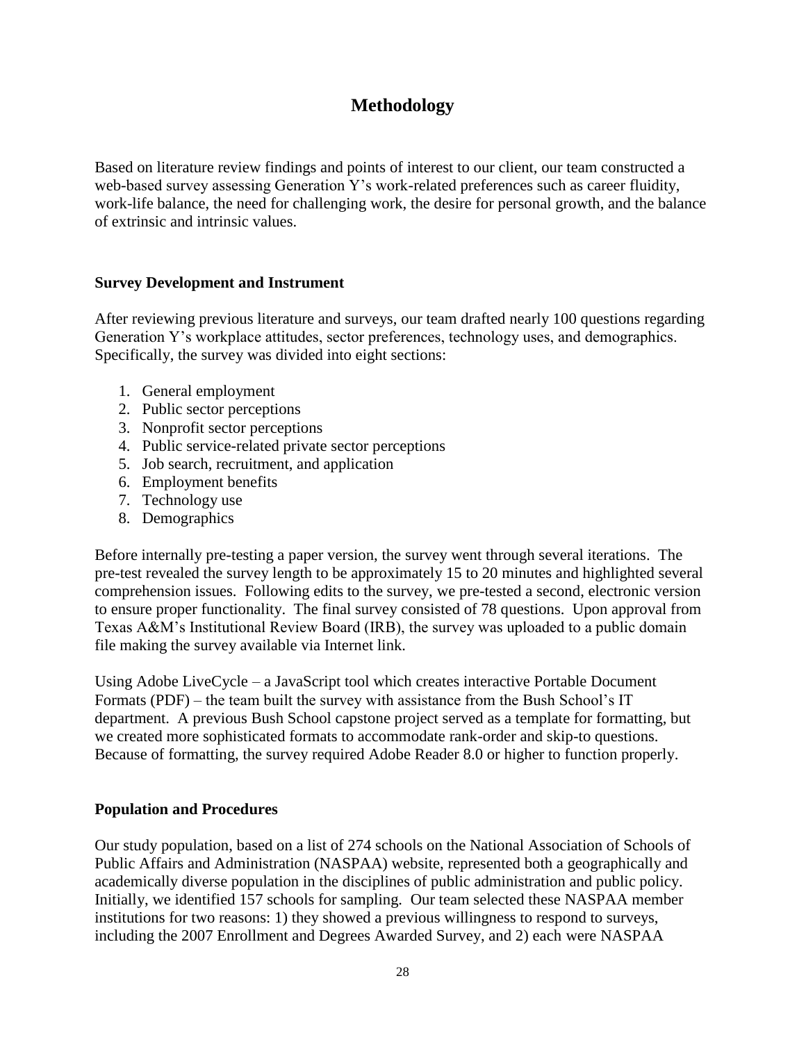# Methodology

Based on literature review findings and points of interest to our client, our team constructed a web-based survey assessing Generation Y's work-related preferences such as career fluidity, work-life balance, the need for challenging work, the desire for personal growth, and the balance of extrinsic and intrinsic values.

### Survey Development and Instrument

After reviewing previous literature and surveys, our team drafted nearly 100 questions regarding Generation Y's workplace attitudes, sector preferences, technology uses, and demographics. Specifically, the survey was divided into eight sections:

1. General employment
2. Public sector perceptions
3. Nonprofit sector perceptions
4. Public service-related private sector perceptions
5. Job search, recruitment, and application
6. Employment benefits
7. Technology use
8. Demographics

Before internally pre-testing a paper version, the survey went through several iterations. The pre-test revealed the survey length to be approximately 15 to 20 minutes and highlighted several comprehension issues. Following edits to the survey, we pre-tested a second, electronic version to ensure proper functionality. The final survey consisted of 78 questions. Upon approval from Texas A&M's Institutional Review Board (IRB), the survey was uploaded to a public domain file making the survey available via Internet link.

Using Adobe LiveCycle – a JavaScript tool which creates interactive Portable Document Formats (PDF) – the team built the survey with assistance from the Bush School's IT department. A previous Bush School capstone project served as a template for formatting, but we created more sophisticated formats to accommodate rank-order and skip-to questions. Because of formatting, the survey required Adobe Reader 8.0 or higher to function properly.

### Population and Procedures

Our study population, based on a list of 274 schools on the National Association of Schools of Public Affairs and Administration (NASPAA) website, represented both a geographically and academically diverse population in the disciplines of public administration and public policy. Initially, we identified 157 schools for sampling. Our team selected these NASPAA member institutions for two reasons: 1) they showed a previous willingness to respond to surveys, including the 2007 Enrollment and Degrees Awarded Survey, and 2) each were NASPAA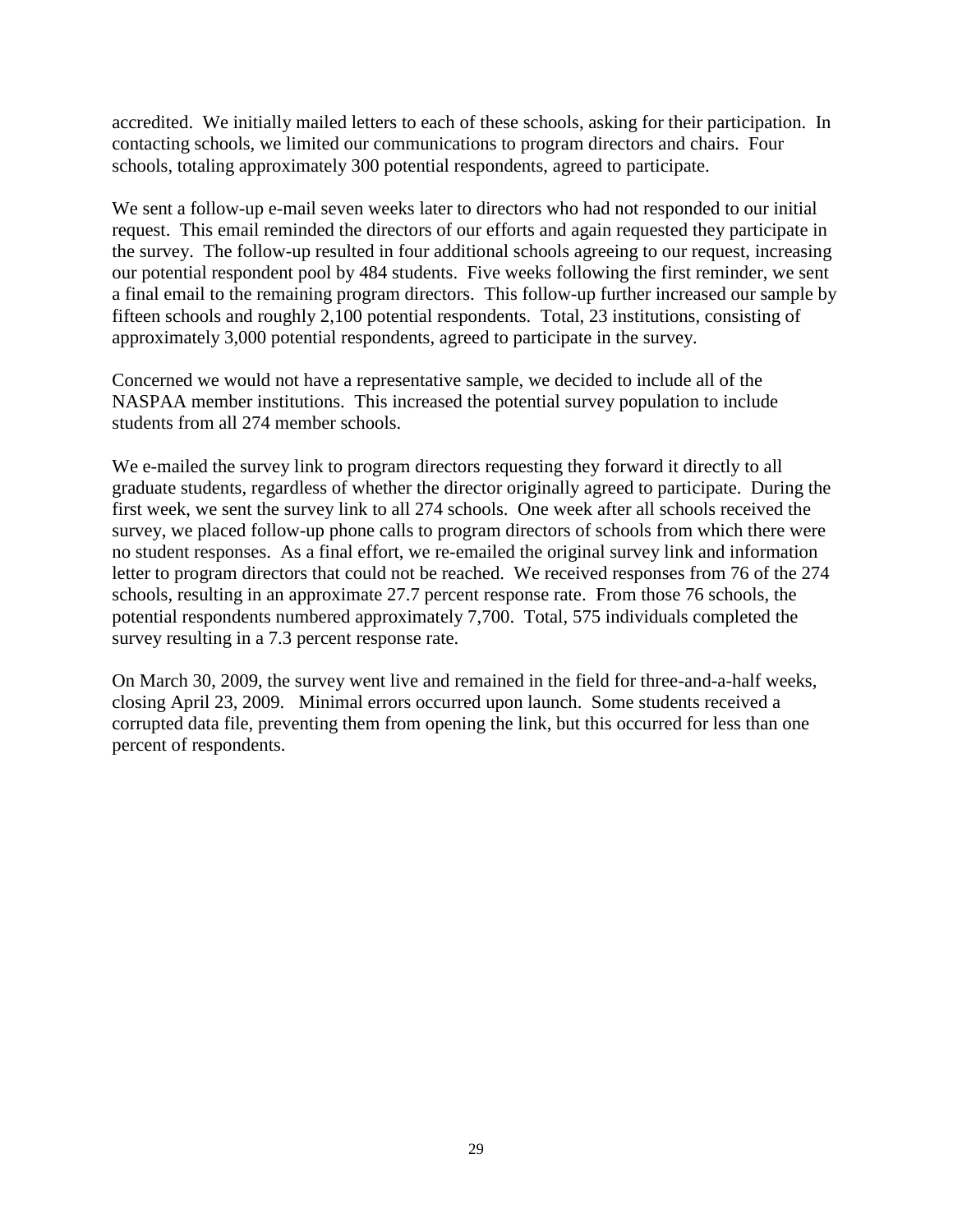accredited. We initially mailed letters to each of these schools, asking for their participation. In contacting schools, we limited our communications to program directors and chairs. Four schools, totaling approximately 300 potential respondents, agreed to participate.

We sent a follow-up e-mail seven weeks later to directors who had not responded to our initial request. This email reminded the directors of our efforts and again requested they participate in the survey. The follow-up resulted in four additional schools agreeing to our request, increasing our potential respondent pool by 484 students. Five weeks following the first reminder, we sent a final email to the remaining program directors. This follow-up further increased our sample by fifteen schools and roughly 2,100 potential respondents. Total, 23 institutions, consisting of approximately 3,000 potential respondents, agreed to participate in the survey.

Concerned we would not have a representative sample, we decided to include all of the NASPAA member institutions. This increased the potential survey population to include students from all 274 member schools.

We e-mailed the survey link to program directors requesting they forward it directly to all graduate students, regardless of whether the director originally agreed to participate. During the first week, we sent the survey link to all 274 schools. One week after all schools received the survey, we placed follow-up phone calls to program directors of schools from which there were no student responses. As a final effort, we re-emailed the original survey link and information letter to program directors that could not be reached. We received responses from 76 of the 274 schools, resulting in an approximate 27.7 percent response rate. From those 76 schools, the potential respondents numbered approximately 7,700. Total, 575 individuals completed the survey resulting in a 7.3 percent response rate.

On March 30, 2009, the survey went live and remained in the field for three-and-a-half weeks, closing April 23, 2009. Minimal errors occurred upon launch. Some students received a corrupted data file, preventing them from opening the link, but this occurred for less than one percent of respondents.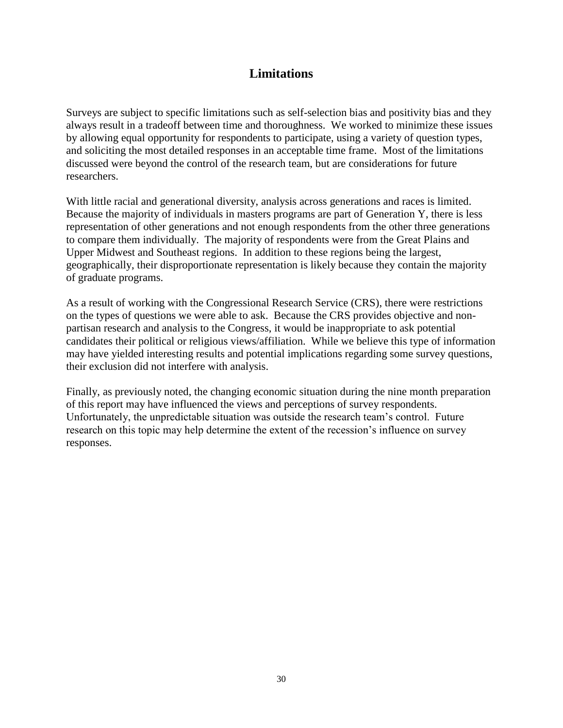## Limitations

Surveys are subject to specific limitations such as self-selection bias and positivity bias and they always result in a tradeoff between time and thoroughness. We worked to minimize these issues by allowing equal opportunity for respondents to participate, using a variety of question types, and soliciting the most detailed responses in an acceptable time frame. Most of the limitations discussed were beyond the control of the research team, but are considerations for future researchers.

With little racial and generational diversity, analysis across generations and races is limited. Because the majority of individuals in masters programs are part of Generation Y, there is less representation of other generations and not enough respondents from the other three generations to compare them individually. The majority of respondents were from the Great Plains and Upper Midwest and Southeast regions. In addition to these regions being the largest, geographically, their disproportionate representation is likely because they contain the majority of graduate programs.

As a result of working with the Congressional Research Service (CRS), there were restrictions on the types of questions we were able to ask. Because the CRS provides objective and non-partisan research and analysis to the Congress, it would be inappropriate to ask potential candidates their political or religious views/affiliation. While we believe this type of information may have yielded interesting results and potential implications regarding some survey questions, their exclusion did not interfere with analysis.

Finally, as previously noted, the changing economic situation during the nine month preparation of this report may have influenced the views and perceptions of survey respondents. Unfortunately, the unpredictable situation was outside the research team's control. Future research on this topic may help determine the extent of the recession's influence on survey responses.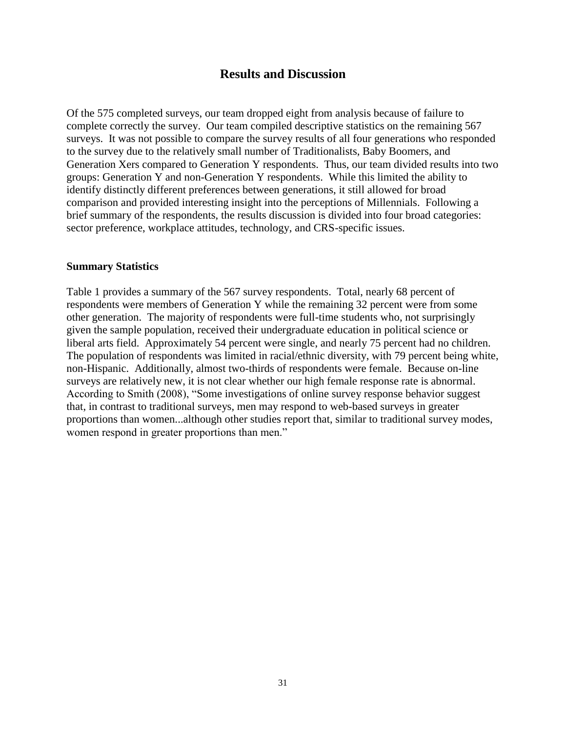## Results and Discussion

Of the 575 completed surveys, our team dropped eight from analysis because of failure to complete correctly the survey. Our team compiled descriptive statistics on the remaining 567 surveys. It was not possible to compare the survey results of all four generations who responded to the survey due to the relatively small number of Traditionalists, Baby Boomers, and Generation Xers compared to Generation Y respondents. Thus, our team divided results into two groups: Generation Y and non-Generation Y respondents. While this limited the ability to identify distinctly different preferences between generations, it still allowed for broad comparison and provided interesting insight into the perceptions of Millennials. Following a brief summary of the respondents, the results discussion is divided into four broad categories: sector preference, workplace attitudes, technology, and CRS-specific issues.

### Summary Statistics

Table 1 provides a summary of the 567 survey respondents. Total, nearly 68 percent of respondents were members of Generation Y while the remaining 32 percent were from some other generation. The majority of respondents were full-time students who, not surprisingly given the sample population, received their undergraduate education in political science or liberal arts field. Approximately 54 percent were single, and nearly 75 percent had no children. The population of respondents was limited in racial/ethnic diversity, with 79 percent being white, non-Hispanic. Additionally, almost two-thirds of respondents were female. Because on-line surveys are relatively new, it is not clear whether our high female response rate is abnormal. According to Smith (2008), "Some investigations of online survey response behavior suggest that, in contrast to traditional surveys, men may respond to web-based surveys in greater proportions than women...although other studies report that, similar to traditional survey modes, women respond in greater proportions than men."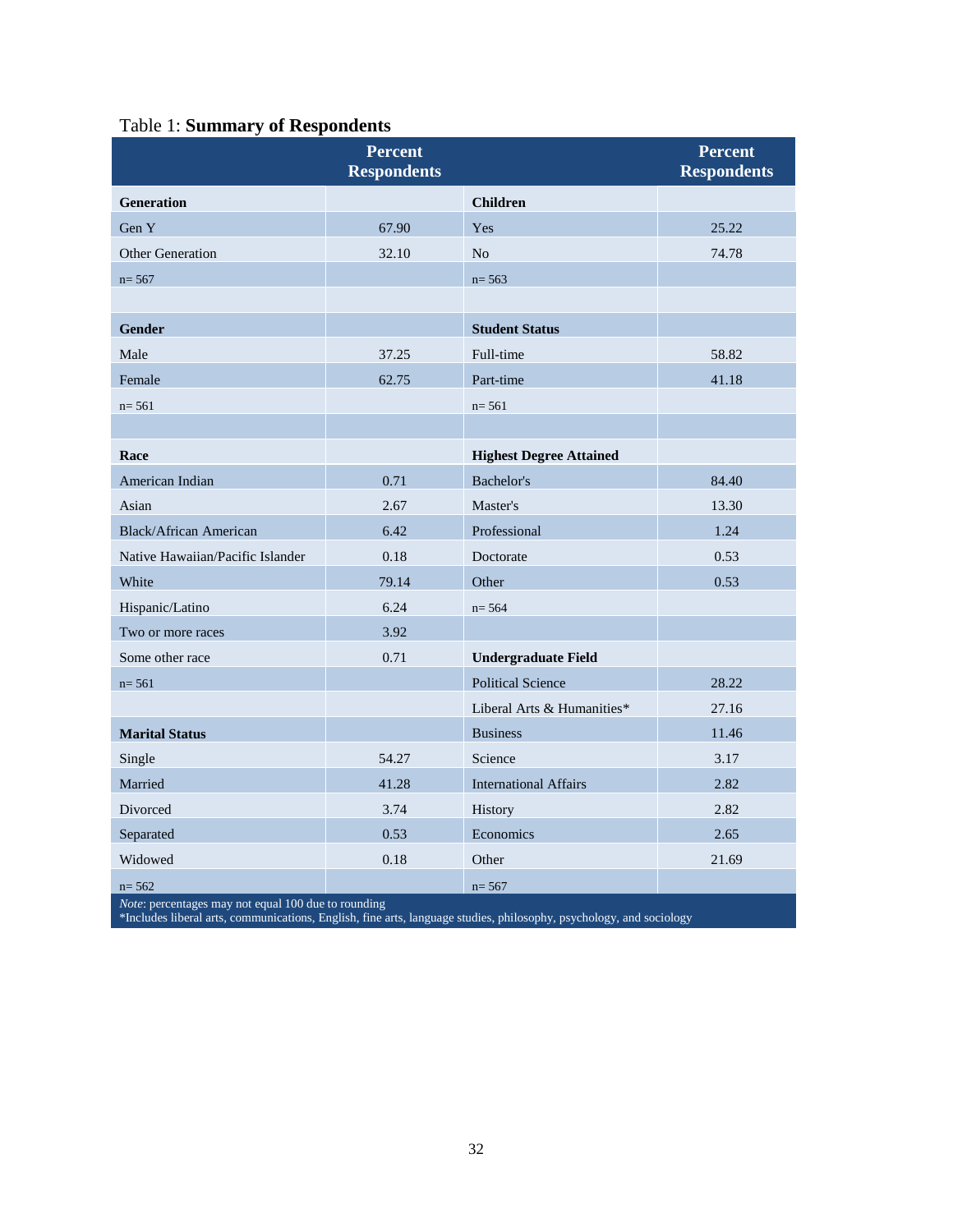Table 1: **Summary of Respondents**

| | Percent Respondents | | Percent Respondents |
|---|---|---|---|
| **Generation** | | **Children** | |
| Gen Y | 67.90 | Yes | 25.22 |
| Other Generation | 32.10 | No | 74.78 |
| n= 567 | | n= 563 | |
| | | | |
| **Gender** | | **Student Status** | |
| Male | 37.25 | Full-time | 58.82 |
| Female | 62.75 | Part-time | 41.18 |
| n= 561 | | n= 561 | |
| | | | |
| **Race** | | **Highest Degree Attained** | |
| American Indian | 0.71 | Bachelor's | 84.40 |
| Asian | 2.67 | Master's | 13.30 |
| Black/African American | 6.42 | Professional | 1.24 |
| Native Hawaiian/Pacific Islander | 0.18 | Doctorate | 0.53 |
| White | 79.14 | Other | 0.53 |
| Hispanic/Latino | 6.24 | n= 564 | |
| Two or more races | 3.92 | | |
| Some other race | 0.71 | **Undergraduate Field** | |
| n= 561 | | Political Science | 28.22 |
| | | Liberal Arts & Humanities* | 27.16 |
| **Marital Status** | | Business | 11.46 |
| Single | 54.27 | Science | 3.17 |
| Married | 41.28 | International Affairs | 2.82 |
| Divorced | 3.74 | History | 2.82 |
| Separated | 0.53 | Economics | 2.65 |
| Widowed | 0.18 | Other | 21.69 |
| n= 562 | | n= 567 | |

*Note*: percentages may not equal 100 due to rounding
*Includes liberal arts, communications, English, fine arts, language studies, philosophy, psychology, and sociology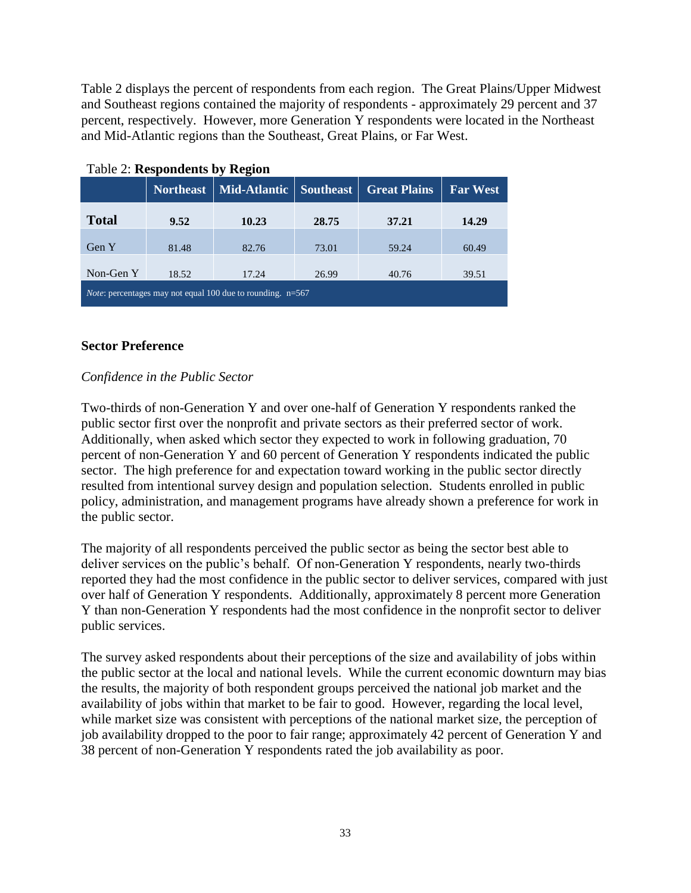Table 2 displays the percent of respondents from each region. The Great Plains/Upper Midwest and Southeast regions contained the majority of respondents - approximately 29 percent and 37 percent, respectively. However, more Generation Y respondents were located in the Northeast and Mid-Atlantic regions than the Southeast, Great Plains, or Far West.

Table 2: **Respondents by Region**

| | Northeast | Mid-Atlantic | Southeast | Great Plains | Far West |
|---|---|---|---|---|---|
| **Total** | **9.52** | **10.23** | **28.75** | **37.21** | **14.29** |
| Gen Y | 81.48 | 82.76 | 73.01 | 59.24 | 60.49 |
| Non-Gen Y | 18.52 | 17.24 | 26.99 | 40.76 | 39.51 |
| *Note*: percentages may not equal 100 due to rounding. n=567 | | | | | |

**Sector Preference**

*Confidence in the Public Sector*

Two-thirds of non-Generation Y and over one-half of Generation Y respondents ranked the public sector first over the nonprofit and private sectors as their preferred sector of work. Additionally, when asked which sector they expected to work in following graduation, 70 percent of non-Generation Y and 60 percent of Generation Y respondents indicated the public sector. The high preference for and expectation toward working in the public sector directly resulted from intentional survey design and population selection. Students enrolled in public policy, administration, and management programs have already shown a preference for work in the public sector.

The majority of all respondents perceived the public sector as being the sector best able to deliver services on the public's behalf. Of non-Generation Y respondents, nearly two-thirds reported they had the most confidence in the public sector to deliver services, compared with just over half of Generation Y respondents. Additionally, approximately 8 percent more Generation Y than non-Generation Y respondents had the most confidence in the nonprofit sector to deliver public services.

The survey asked respondents about their perceptions of the size and availability of jobs within the public sector at the local and national levels. While the current economic downturn may bias the results, the majority of both respondent groups perceived the national job market and the availability of jobs within that market to be fair to good. However, regarding the local level, while market size was consistent with perceptions of the national market size, the perception of job availability dropped to the poor to fair range; approximately 42 percent of Generation Y and 38 percent of non-Generation Y respondents rated the job availability as poor.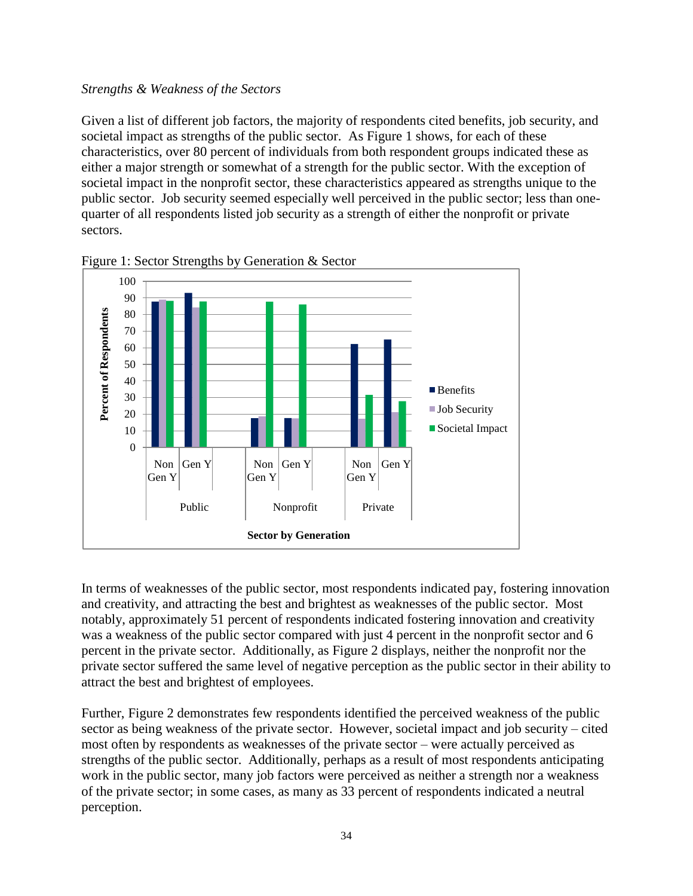*Strengths & Weakness of the Sectors*

Given a list of different job factors, the majority of respondents cited benefits, job security, and societal impact as strengths of the public sector. As Figure 1 shows, for each of these characteristics, over 80 percent of individuals from both respondent groups indicated these as either a major strength or somewhat of a strength for the public sector. With the exception of societal impact in the nonprofit sector, these characteristics appeared as strengths unique to the public sector. Job security seemed especially well perceived in the public sector; less than one-quarter of all respondents listed job security as a strength of either the nonprofit or private sectors.

Figure 1: Sector Strengths by Generation & Sector

In terms of weaknesses of the public sector, most respondents indicated pay, fostering innovation and creativity, and attracting the best and brightest as weaknesses of the public sector. Most notably, approximately 51 percent of respondents indicated fostering innovation and creativity was a weakness of the public sector compared with just 4 percent in the nonprofit sector and 6 percent in the private sector. Additionally, as Figure 2 displays, neither the nonprofit nor the private sector suffered the same level of negative perception as the public sector in their ability to attract the best and brightest of employees.

Further, Figure 2 demonstrates few respondents identified the perceived weakness of the public sector as being weakness of the private sector. However, societal impact and job security – cited most often by respondents as weaknesses of the private sector – were actually perceived as strengths of the public sector. Additionally, perhaps as a result of most respondents anticipating work in the public sector, many job factors were perceived as neither a strength nor a weakness of the private sector; in some cases, as many as 33 percent of respondents indicated a neutral perception.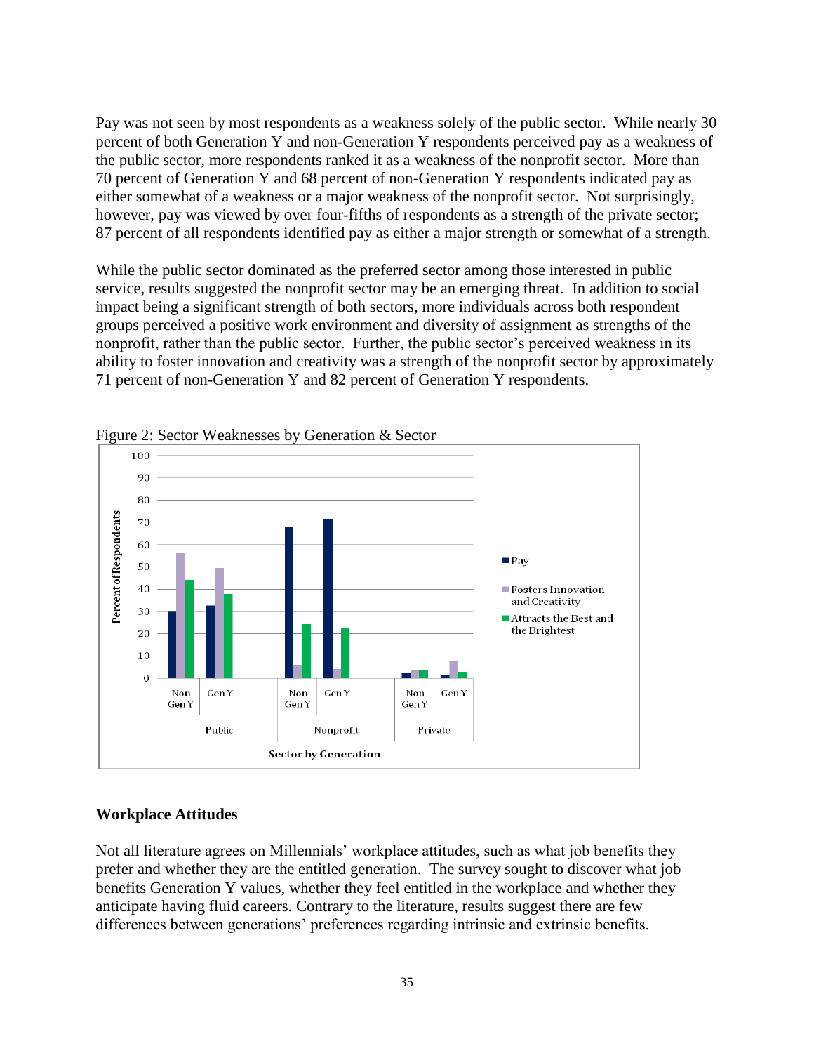Pay was not seen by most respondents as a weakness solely of the public sector. While nearly 30 percent of both Generation Y and non-Generation Y respondents perceived pay as a weakness of the public sector, more respondents ranked it as a weakness of the nonprofit sector. More than 70 percent of Generation Y and 68 percent of non-Generation Y respondents indicated pay as either somewhat of a weakness or a major weakness of the nonprofit sector. Not surprisingly, however, pay was viewed by over four-fifths of respondents as a strength of the private sector; 87 percent of all respondents identified pay as either a major strength or somewhat of a strength.

While the public sector dominated as the preferred sector among those interested in public service, results suggested the nonprofit sector may be an emerging threat. In addition to social impact being a significant strength of both sectors, more individuals across both respondent groups perceived a positive work environment and diversity of assignment as strengths of the nonprofit, rather than the public sector. Further, the public sector's perceived weakness in its ability to foster innovation and creativity was a strength of the nonprofit sector by approximately 71 percent of non-Generation Y and 82 percent of Generation Y respondents.

Figure 2: Sector Weaknesses by Generation & Sector

## Workplace Attitudes

Not all literature agrees on Millennials' workplace attitudes, such as what job benefits they prefer and whether they are the entitled generation. The survey sought to discover what job benefits Generation Y values, whether they feel entitled in the workplace and whether they anticipate having fluid careers. Contrary to the literature, results suggest there are few differences between generations' preferences regarding intrinsic and extrinsic benefits.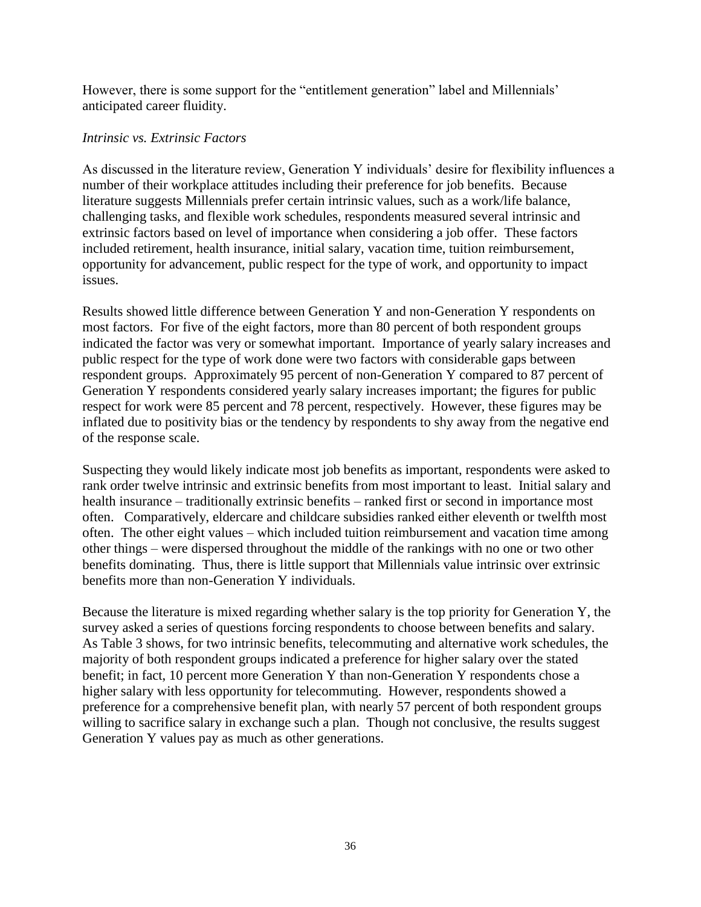However, there is some support for the “entitlement generation” label and Millennials’ anticipated career fluidity.

*Intrinsic vs. Extrinsic Factors*

As discussed in the literature review, Generation Y individuals’ desire for flexibility influences a number of their workplace attitudes including their preference for job benefits. Because literature suggests Millennials prefer certain intrinsic values, such as a work/life balance, challenging tasks, and flexible work schedules, respondents measured several intrinsic and extrinsic factors based on level of importance when considering a job offer. These factors included retirement, health insurance, initial salary, vacation time, tuition reimbursement, opportunity for advancement, public respect for the type of work, and opportunity to impact issues.

Results showed little difference between Generation Y and non-Generation Y respondents on most factors. For five of the eight factors, more than 80 percent of both respondent groups indicated the factor was very or somewhat important. Importance of yearly salary increases and public respect for the type of work done were two factors with considerable gaps between respondent groups. Approximately 95 percent of non-Generation Y compared to 87 percent of Generation Y respondents considered yearly salary increases important; the figures for public respect for work were 85 percent and 78 percent, respectively. However, these figures may be inflated due to positivity bias or the tendency by respondents to shy away from the negative end of the response scale.

Suspecting they would likely indicate most job benefits as important, respondents were asked to rank order twelve intrinsic and extrinsic benefits from most important to least. Initial salary and health insurance – traditionally extrinsic benefits – ranked first or second in importance most often. Comparatively, eldercare and childcare subsidies ranked either eleventh or twelfth most often. The other eight values – which included tuition reimbursement and vacation time among other things – were dispersed throughout the middle of the rankings with no one or two other benefits dominating. Thus, there is little support that Millennials value intrinsic over extrinsic benefits more than non-Generation Y individuals.

Because the literature is mixed regarding whether salary is the top priority for Generation Y, the survey asked a series of questions forcing respondents to choose between benefits and salary. As Table 3 shows, for two intrinsic benefits, telecommuting and alternative work schedules, the majority of both respondent groups indicated a preference for higher salary over the stated benefit; in fact, 10 percent more Generation Y than non-Generation Y respondents chose a higher salary with less opportunity for telecommuting. However, respondents showed a preference for a comprehensive benefit plan, with nearly 57 percent of both respondent groups willing to sacrifice salary in exchange such a plan. Though not conclusive, the results suggest Generation Y values pay as much as other generations.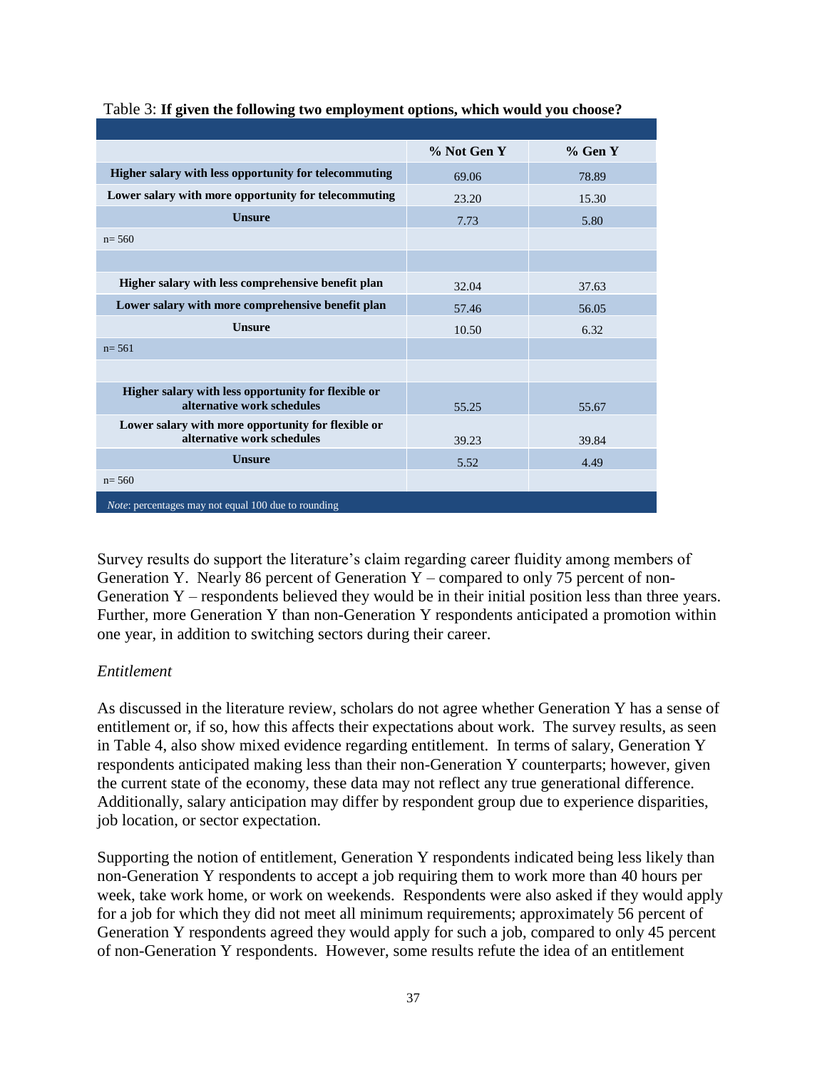Table 3: **If given the following two employment options, which would you choose?**

| | % Not Gen Y | % Gen Y |
|---|---|---|
| **Higher salary with less opportunity for telecommuting** | 69.06 | 78.89 |
| **Lower salary with more opportunity for telecommuting** | 23.20 | 15.30 |
| **Unsure** | 7.73 | 5.80 |
| n= 560 | | |
| | | |
| **Higher salary with less comprehensive benefit plan** | 32.04 | 37.63 |
| **Lower salary with more comprehensive benefit plan** | 57.46 | 56.05 |
| **Unsure** | 10.50 | 6.32 |
| n= 561 | | |
| | | |
| **Higher salary with less opportunity for flexible or alternative work schedules** | 55.25 | 55.67 |
| **Lower salary with more opportunity for flexible or alternative work schedules** | 39.23 | 39.84 |
| **Unsure** | 5.52 | 4.49 |
| n= 560 | | |

*Note*: percentages may not equal 100 due to rounding

Survey results do support the literature's claim regarding career fluidity among members of Generation Y. Nearly 86 percent of Generation Y – compared to only 75 percent of non-Generation Y – respondents believed they would be in their initial position less than three years. Further, more Generation Y than non-Generation Y respondents anticipated a promotion within one year, in addition to switching sectors during their career.

*Entitlement*

As discussed in the literature review, scholars do not agree whether Generation Y has a sense of entitlement or, if so, how this affects their expectations about work. The survey results, as seen in Table 4, also show mixed evidence regarding entitlement. In terms of salary, Generation Y respondents anticipated making less than their non-Generation Y counterparts; however, given the current state of the economy, these data may not reflect any true generational difference. Additionally, salary anticipation may differ by respondent group due to experience disparities, job location, or sector expectation.

Supporting the notion of entitlement, Generation Y respondents indicated being less likely than non-Generation Y respondents to accept a job requiring them to work more than 40 hours per week, take work home, or work on weekends. Respondents were also asked if they would apply for a job for which they did not meet all minimum requirements; approximately 56 percent of Generation Y respondents agreed they would apply for such a job, compared to only 45 percent of non-Generation Y respondents. However, some results refute the idea of an entitlement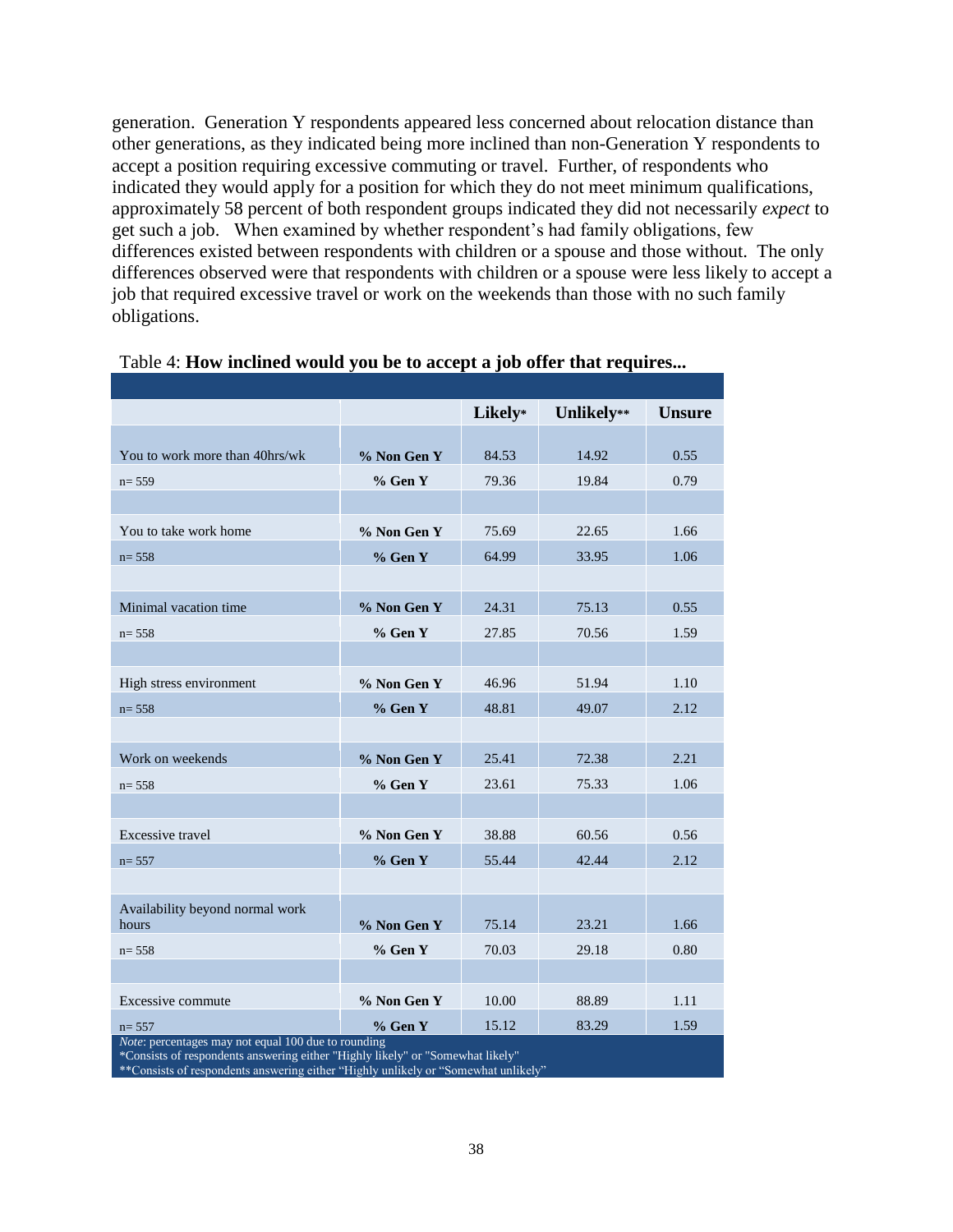generation. Generation Y respondents appeared less concerned about relocation distance than other generations, as they indicated being more inclined than non-Generation Y respondents to accept a position requiring excessive commuting or travel. Further, of respondents who indicated they would apply for a position for which they do not meet minimum qualifications, approximately 58 percent of both respondent groups indicated they did not necessarily *expect* to get such a job. When examined by whether respondent's had family obligations, few differences existed between respondents with children or a spouse and those without. The only differences observed were that respondents with children or a spouse were less likely to accept a job that required excessive travel or work on the weekends than those with no such family obligations.

Table 4: **How inclined would you be to accept a job offer that requires...**

| | | Likely* | Unlikely** | Unsure |
|---|---|---|---|---|
| You to work more than 40hrs/wk | **% Non Gen Y** | 84.53 | 14.92 | 0.55 |
| n= 559 | **% Gen Y** | 79.36 | 19.84 | 0.79 |
| You to take work home | **% Non Gen Y** | 75.69 | 22.65 | 1.66 |
| n= 558 | **% Gen Y** | 64.99 | 33.95 | 1.06 |
| Minimal vacation time | **% Non Gen Y** | 24.31 | 75.13 | 0.55 |
| n= 558 | **% Gen Y** | 27.85 | 70.56 | 1.59 |
| High stress environment | **% Non Gen Y** | 46.96 | 51.94 | 1.10 |
| n= 558 | **% Gen Y** | 48.81 | 49.07 | 2.12 |
| Work on weekends | **% Non Gen Y** | 25.41 | 72.38 | 2.21 |
| n= 558 | **% Gen Y** | 23.61 | 75.33 | 1.06 |
| Excessive travel | **% Non Gen Y** | 38.88 | 60.56 | 0.56 |
| n= 557 | **% Gen Y** | 55.44 | 42.44 | 2.12 |
| Availability beyond normal work hours | **% Non Gen Y** | 75.14 | 23.21 | 1.66 |
| n= 558 | **% Gen Y** | 70.03 | 29.18 | 0.80 |
| Excessive commute | **% Non Gen Y** | 10.00 | 88.89 | 1.11 |
| n= 557 | **% Gen Y** | 15.12 | 83.29 | 1.59 |

*Note*: percentages may not equal 100 due to rounding
*Consists of respondents answering either "Highly likely" or "Somewhat likely"
**Consists of respondents answering either "Highly unlikely or "Somewhat unlikely"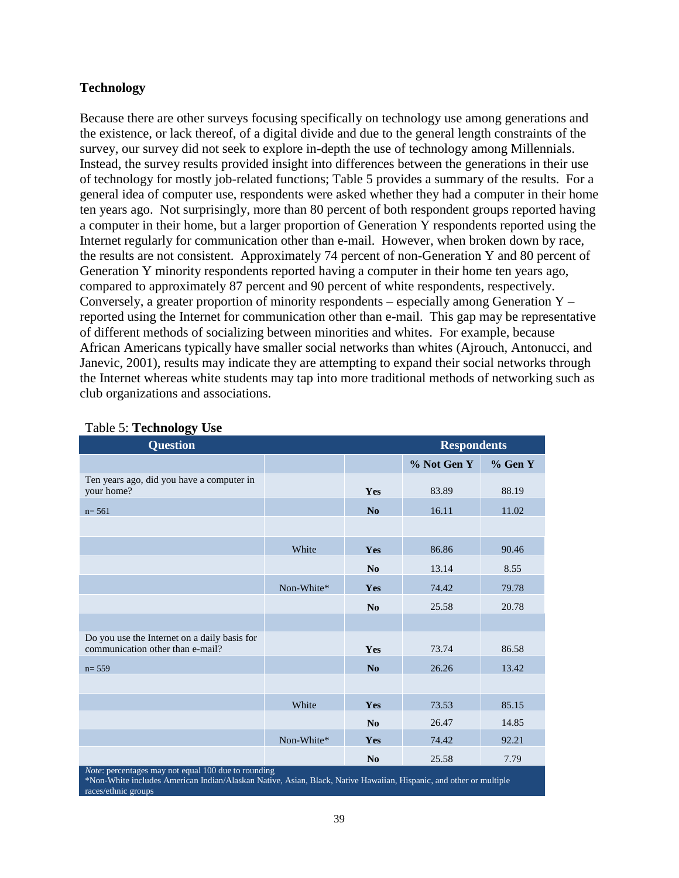**Technology**

Because there are other surveys focusing specifically on technology use among generations and the existence, or lack thereof, of a digital divide and due to the general length constraints of the survey, our survey did not seek to explore in-depth the use of technology among Millennials. Instead, the survey results provided insight into differences between the generations in their use of technology for mostly job-related functions; Table 5 provides a summary of the results. For a general idea of computer use, respondents were asked whether they had a computer in their home ten years ago. Not surprisingly, more than 80 percent of both respondent groups reported having a computer in their home, but a larger proportion of Generation Y respondents reported using the Internet regularly for communication other than e-mail. However, when broken down by race, the results are not consistent. Approximately 74 percent of non-Generation Y and 80 percent of Generation Y minority respondents reported having a computer in their home ten years ago, compared to approximately 87 percent and 90 percent of white respondents, respectively. Conversely, a greater proportion of minority respondents – especially among Generation Y – reported using the Internet for communication other than e-mail. This gap may be representative of different methods of socializing between minorities and whites. For example, because African Americans typically have smaller social networks than whites (Ajrouch, Antonucci, and Janevic, 2001), results may indicate they are attempting to expand their social networks through the Internet whereas white students may tap into more traditional methods of networking such as club organizations and associations.

Table 5: **Technology Use**

| Question | | | Respondents | |
|---|---|---|---|---|
| | | | % Not Gen Y | % Gen Y |
| Ten years ago, did you have a computer in your home? | | Yes | 83.89 | 88.19 |
| n= 561 | | No | 16.11 | 11.02 |
| | | | | |
| | White | Yes | 86.86 | 90.46 |
| | | No | 13.14 | 8.55 |
| | Non-White* | Yes | 74.42 | 79.78 |
| | | No | 25.58 | 20.78 |
| | | | | |
| Do you use the Internet on a daily basis for communication other than e-mail? | | Yes | 73.74 | 86.58 |
| n= 559 | | No | 26.26 | 13.42 |
| | | | | |
| | White | Yes | 73.53 | 85.15 |
| | | No | 26.47 | 14.85 |
| | Non-White* | Yes | 74.42 | 92.21 |
| | | No | 25.58 | 7.79 |

*Note*: percentages may not equal 100 due to rounding
*Non-White includes American Indian/Alaskan Native, Asian, Black, Native Hawaiian, Hispanic, and other or multiple races/ethnic groups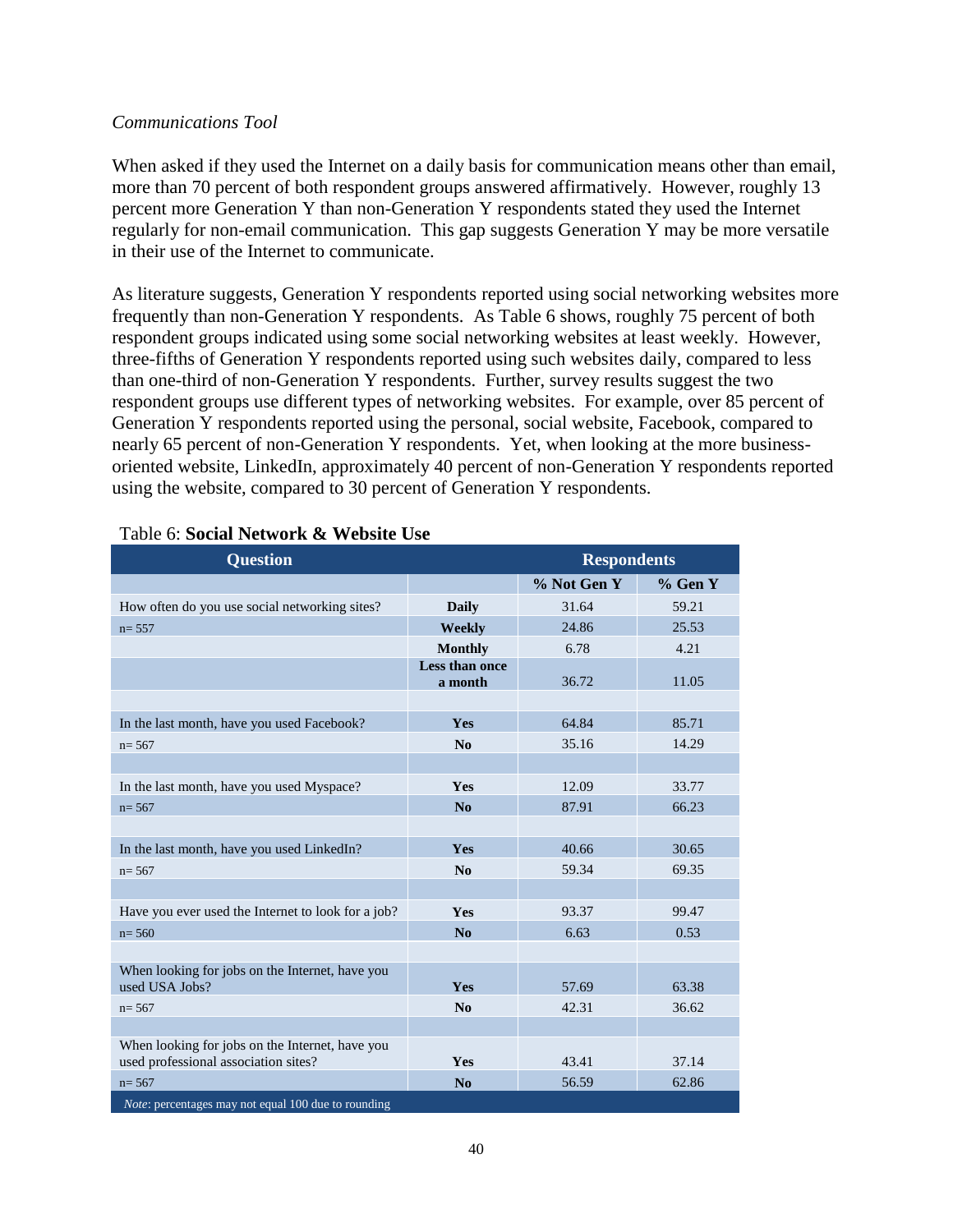*Communications Tool*

When asked if they used the Internet on a daily basis for communication means other than email, more than 70 percent of both respondent groups answered affirmatively. However, roughly 13 percent more Generation Y than non-Generation Y respondents stated they used the Internet regularly for non-email communication. This gap suggests Generation Y may be more versatile in their use of the Internet to communicate.

As literature suggests, Generation Y respondents reported using social networking websites more frequently than non-Generation Y respondents. As Table 6 shows, roughly 75 percent of both respondent groups indicated using some social networking websites at least weekly. However, three-fifths of Generation Y respondents reported using such websites daily, compared to less than one-third of non-Generation Y respondents. Further, survey results suggest the two respondent groups use different types of networking websites. For example, over 85 percent of Generation Y respondents reported using the personal, social website, Facebook, compared to nearly 65 percent of non-Generation Y respondents. Yet, when looking at the more business-oriented website, LinkedIn, approximately 40 percent of non-Generation Y respondents reported using the website, compared to 30 percent of Generation Y respondents.

Table 6: **Social Network & Website Use**

| Question | | Respondents | |
|---|---|---|---|
| | | **% Not Gen Y** | **% Gen Y** |
| How often do you use social networking sites? | **Daily** | 31.64 | 59.21 |
| n= 557 | **Weekly** | 24.86 | 25.53 |
| | **Monthly** | 6.78 | 4.21 |
| | **Less than once a month** | 36.72 | 11.05 |
| | | | |
| In the last month, have you used Facebook? | **Yes** | 64.84 | 85.71 |
| n= 567 | **No** | 35.16 | 14.29 |
| | | | |
| In the last month, have you used Myspace? | **Yes** | 12.09 | 33.77 |
| n= 567 | **No** | 87.91 | 66.23 |
| | | | |
| In the last month, have you used LinkedIn? | **Yes** | 40.66 | 30.65 |
| n= 567 | **No** | 59.34 | 69.35 |
| | | | |
| Have you ever used the Internet to look for a job? | **Yes** | 93.37 | 99.47 |
| n= 560 | **No** | 6.63 | 0.53 |
| | | | |
| When looking for jobs on the Internet, have you used USA Jobs? | **Yes** | 57.69 | 63.38 |
| n= 567 | **No** | 42.31 | 36.62 |
| | | | |
| When looking for jobs on the Internet, have you used professional association sites? | **Yes** | 43.41 | 37.14 |
| n= 567 | **No** | 56.59 | 62.86 |

*Note*: percentages may not equal 100 due to rounding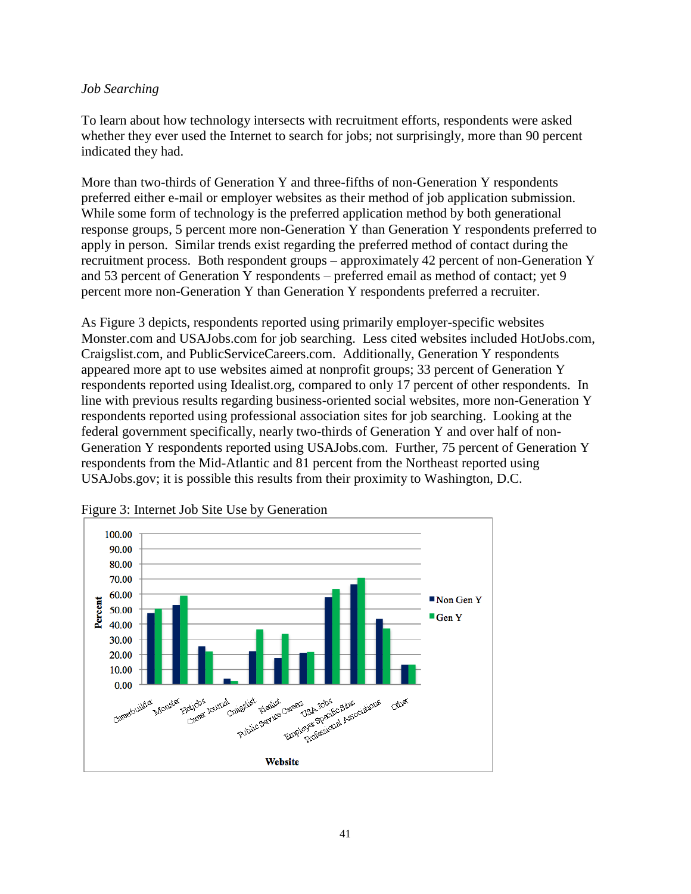*Job Searching*

To learn about how technology intersects with recruitment efforts, respondents were asked whether they ever used the Internet to search for jobs; not surprisingly, more than 90 percent indicated they had.

More than two-thirds of Generation Y and three-fifths of non-Generation Y respondents preferred either e-mail or employer websites as their method of job application submission. While some form of technology is the preferred application method by both generational response groups, 5 percent more non-Generation Y than Generation Y respondents preferred to apply in person. Similar trends exist regarding the preferred method of contact during the recruitment process. Both respondent groups – approximately 42 percent of non-Generation Y and 53 percent of Generation Y respondents – preferred email as method of contact; yet 9 percent more non-Generation Y than Generation Y respondents preferred a recruiter.

As Figure 3 depicts, respondents reported using primarily employer-specific websites Monster.com and USAJobs.com for job searching. Less cited websites included HotJobs.com, Craigslist.com, and PublicServiceCareers.com. Additionally, Generation Y respondents appeared more apt to use websites aimed at nonprofit groups; 33 percent of Generation Y respondents reported using Idealist.org, compared to only 17 percent of other respondents. In line with previous results regarding business-oriented social websites, more non-Generation Y respondents reported using professional association sites for job searching. Looking at the federal government specifically, nearly two-thirds of Generation Y and over half of non-Generation Y respondents reported using USAJobs.com. Further, 75 percent of Generation Y respondents from the Mid-Atlantic and 81 percent from the Northeast reported using USAJobs.gov; it is possible this results from their proximity to Washington, D.C.

Figure 3: Internet Job Site Use by Generation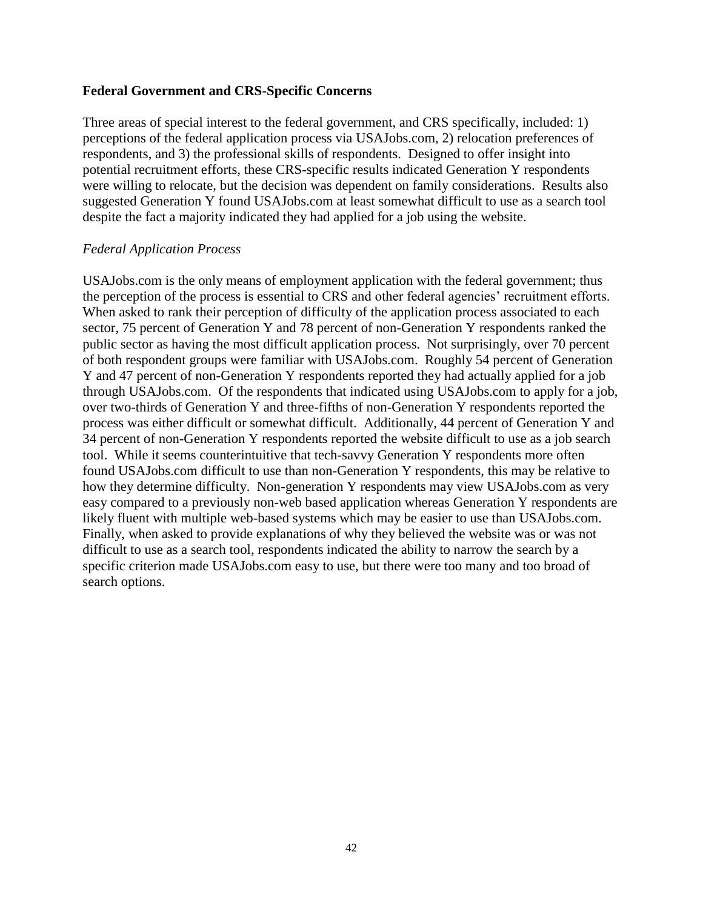## Federal Government and CRS-Specific Concerns

Three areas of special interest to the federal government, and CRS specifically, included: 1) perceptions of the federal application process via USAJobs.com, 2) relocation preferences of respondents, and 3) the professional skills of respondents. Designed to offer insight into potential recruitment efforts, these CRS-specific results indicated Generation Y respondents were willing to relocate, but the decision was dependent on family considerations. Results also suggested Generation Y found USAJobs.com at least somewhat difficult to use as a search tool despite the fact a majority indicated they had applied for a job using the website.

### *Federal Application Process*

USAJobs.com is the only means of employment application with the federal government; thus the perception of the process is essential to CRS and other federal agencies' recruitment efforts. When asked to rank their perception of difficulty of the application process associated to each sector, 75 percent of Generation Y and 78 percent of non-Generation Y respondents ranked the public sector as having the most difficult application process. Not surprisingly, over 70 percent of both respondent groups were familiar with USAJobs.com. Roughly 54 percent of Generation Y and 47 percent of non-Generation Y respondents reported they had actually applied for a job through USAJobs.com. Of the respondents that indicated using USAJobs.com to apply for a job, over two-thirds of Generation Y and three-fifths of non-Generation Y respondents reported the process was either difficult or somewhat difficult. Additionally, 44 percent of Generation Y and 34 percent of non-Generation Y respondents reported the website difficult to use as a job search tool. While it seems counterintuitive that tech-savvy Generation Y respondents more often found USAJobs.com difficult to use than non-Generation Y respondents, this may be relative to how they determine difficulty. Non-generation Y respondents may view USAJobs.com as very easy compared to a previously non-web based application whereas Generation Y respondents are likely fluent with multiple web-based systems which may be easier to use than USAJobs.com. Finally, when asked to provide explanations of why they believed the website was or was not difficult to use as a search tool, respondents indicated the ability to narrow the search by a specific criterion made USAJobs.com easy to use, but there were too many and too broad of search options.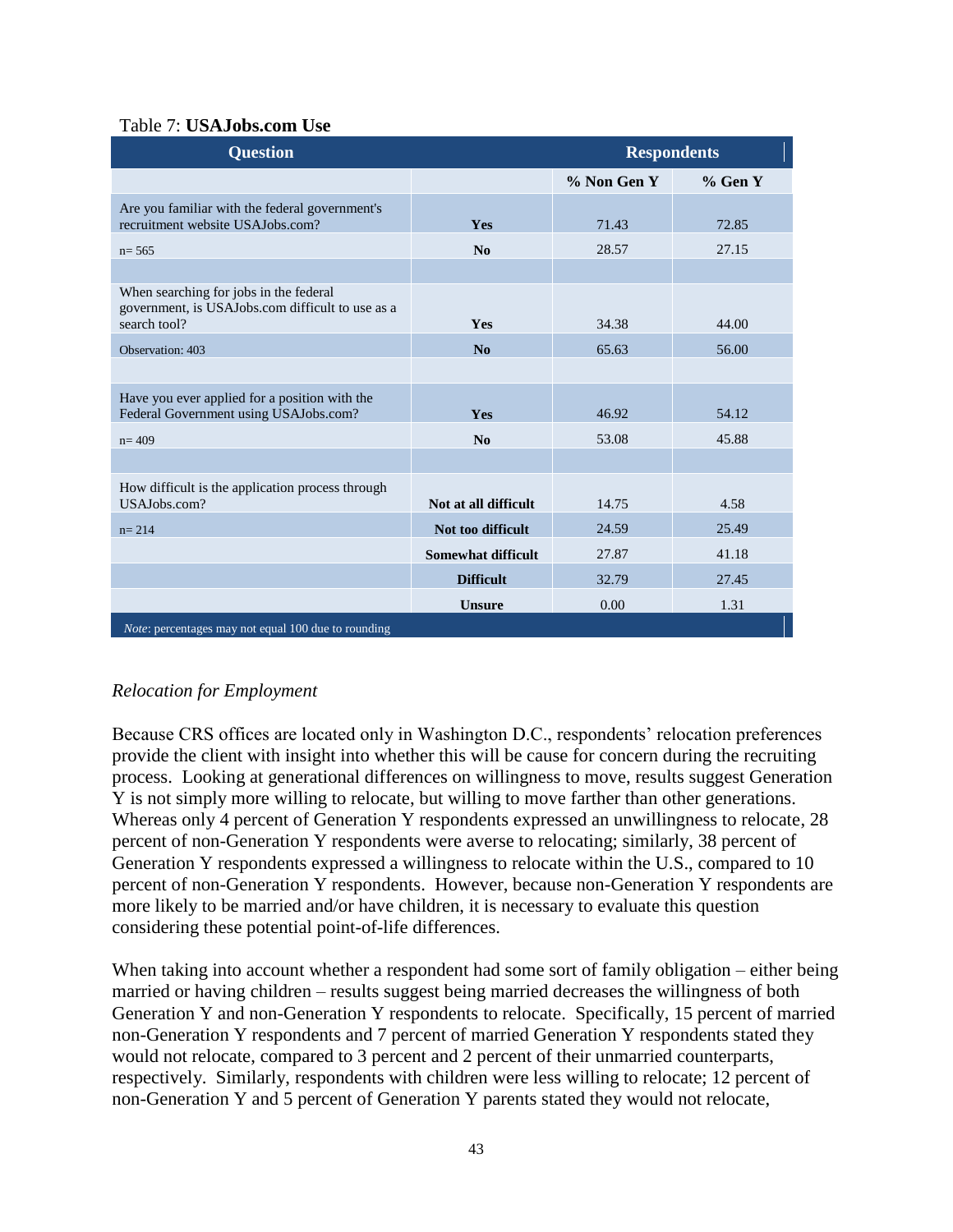Table 7: **USAJobs.com Use**

| Question | | Respondents | |
|---|---|---|---|
| | | % Non Gen Y | % Gen Y |
| Are you familiar with the federal government's recruitment website USAJobs.com? | **Yes** | 71.43 | 72.85 |
| n= 565 | **No** | 28.57 | 27.15 |
| | | | |
| When searching for jobs in the federal government, is USAJobs.com difficult to use as a search tool? | **Yes** | 34.38 | 44.00 |
| Observation: 403 | **No** | 65.63 | 56.00 |
| | | | |
| Have you ever applied for a position with the Federal Government using USAJobs.com? | **Yes** | 46.92 | 54.12 |
| n= 409 | **No** | 53.08 | 45.88 |
| | | | |
| How difficult is the application process through USAJobs.com? | **Not at all difficult** | 14.75 | 4.58 |
| n= 214 | **Not too difficult** | 24.59 | 25.49 |
| | **Somewhat difficult** | 27.87 | 41.18 |
| | **Difficult** | 32.79 | 27.45 |
| | **Unsure** | 0.00 | 1.31 |

*Note*: percentages may not equal 100 due to rounding

*Relocation for Employment*

Because CRS offices are located only in Washington D.C., respondents' relocation preferences provide the client with insight into whether this will be cause for concern during the recruiting process. Looking at generational differences on willingness to move, results suggest Generation Y is not simply more willing to relocate, but willing to move farther than other generations. Whereas only 4 percent of Generation Y respondents expressed an unwillingness to relocate, 28 percent of non-Generation Y respondents were averse to relocating; similarly, 38 percent of Generation Y respondents expressed a willingness to relocate within the U.S., compared to 10 percent of non-Generation Y respondents. However, because non-Generation Y respondents are more likely to be married and/or have children, it is necessary to evaluate this question considering these potential point-of-life differences.

When taking into account whether a respondent had some sort of family obligation – either being married or having children – results suggest being married decreases the willingness of both Generation Y and non-Generation Y respondents to relocate. Specifically, 15 percent of married non-Generation Y respondents and 7 percent of married Generation Y respondents stated they would not relocate, compared to 3 percent and 2 percent of their unmarried counterparts, respectively. Similarly, respondents with children were less willing to relocate; 12 percent of non-Generation Y and 5 percent of Generation Y parents stated they would not relocate,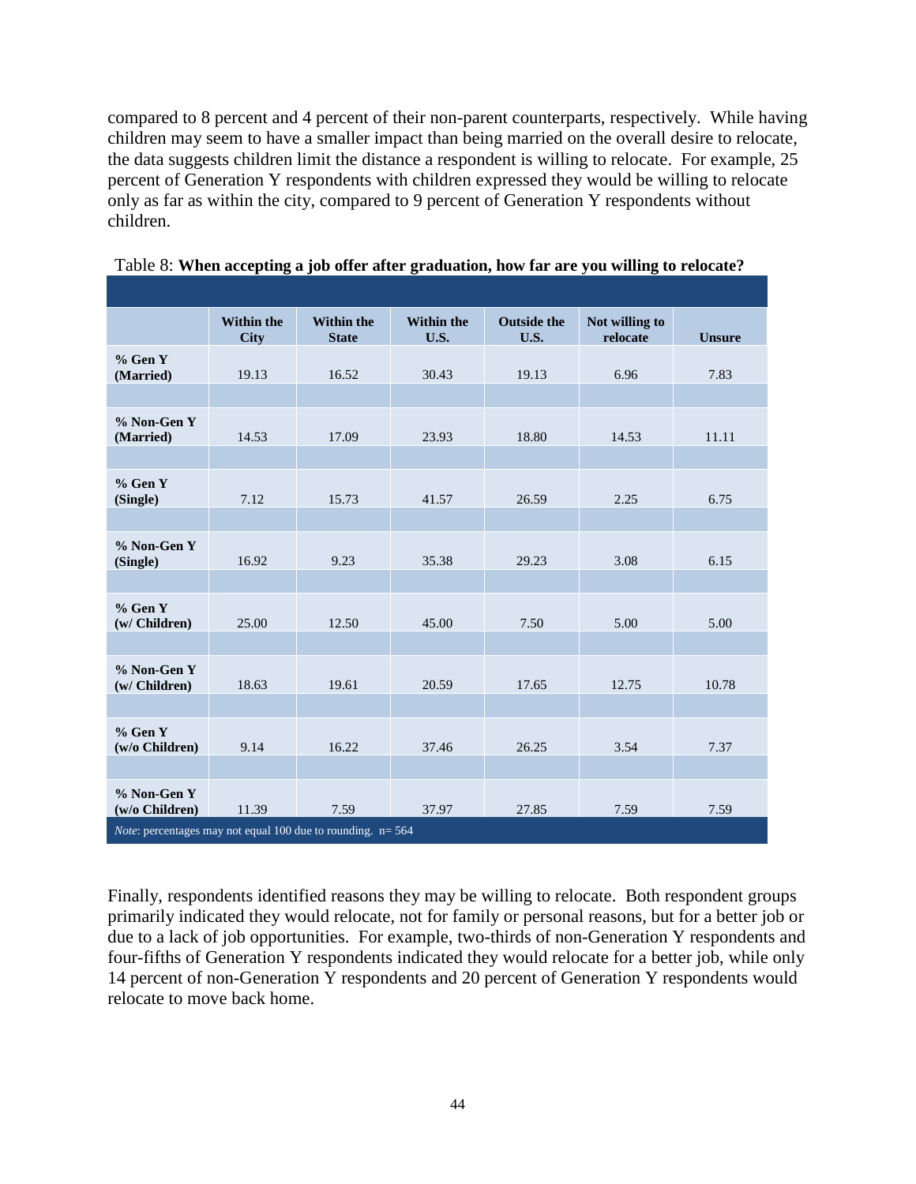compared to 8 percent and 4 percent of their non-parent counterparts, respectively. While having children may seem to have a smaller impact than being married on the overall desire to relocate, the data suggests children limit the distance a respondent is willing to relocate. For example, 25 percent of Generation Y respondents with children expressed they would be willing to relocate only as far as within the city, compared to 9 percent of Generation Y respondents without children.

Table 8: **When accepting a job offer after graduation, how far are you willing to relocate?**

| | Within the City | Within the State | Within the U.S. | Outside the U.S. | Not willing to relocate | Unsure |
|---|---|---|---|---|---|---|
| **% Gen Y (Married)** | 19.13 | 16.52 | 30.43 | 19.13 | 6.96 | 7.83 |
| **% Non-Gen Y (Married)** | 14.53 | 17.09 | 23.93 | 18.80 | 14.53 | 11.11 |
| **% Gen Y (Single)** | 7.12 | 15.73 | 41.57 | 26.59 | 2.25 | 6.75 |
| **% Non-Gen Y (Single)** | 16.92 | 9.23 | 35.38 | 29.23 | 3.08 | 6.15 |
| **% Gen Y (w/ Children)** | 25.00 | 12.50 | 45.00 | 7.50 | 5.00 | 5.00 |
| **% Non-Gen Y (w/ Children)** | 18.63 | 19.61 | 20.59 | 17.65 | 12.75 | 10.78 |
| **% Gen Y (w/o Children)** | 9.14 | 16.22 | 37.46 | 26.25 | 3.54 | 7.37 |
| **% Non-Gen Y (w/o Children)** | 11.39 | 7.59 | 37.97 | 27.85 | 7.59 | 7.59 |

*Note*: percentages may not equal 100 due to rounding. n= 564

Finally, respondents identified reasons they may be willing to relocate. Both respondent groups primarily indicated they would relocate, not for family or personal reasons, but for a better job or due to a lack of job opportunities. For example, two-thirds of non-Generation Y respondents and four-fifths of Generation Y respondents indicated they would relocate for a better job, while only 14 percent of non-Generation Y respondents and 20 percent of Generation Y respondents would relocate to move back home.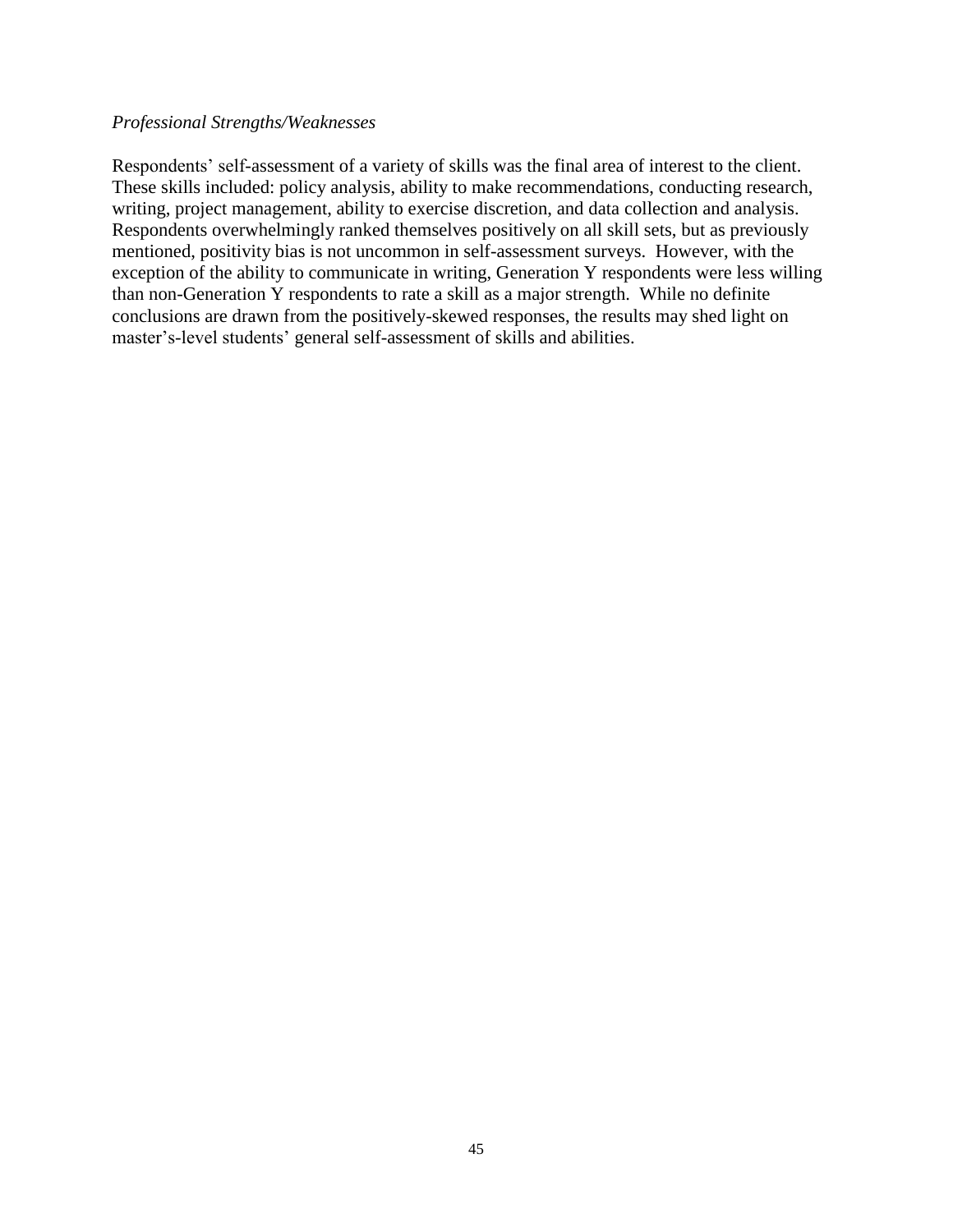*Professional Strengths/Weaknesses*

Respondents' self-assessment of a variety of skills was the final area of interest to the client. These skills included: policy analysis, ability to make recommendations, conducting research, writing, project management, ability to exercise discretion, and data collection and analysis. Respondents overwhelmingly ranked themselves positively on all skill sets, but as previously mentioned, positivity bias is not uncommon in self-assessment surveys. However, with the exception of the ability to communicate in writing, Generation Y respondents were less willing than non-Generation Y respondents to rate a skill as a major strength. While no definite conclusions are drawn from the positively-skewed responses, the results may shed light on master's-level students' general self-assessment of skills and abilities.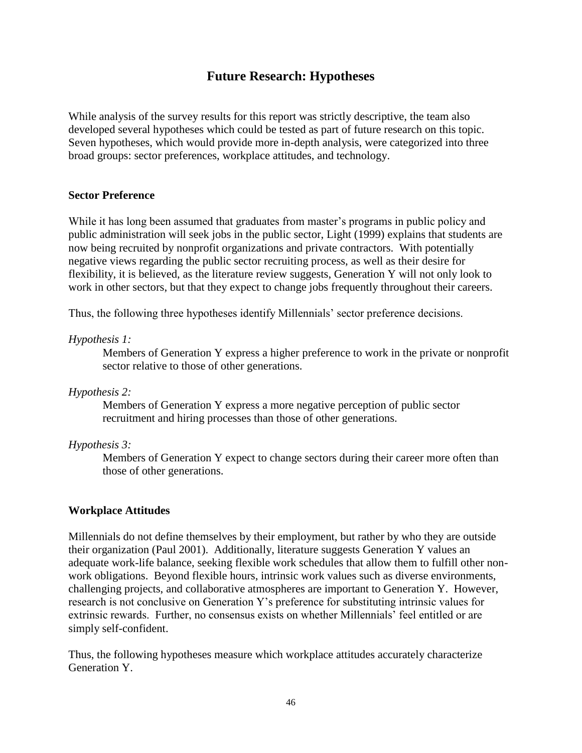## Future Research: Hypotheses

While analysis of the survey results for this report was strictly descriptive, the team also developed several hypotheses which could be tested as part of future research on this topic. Seven hypotheses, which would provide more in-depth analysis, were categorized into three broad groups: sector preferences, workplace attitudes, and technology.

### Sector Preference

While it has long been assumed that graduates from master's programs in public policy and public administration will seek jobs in the public sector, Light (1999) explains that students are now being recruited by nonprofit organizations and private contractors. With potentially negative views regarding the public sector recruiting process, as well as their desire for flexibility, it is believed, as the literature review suggests, Generation Y will not only look to work in other sectors, but that they expect to change jobs frequently throughout their careers.

Thus, the following three hypotheses identify Millennials' sector preference decisions.

*Hypothesis 1:*

> Members of Generation Y express a higher preference to work in the private or nonprofit sector relative to those of other generations.

*Hypothesis 2:*

> Members of Generation Y express a more negative perception of public sector recruitment and hiring processes than those of other generations.

*Hypothesis 3:*

> Members of Generation Y expect to change sectors during their career more often than those of other generations.

### Workplace Attitudes

Millennials do not define themselves by their employment, but rather by who they are outside their organization (Paul 2001). Additionally, literature suggests Generation Y values an adequate work-life balance, seeking flexible work schedules that allow them to fulfill other non-work obligations. Beyond flexible hours, intrinsic work values such as diverse environments, challenging projects, and collaborative atmospheres are important to Generation Y. However, research is not conclusive on Generation Y's preference for substituting intrinsic values for extrinsic rewards. Further, no consensus exists on whether Millennials' feel entitled or are simply self-confident.

Thus, the following hypotheses measure which workplace attitudes accurately characterize Generation Y.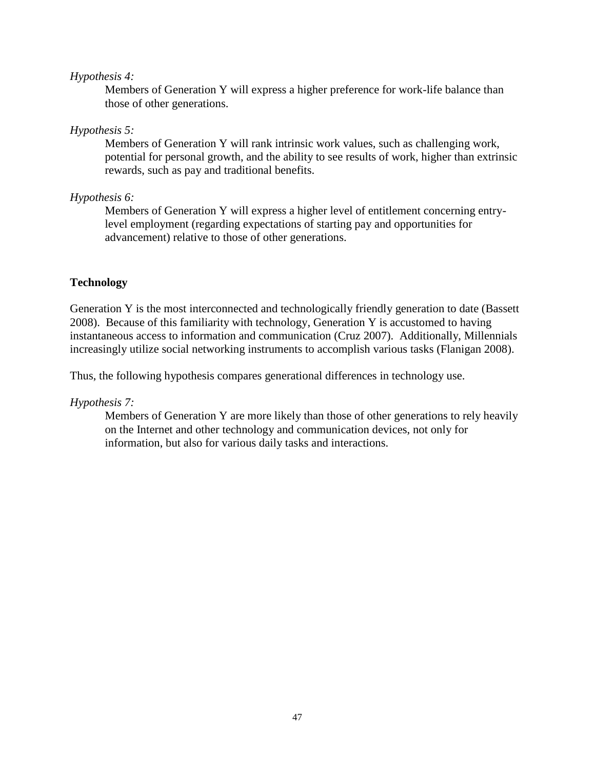*Hypothesis 4:*

Members of Generation Y will express a higher preference for work-life balance than those of other generations.

*Hypothesis 5:*

Members of Generation Y will rank intrinsic work values, such as challenging work, potential for personal growth, and the ability to see results of work, higher than extrinsic rewards, such as pay and traditional benefits.

*Hypothesis 6:*

Members of Generation Y will express a higher level of entitlement concerning entry-level employment (regarding expectations of starting pay and opportunities for advancement) relative to those of other generations.

**Technology**

Generation Y is the most interconnected and technologically friendly generation to date (Bassett 2008). Because of this familiarity with technology, Generation Y is accustomed to having instantaneous access to information and communication (Cruz 2007). Additionally, Millennials increasingly utilize social networking instruments to accomplish various tasks (Flanigan 2008).

Thus, the following hypothesis compares generational differences in technology use.

*Hypothesis 7:*

Members of Generation Y are more likely than those of other generations to rely heavily on the Internet and other technology and communication devices, not only for information, but also for various daily tasks and interactions.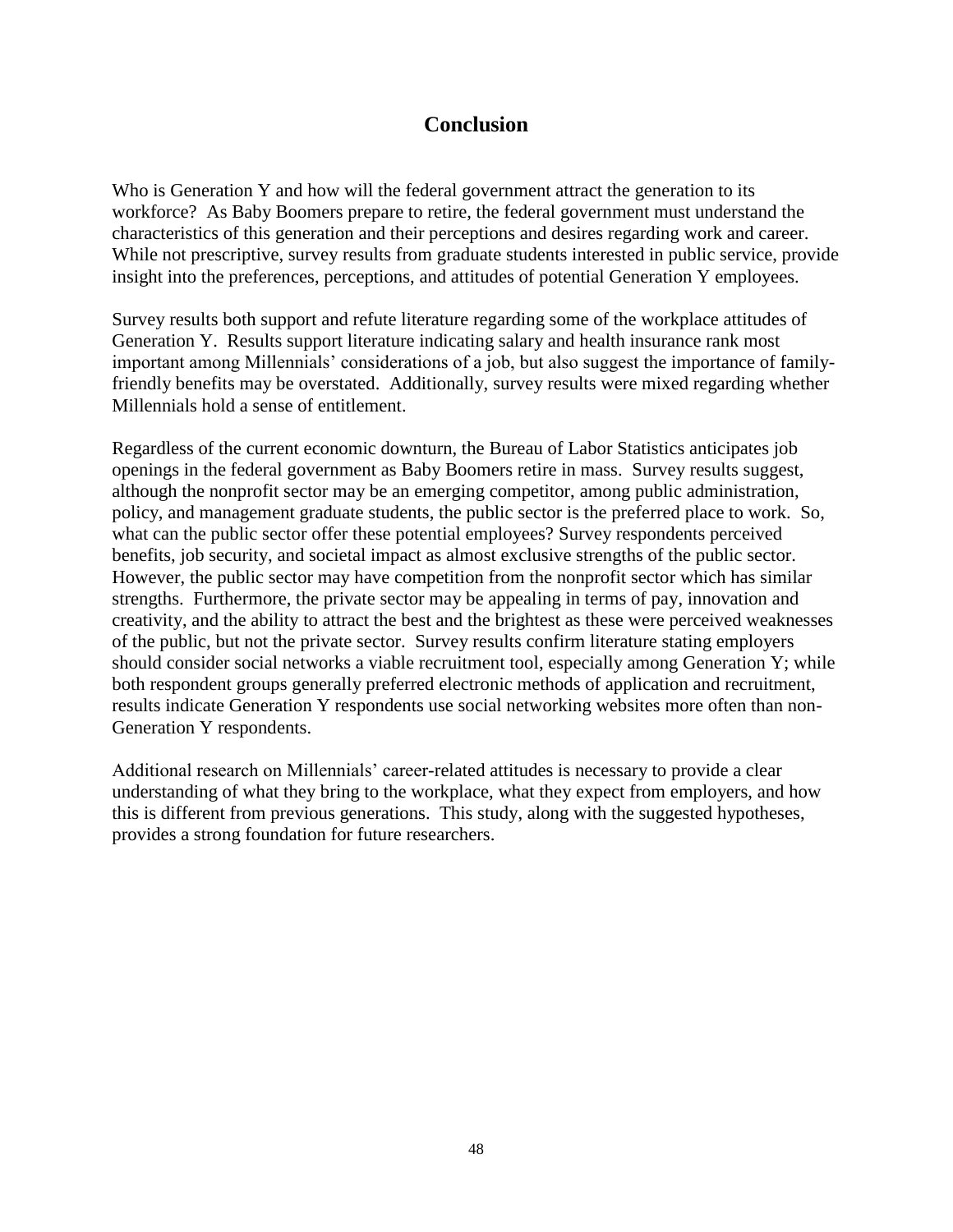# Conclusion

Who is Generation Y and how will the federal government attract the generation to its workforce? As Baby Boomers prepare to retire, the federal government must understand the characteristics of this generation and their perceptions and desires regarding work and career. While not prescriptive, survey results from graduate students interested in public service, provide insight into the preferences, perceptions, and attitudes of potential Generation Y employees.

Survey results both support and refute literature regarding some of the workplace attitudes of Generation Y. Results support literature indicating salary and health insurance rank most important among Millennials' considerations of a job, but also suggest the importance of family-friendly benefits may be overstated. Additionally, survey results were mixed regarding whether Millennials hold a sense of entitlement.

Regardless of the current economic downturn, the Bureau of Labor Statistics anticipates job openings in the federal government as Baby Boomers retire in mass. Survey results suggest, although the nonprofit sector may be an emerging competitor, among public administration, policy, and management graduate students, the public sector is the preferred place to work. So, what can the public sector offer these potential employees? Survey respondents perceived benefits, job security, and societal impact as almost exclusive strengths of the public sector. However, the public sector may have competition from the nonprofit sector which has similar strengths. Furthermore, the private sector may be appealing in terms of pay, innovation and creativity, and the ability to attract the best and the brightest as these were perceived weaknesses of the public, but not the private sector. Survey results confirm literature stating employers should consider social networks a viable recruitment tool, especially among Generation Y; while both respondent groups generally preferred electronic methods of application and recruitment, results indicate Generation Y respondents use social networking websites more often than non-Generation Y respondents.

Additional research on Millennials' career-related attitudes is necessary to provide a clear understanding of what they bring to the workplace, what they expect from employers, and how this is different from previous generations. This study, along with the suggested hypotheses, provides a strong foundation for future researchers.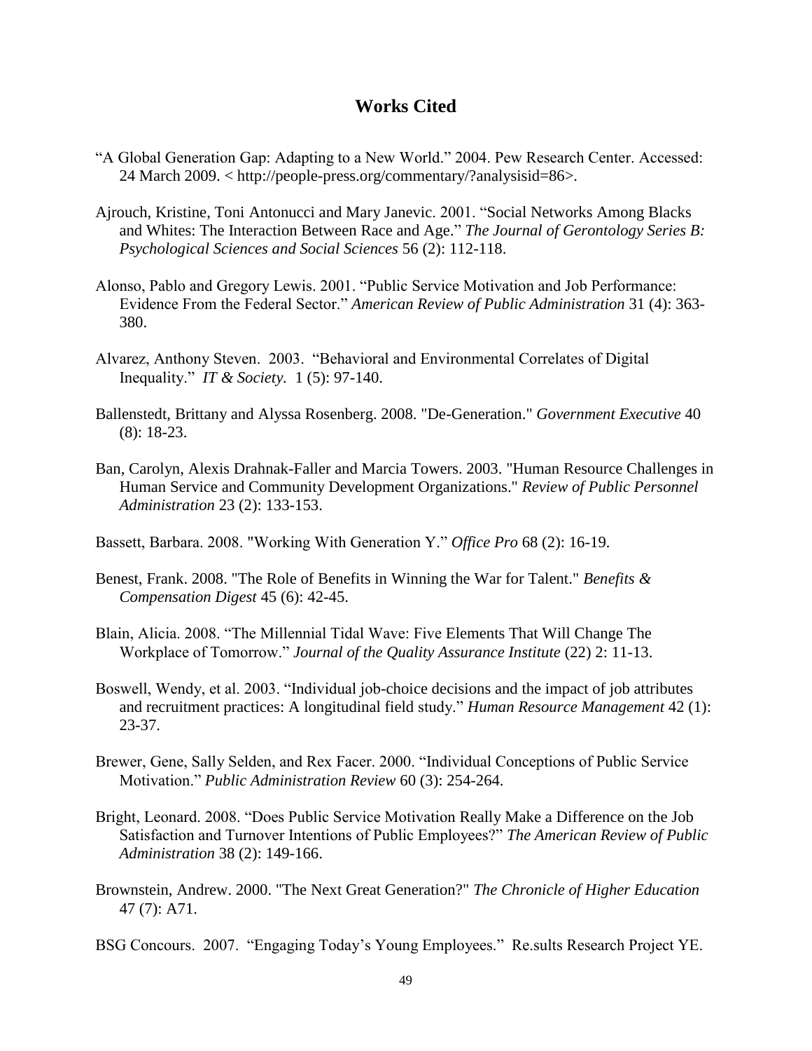## Works Cited

"A Global Generation Gap: Adapting to a New World." 2004. Pew Research Center. Accessed: 24 March 2009. < http://people-press.org/commentary/?analysisid=86>.

Ajrouch, Kristine, Toni Antonucci and Mary Janevic. 2001. "Social Networks Among Blacks and Whites: The Interaction Between Race and Age." *The Journal of Gerontology Series B: Psychological Sciences and Social Sciences* 56 (2): 112-118.

Alonso, Pablo and Gregory Lewis. 2001. "Public Service Motivation and Job Performance: Evidence From the Federal Sector." *American Review of Public Administration* 31 (4): 363-380.

Alvarez, Anthony Steven. 2003. "Behavioral and Environmental Correlates of Digital Inequality." *IT & Society.* 1 (5): 97-140.

Ballenstedt, Brittany and Alyssa Rosenberg. 2008. "De-Generation." *Government Executive* 40 (8): 18-23.

Ban, Carolyn, Alexis Drahnak-Faller and Marcia Towers. 2003. "Human Resource Challenges in Human Service and Community Development Organizations." *Review of Public Personnel Administration* 23 (2): 133-153.

Bassett, Barbara. 2008. "Working With Generation Y." *Office Pro* 68 (2): 16-19.

Benest, Frank. 2008. "The Role of Benefits in Winning the War for Talent." *Benefits & Compensation Digest* 45 (6): 42-45.

Blain, Alicia. 2008. "The Millennial Tidal Wave: Five Elements That Will Change The Workplace of Tomorrow." *Journal of the Quality Assurance Institute* (22) 2: 11-13.

Boswell, Wendy, et al. 2003. "Individual job-choice decisions and the impact of job attributes and recruitment practices: A longitudinal field study." *Human Resource Management* 42 (1): 23-37.

Brewer, Gene, Sally Selden, and Rex Facer. 2000. "Individual Conceptions of Public Service Motivation." *Public Administration Review* 60 (3): 254-264.

Bright, Leonard. 2008. "Does Public Service Motivation Really Make a Difference on the Job Satisfaction and Turnover Intentions of Public Employees?" *The American Review of Public Administration* 38 (2): 149-166.

Brownstein, Andrew. 2000. "The Next Great Generation?" *The Chronicle of Higher Education* 47 (7): A71.

BSG Concours. 2007. "Engaging Today's Young Employees." Re.sults Research Project YE.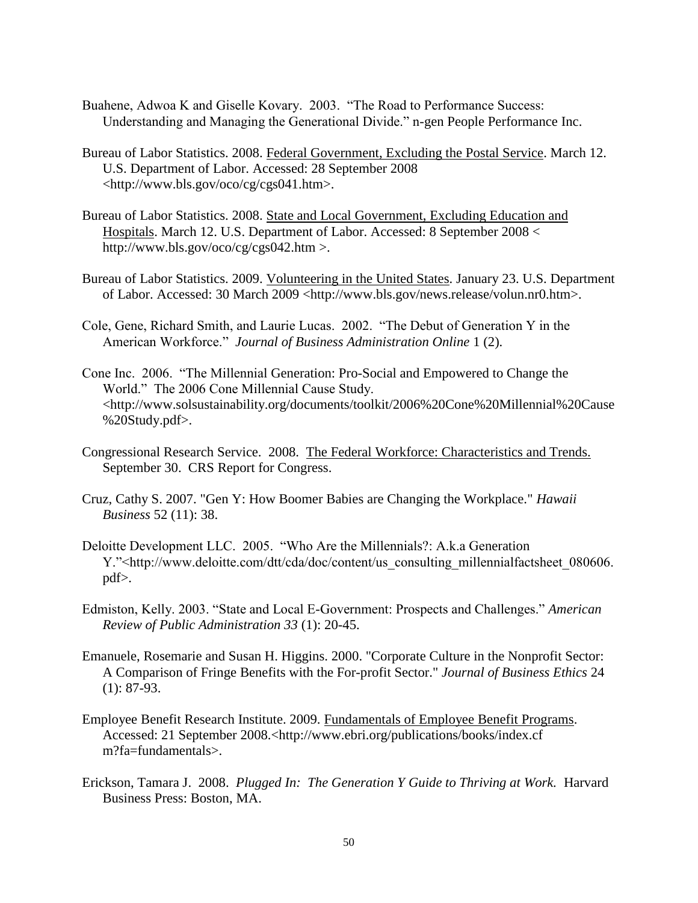Buahene, Adwoa K and Giselle Kovary. 2003. "The Road to Performance Success: Understanding and Managing the Generational Divide." n-gen People Performance Inc.

Bureau of Labor Statistics. 2008. Federal Government, Excluding the Postal Service. March 12. U.S. Department of Labor. Accessed: 28 September 2008 <http://www.bls.gov/oco/cg/cgs041.htm>.

Bureau of Labor Statistics. 2008. State and Local Government, Excluding Education and Hospitals. March 12. U.S. Department of Labor. Accessed: 8 September 2008 < http://www.bls.gov/oco/cg/cgs042.htm >.

Bureau of Labor Statistics. 2009. Volunteering in the United States. January 23. U.S. Department of Labor. Accessed: 30 March 2009 <http://www.bls.gov/news.release/volun.nr0.htm>.

Cole, Gene, Richard Smith, and Laurie Lucas. 2002. "The Debut of Generation Y in the American Workforce." *Journal of Business Administration Online* 1 (2).

Cone Inc. 2006. "The Millennial Generation: Pro-Social and Empowered to Change the World." The 2006 Cone Millennial Cause Study. <http://www.solsustainability.org/documents/toolkit/2006%20Cone%20Millennial%20Cause%20Study.pdf>.

Congressional Research Service. 2008. The Federal Workforce: Characteristics and Trends. September 30. CRS Report for Congress.

Cruz, Cathy S. 2007. "Gen Y: How Boomer Babies are Changing the Workplace." *Hawaii Business* 52 (11): 38.

Deloitte Development LLC. 2005. "Who Are the Millennials?: A.k.a Generation Y."<http://www.deloitte.com/dtt/cda/doc/content/us_consulting_millennialfactsheet_080606.pdf>.

Edmiston, Kelly. 2003. "State and Local E-Government: Prospects and Challenges." *American Review of Public Administration 33* (1): 20-45.

Emanuele, Rosemarie and Susan H. Higgins. 2000. "Corporate Culture in the Nonprofit Sector: A Comparison of Fringe Benefits with the For-profit Sector." *Journal of Business Ethics* 24 (1): 87-93.

Employee Benefit Research Institute. 2009. Fundamentals of Employee Benefit Programs. Accessed: 21 September 2008.<http://www.ebri.org/publications/books/index.cfm?fa=fundamentals>.

Erickson, Tamara J. 2008. *Plugged In: The Generation Y Guide to Thriving at Work.* Harvard Business Press: Boston, MA.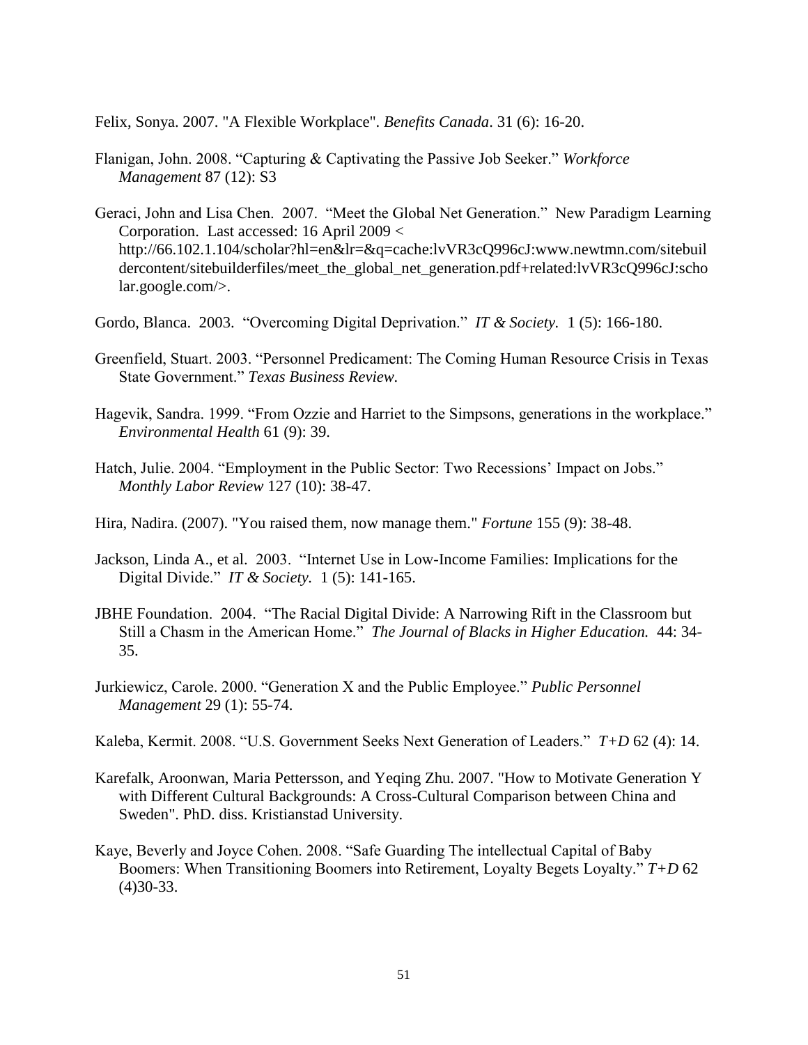Felix, Sonya. 2007. "A Flexible Workplace". *Benefits Canada*. 31 (6): 16-20.

Flanigan, John. 2008. "Capturing & Captivating the Passive Job Seeker." *Workforce Management* 87 (12): S3

Geraci, John and Lisa Chen. 2007. "Meet the Global Net Generation." New Paradigm Learning Corporation. Last accessed: 16 April 2009 < http://66.102.1.104/scholar?hl=en&lr=&q=cache:lvVR3cQ996cJ:www.newtmn.com/sitebuildercontent/sitebuilderfiles/meet_the_global_net_generation.pdf+related:lvVR3cQ996cJ:scholar.google.com/>.

Gordo, Blanca. 2003. "Overcoming Digital Deprivation." *IT & Society.* 1 (5): 166-180.

Greenfield, Stuart. 2003. "Personnel Predicament: The Coming Human Resource Crisis in Texas State Government." *Texas Business Review.*

Hagevik, Sandra. 1999. "From Ozzie and Harriet to the Simpsons, generations in the workplace." *Environmental Health* 61 (9): 39.

Hatch, Julie. 2004. "Employment in the Public Sector: Two Recessions' Impact on Jobs." *Monthly Labor Review* 127 (10): 38-47.

Hira, Nadira. (2007). "You raised them, now manage them." *Fortune* 155 (9): 38-48.

Jackson, Linda A., et al. 2003. "Internet Use in Low-Income Families: Implications for the Digital Divide." *IT & Society.* 1 (5): 141-165.

JBHE Foundation. 2004. "The Racial Digital Divide: A Narrowing Rift in the Classroom but Still a Chasm in the American Home." *The Journal of Blacks in Higher Education.* 44: 34-35.

Jurkiewicz, Carole. 2000. "Generation X and the Public Employee." *Public Personnel Management* 29 (1): 55-74.

Kaleba, Kermit. 2008. "U.S. Government Seeks Next Generation of Leaders." *T+D* 62 (4): 14.

Karefalk, Aroonwan, Maria Pettersson, and Yeqing Zhu. 2007. "How to Motivate Generation Y with Different Cultural Backgrounds: A Cross-Cultural Comparison between China and Sweden". PhD. diss. Kristianstad University.

Kaye, Beverly and Joyce Cohen. 2008. "Safe Guarding The intellectual Capital of Baby Boomers: When Transitioning Boomers into Retirement, Loyalty Begets Loyalty." *T+D* 62 (4)30-33.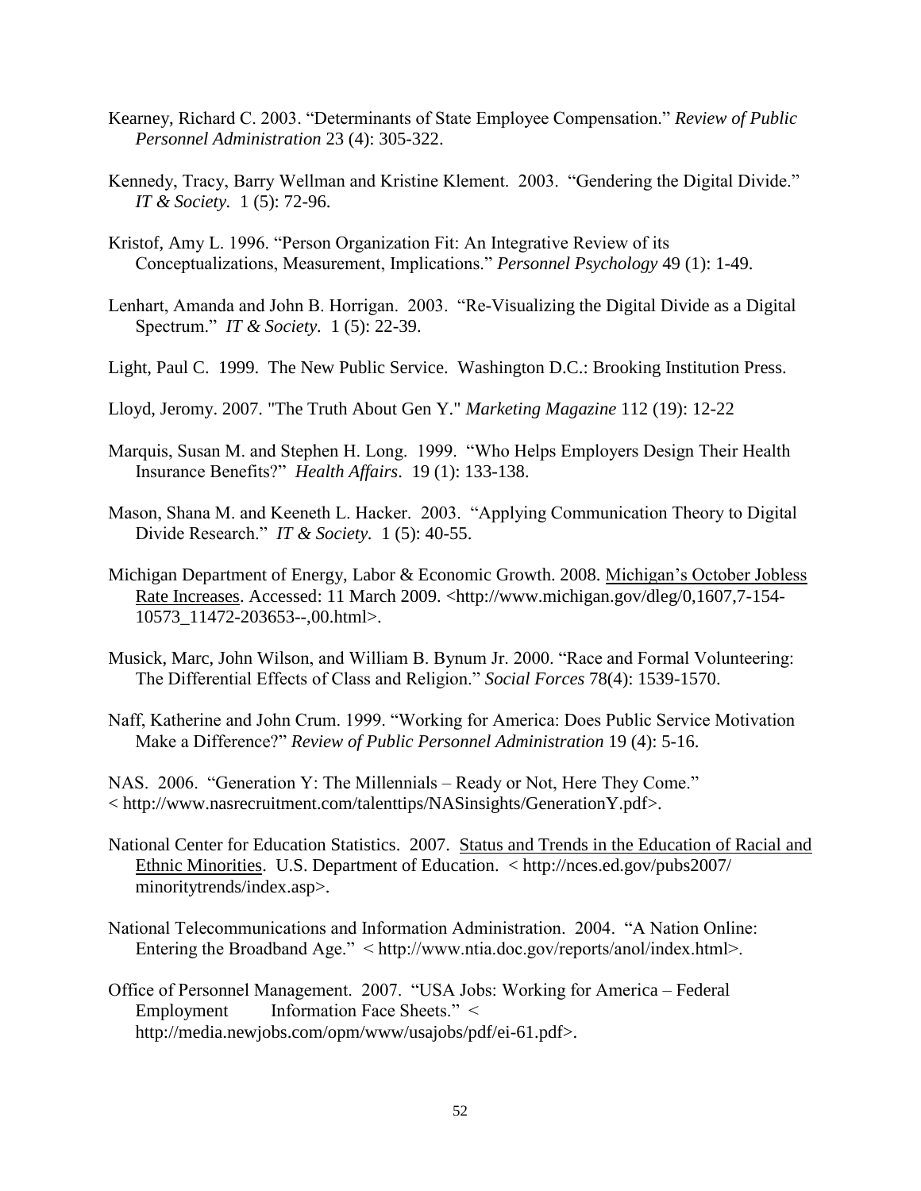Kearney, Richard C. 2003. "Determinants of State Employee Compensation." *Review of Public Personnel Administration* 23 (4): 305-322.

Kennedy, Tracy, Barry Wellman and Kristine Klement. 2003. "Gendering the Digital Divide." *IT & Society.* 1 (5): 72-96.

Kristof, Amy L. 1996. "Person Organization Fit: An Integrative Review of its Conceptualizations, Measurement, Implications." *Personnel Psychology* 49 (1): 1-49.

Lenhart, Amanda and John B. Horrigan. 2003. "Re-Visualizing the Digital Divide as a Digital Spectrum." *IT & Society*. 1 (5): 22-39.

Light, Paul C. 1999. The New Public Service. Washington D.C.: Brooking Institution Press.

Lloyd, Jeromy. 2007. "The Truth About Gen Y." *Marketing Magazine* 112 (19): 12-22

Marquis, Susan M. and Stephen H. Long. 1999. "Who Helps Employers Design Their Health Insurance Benefits?" *Health Affairs*. 19 (1): 133-138.

Mason, Shana M. and Keeneth L. Hacker. 2003. "Applying Communication Theory to Digital Divide Research." *IT & Society.* 1 (5): 40-55.

Michigan Department of Energy, Labor & Economic Growth. 2008. Michigan's October Jobless Rate Increases. Accessed: 11 March 2009. <http://www.michigan.gov/dleg/0,1607,7-154-10573_11472-203653--,00.html>.

Musick, Marc, John Wilson, and William B. Bynum Jr. 2000. "Race and Formal Volunteering: The Differential Effects of Class and Religion." *Social Forces* 78(4): 1539-1570.

Naff, Katherine and John Crum. 1999. "Working for America: Does Public Service Motivation Make a Difference?" *Review of Public Personnel Administration* 19 (4): 5-16.

NAS. 2006. "Generation Y: The Millennials – Ready or Not, Here They Come." < http://www.nasrecruitment.com/talenttips/NASinsights/GenerationY.pdf>.

National Center for Education Statistics. 2007. Status and Trends in the Education of Racial and Ethnic Minorities. U.S. Department of Education. < http://nces.ed.gov/pubs2007/minoritytrends/index.asp>.

National Telecommunications and Information Administration. 2004. "A Nation Online: Entering the Broadband Age." < http://www.ntia.doc.gov/reports/anol/index.html>.

Office of Personnel Management. 2007. "USA Jobs: Working for America – Federal Employment Information Face Sheets." < http://media.newjobs.com/opm/www/usajobs/pdf/ei-61.pdf>.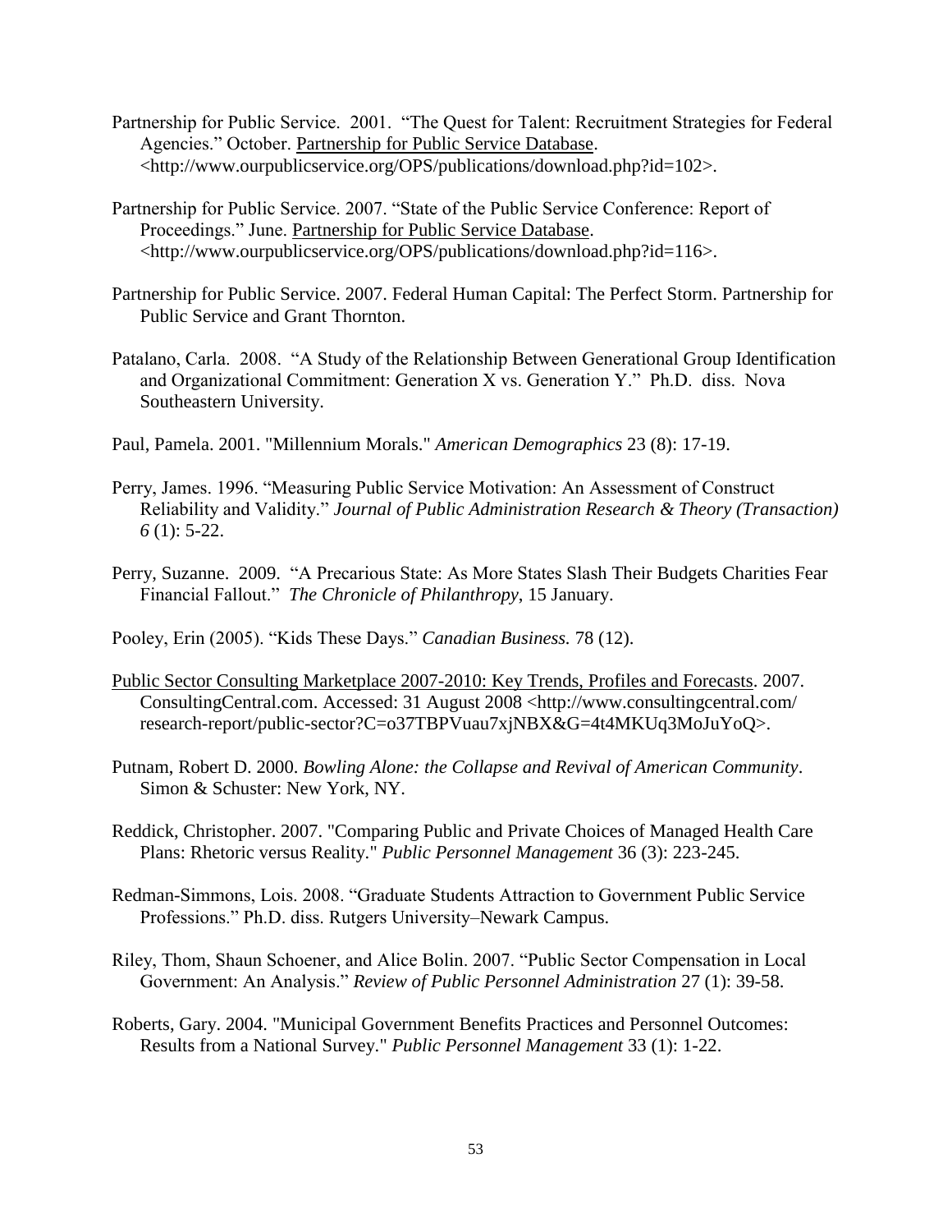Partnership for Public Service. 2001. "The Quest for Talent: Recruitment Strategies for Federal Agencies." October. Partnership for Public Service Database. <http://www.ourpublicservice.org/OPS/publications/download.php?id=102>.

Partnership for Public Service. 2007. "State of the Public Service Conference: Report of Proceedings." June. Partnership for Public Service Database. <http://www.ourpublicservice.org/OPS/publications/download.php?id=116>.

Partnership for Public Service. 2007. Federal Human Capital: The Perfect Storm. Partnership for Public Service and Grant Thornton.

Patalano, Carla. 2008. "A Study of the Relationship Between Generational Group Identification and Organizational Commitment: Generation X vs. Generation Y." Ph.D. diss. Nova Southeastern University.

Paul, Pamela. 2001. "Millennium Morals." *American Demographics* 23 (8): 17-19.

Perry, James. 1996. "Measuring Public Service Motivation: An Assessment of Construct Reliability and Validity." *Journal of Public Administration Research & Theory (Transaction) 6* (1): 5-22.

Perry, Suzanne. 2009. "A Precarious State: As More States Slash Their Budgets Charities Fear Financial Fallout." *The Chronicle of Philanthropy*, 15 January.

Pooley, Erin (2005). "Kids These Days." *Canadian Business.* 78 (12).

Public Sector Consulting Marketplace 2007-2010: Key Trends, Profiles and Forecasts. 2007. ConsultingCentral.com. Accessed: 31 August 2008 <http://www.consultingcentral.com/research-report/public-sector?C=o37TBPVuau7xjNBX&G=4t4MKUq3MoJuYoQ>.

Putnam, Robert D. 2000. *Bowling Alone: the Collapse and Revival of American Community*. Simon & Schuster: New York, NY.

Reddick, Christopher. 2007. "Comparing Public and Private Choices of Managed Health Care Plans: Rhetoric versus Reality." *Public Personnel Management* 36 (3): 223-245.

Redman-Simmons, Lois. 2008. "Graduate Students Attraction to Government Public Service Professions." Ph.D. diss. Rutgers University–Newark Campus.

Riley, Thom, Shaun Schoener, and Alice Bolin. 2007. "Public Sector Compensation in Local Government: An Analysis." *Review of Public Personnel Administration* 27 (1): 39-58.

Roberts, Gary. 2004. "Municipal Government Benefits Practices and Personnel Outcomes: Results from a National Survey." *Public Personnel Management* 33 (1): 1-22.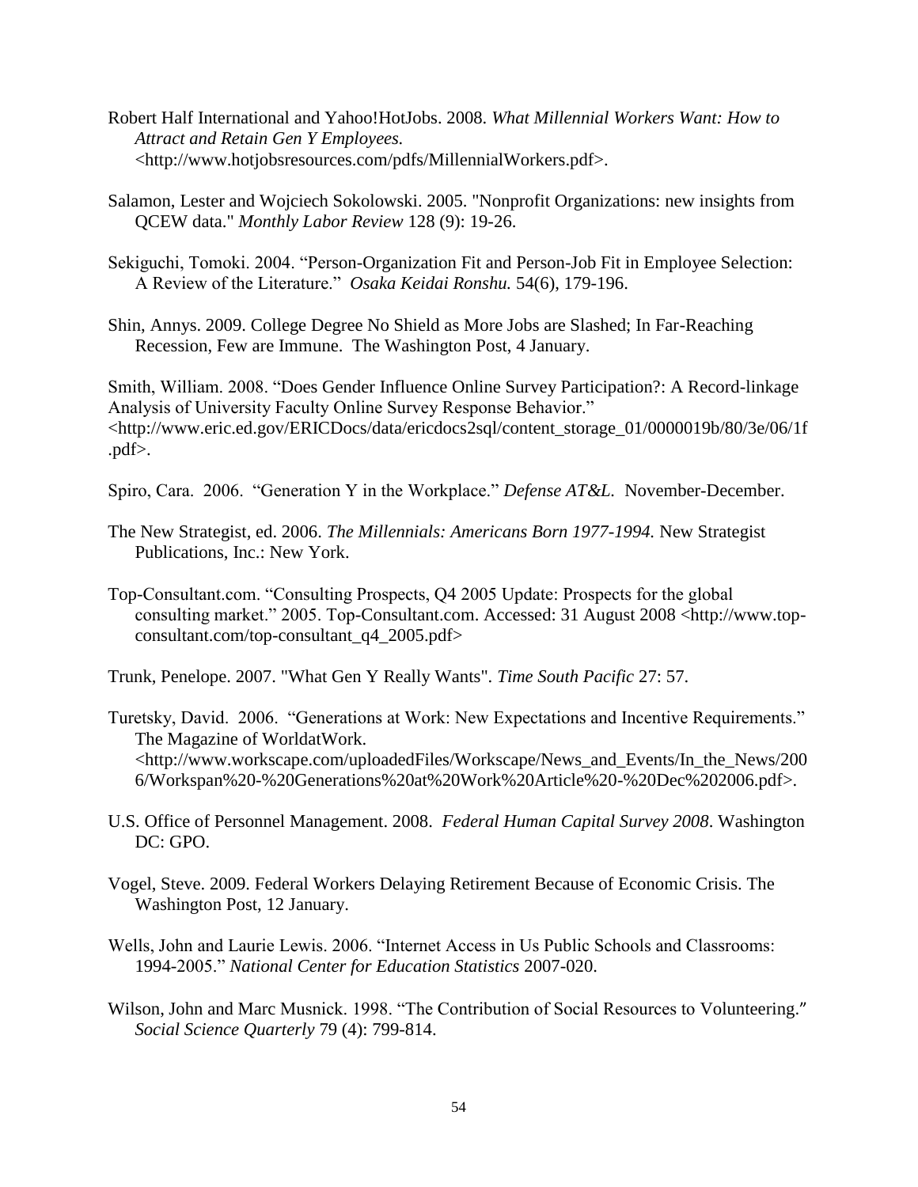Robert Half International and Yahoo!HotJobs. 2008. *What Millennial Workers Want: How to Attract and Retain Gen Y Employees.* <http://www.hotjobsresources.com/pdfs/MillennialWorkers.pdf>.

Salamon, Lester and Wojciech Sokolowski. 2005. "Nonprofit Organizations: new insights from QCEW data." *Monthly Labor Review* 128 (9): 19-26.

Sekiguchi, Tomoki. 2004. "Person-Organization Fit and Person-Job Fit in Employee Selection: A Review of the Literature." *Osaka Keidai Ronshu.* 54(6), 179-196.

Shin, Annys. 2009. College Degree No Shield as More Jobs are Slashed; In Far-Reaching Recession, Few are Immune. The Washington Post, 4 January.

Smith, William. 2008. "Does Gender Influence Online Survey Participation?: A Record-linkage Analysis of University Faculty Online Survey Response Behavior." <http://www.eric.ed.gov/ERICDocs/data/ericdocs2sql/content_storage_01/0000019b/80/3e/06/1f.pdf>.

Spiro, Cara. 2006. "Generation Y in the Workplace." *Defense AT&L.* November-December.

The New Strategist, ed. 2006. *The Millennials: Americans Born 1977-1994.* New Strategist Publications, Inc.: New York.

Top-Consultant.com. "Consulting Prospects, Q4 2005 Update: Prospects for the global consulting market." 2005. Top-Consultant.com. Accessed: 31 August 2008 <http://www.top-consultant.com/top-consultant_q4_2005.pdf>

Trunk, Penelope. 2007. "What Gen Y Really Wants". *Time South Pacific* 27: 57.

Turetsky, David. 2006. "Generations at Work: New Expectations and Incentive Requirements." The Magazine of WorldatWork. <http://www.workscape.com/uploadedFiles/Workscape/News_and_Events/In_the_News/2006/Workspan%20-%20Generations%20at%20Work%20Article%20-%20Dec%202006.pdf>.

U.S. Office of Personnel Management. 2008. *Federal Human Capital Survey 2008*. Washington DC: GPO.

Vogel, Steve. 2009. Federal Workers Delaying Retirement Because of Economic Crisis. The Washington Post, 12 January.

Wells, John and Laurie Lewis. 2006. "Internet Access in Us Public Schools and Classrooms: 1994-2005." *National Center for Education Statistics* 2007-020.

Wilson, John and Marc Musnick. 1998. "The Contribution of Social Resources to Volunteering." *Social Science Quarterly* 79 (4): 799-814.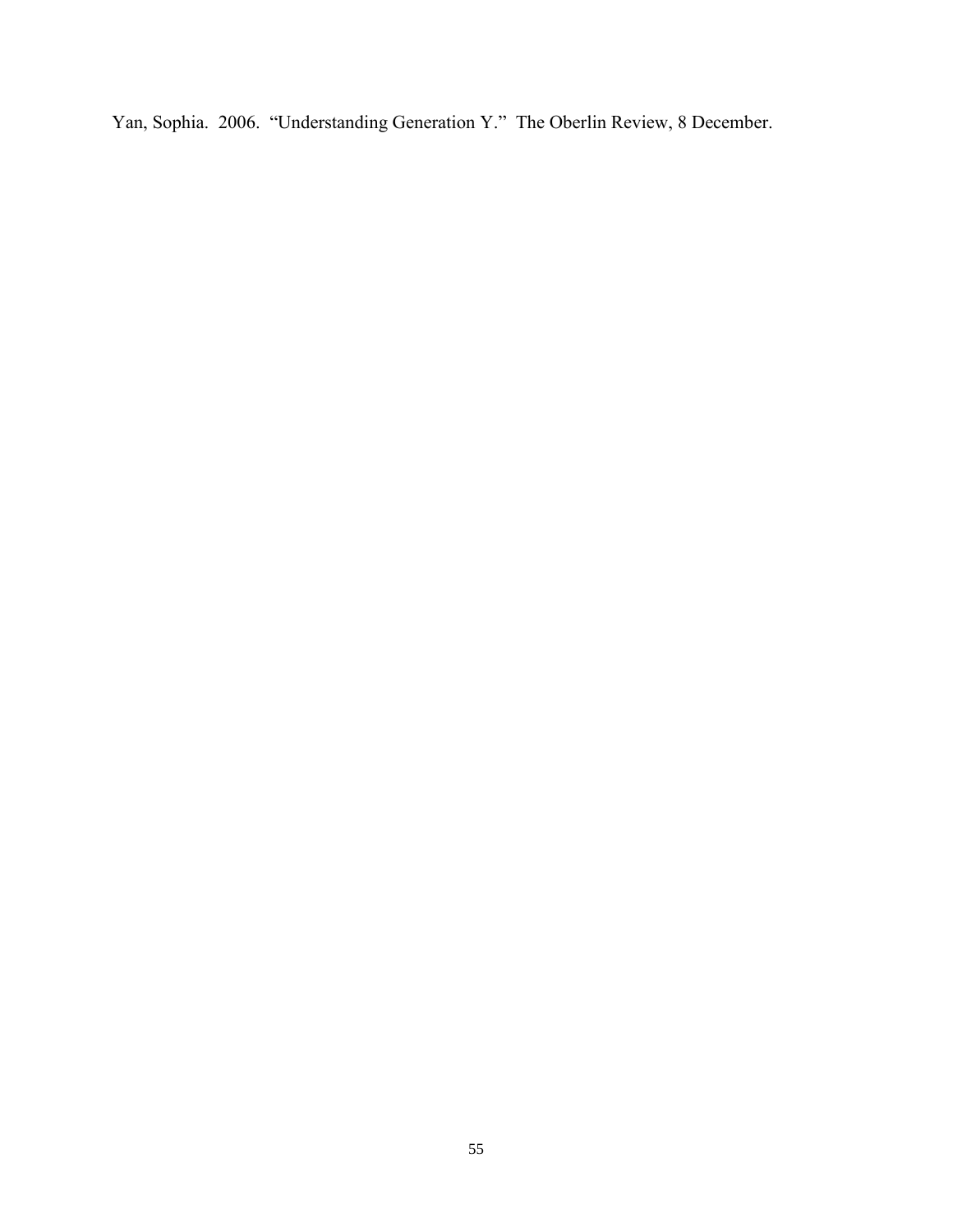Yan, Sophia. 2006. "Understanding Generation Y." The Oberlin Review, 8 December.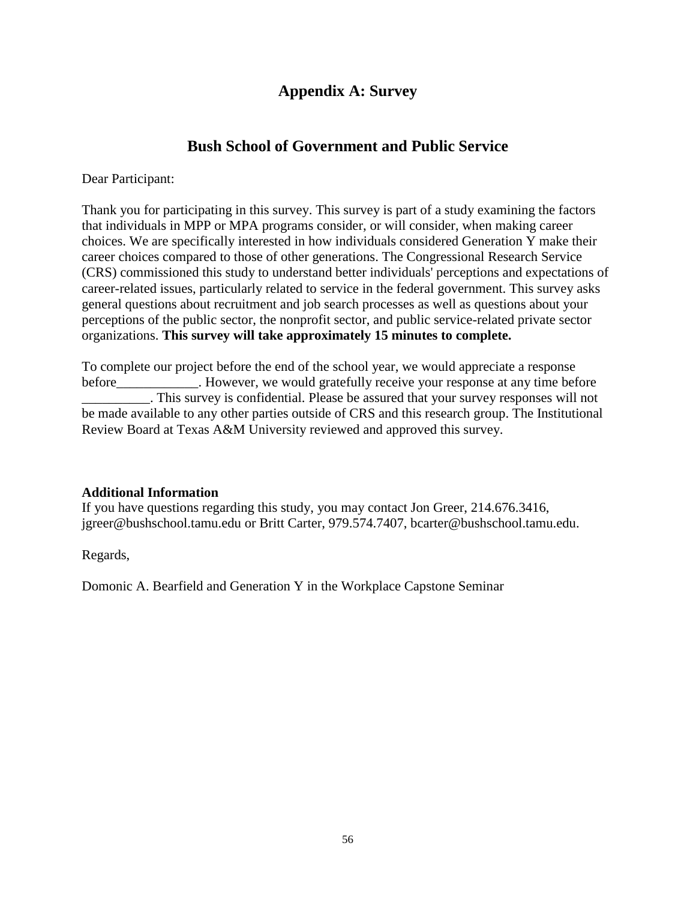# Appendix A: Survey

## Bush School of Government and Public Service

Dear Participant:

Thank you for participating in this survey. This survey is part of a study examining the factors that individuals in MPP or MPA programs consider, or will consider, when making career choices. We are specifically interested in how individuals considered Generation Y make their career choices compared to those of other generations. The Congressional Research Service (CRS) commissioned this study to understand better individuals' perceptions and expectations of career-related issues, particularly related to service in the federal government. This survey asks general questions about recruitment and job search processes as well as questions about your perceptions of the public sector, the nonprofit sector, and public service-related private sector organizations. **This survey will take approximately 15 minutes to complete.**

To complete our project before the end of the school year, we would appreciate a response before____________. However, we would gratefully receive your response at any time before __________. This survey is confidential. Please be assured that your survey responses will not be made available to any other parties outside of CRS and this research group. The Institutional Review Board at Texas A&M University reviewed and approved this survey.

**Additional Information**
If you have questions regarding this study, you may contact Jon Greer, 214.676.3416, jgreer@bushschool.tamu.edu or Britt Carter, 979.574.7407, bcarter@bushschool.tamu.edu.

Regards,

Domonic A. Bearfield and Generation Y in the Workplace Capstone Seminar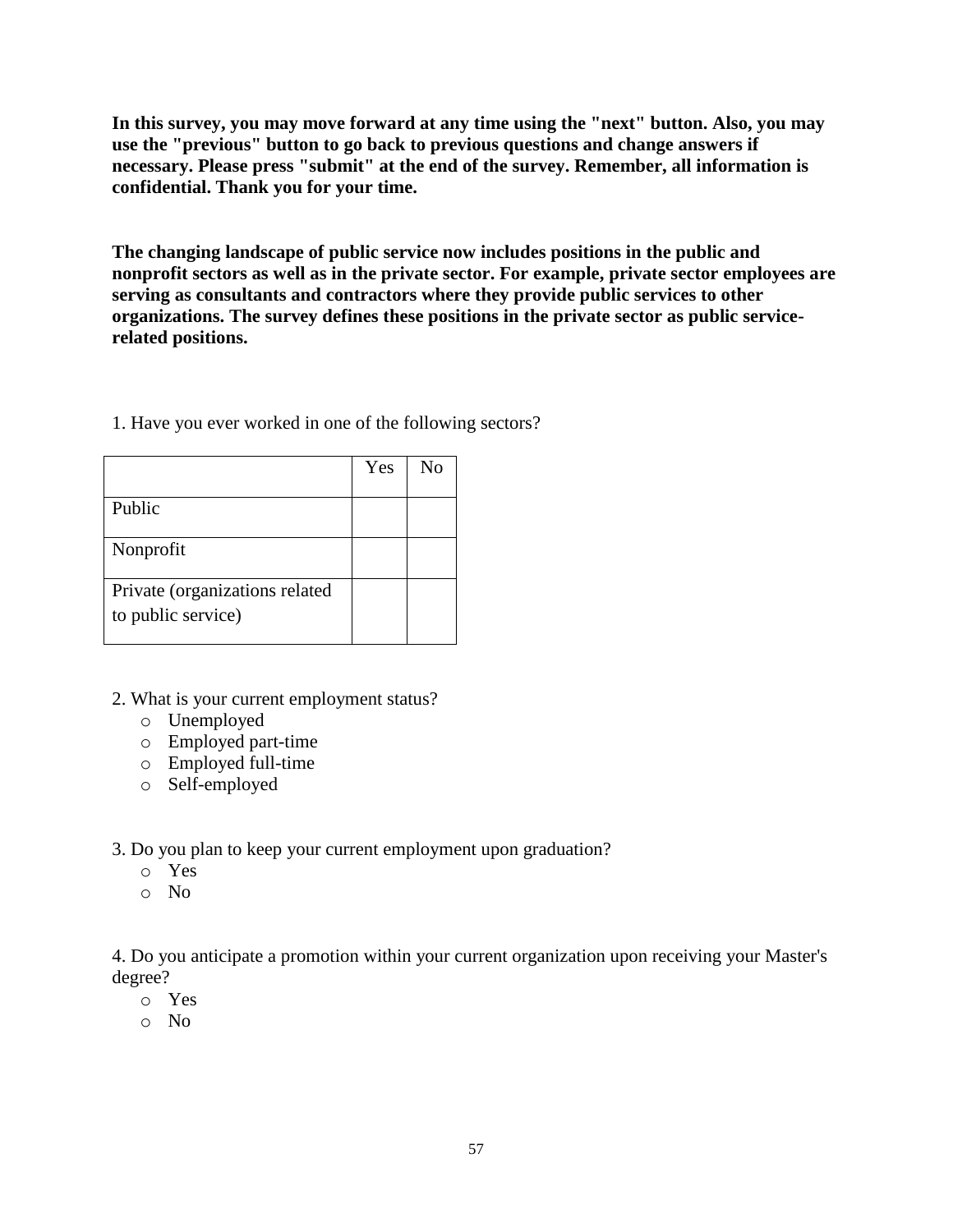**In this survey, you may move forward at any time using the "next" button. Also, you may use the "previous" button to go back to previous questions and change answers if necessary. Please press "submit" at the end of the survey. Remember, all information is confidential. Thank you for your time.**

**The changing landscape of public service now includes positions in the public and nonprofit sectors as well as in the private sector. For example, private sector employees are serving as consultants and contractors where they provide public services to other organizations. The survey defines these positions in the private sector as public service-related positions.**

1. Have you ever worked in one of the following sectors?

| | Yes | No |
|---|---|---|
| Public | | |
| Nonprofit | | |
| Private (organizations related to public service) | | |

2. What is your current employment status?
   - o Unemployed
   - o Employed part-time
   - o Employed full-time
   - o Self-employed

3. Do you plan to keep your current employment upon graduation?
   - o Yes
   - o No

4. Do you anticipate a promotion within your current organization upon receiving your Master's degree?
   - o Yes
   - o No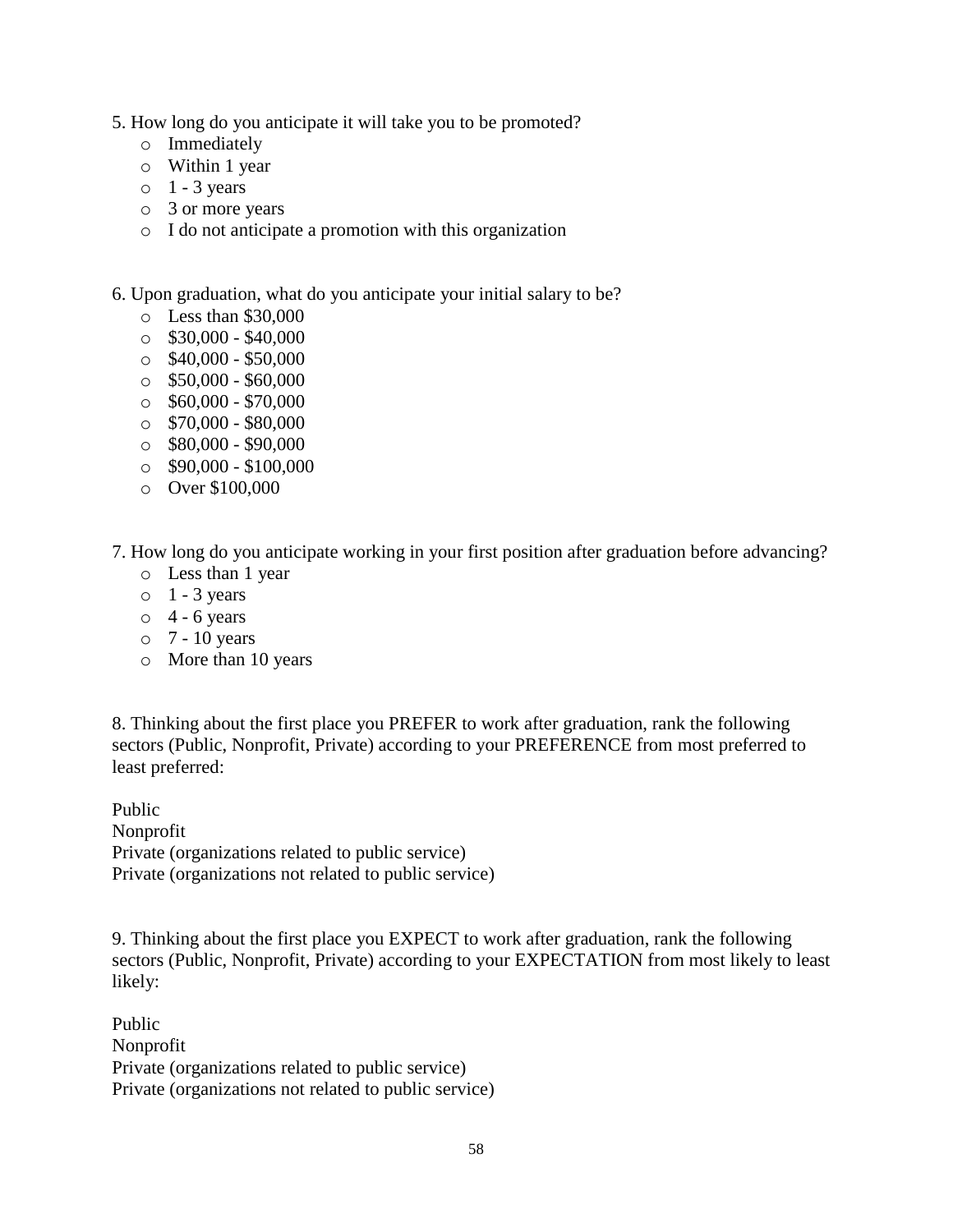5. How long do you anticipate it will take you to be promoted?

- o Immediately
- o Within 1 year
- o 1 - 3 years
- o 3 or more years
- o I do not anticipate a promotion with this organization

6. Upon graduation, what do you anticipate your initial salary to be?

- o Less than $30,000
- o $30,000 - $40,000
- o $40,000 - $50,000
- o $50,000 - $60,000
- o $60,000 - $70,000
- o $70,000 - $80,000
- o $80,000 - $90,000
- o $90,000 - $100,000
- o Over $100,000

7. How long do you anticipate working in your first position after graduation before advancing?

- o Less than 1 year
- o 1 - 3 years
- o 4 - 6 years
- o 7 - 10 years
- o More than 10 years

8. Thinking about the first place you PREFER to work after graduation, rank the following sectors (Public, Nonprofit, Private) according to your PREFERENCE from most preferred to least preferred:

Public
Nonprofit
Private (organizations related to public service)
Private (organizations not related to public service)

9. Thinking about the first place you EXPECT to work after graduation, rank the following sectors (Public, Nonprofit, Private) according to your EXPECTATION from most likely to least likely:

Public
Nonprofit
Private (organizations related to public service)
Private (organizations not related to public service)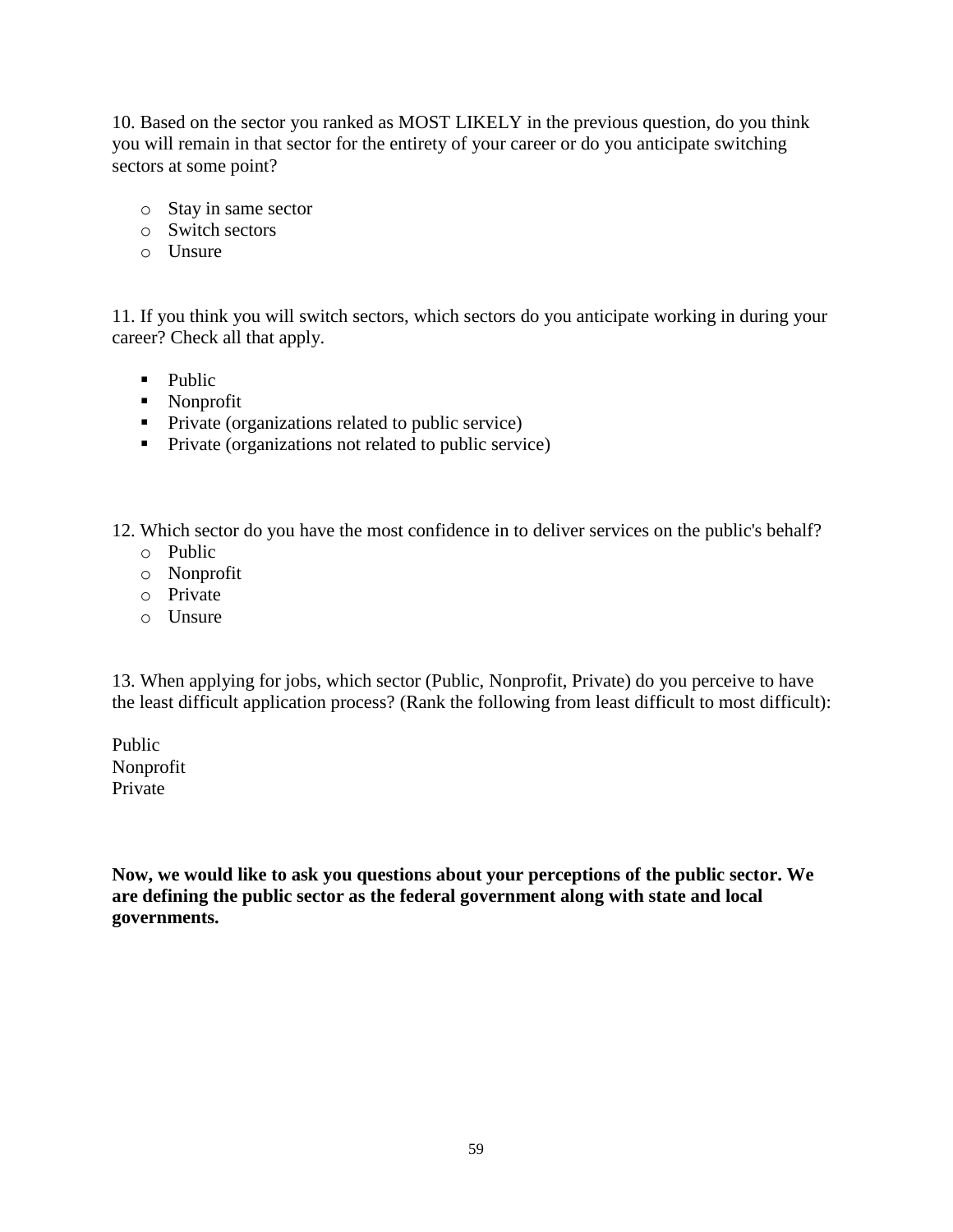10. Based on the sector you ranked as MOST LIKELY in the previous question, do you think you will remain in that sector for the entirety of your career or do you anticipate switching sectors at some point?

- o Stay in same sector
- o Switch sectors
- o Unsure

11. If you think you will switch sectors, which sectors do you anticipate working in during your career? Check all that apply.

- Public
- Nonprofit
- Private (organizations related to public service)
- Private (organizations not related to public service)

12. Which sector do you have the most confidence in to deliver services on the public's behalf?

- o Public
- o Nonprofit
- o Private
- o Unsure

13. When applying for jobs, which sector (Public, Nonprofit, Private) do you perceive to have the least difficult application process? (Rank the following from least difficult to most difficult):

Public
Nonprofit
Private

**Now, we would like to ask you questions about your perceptions of the public sector. We are defining the public sector as the federal government along with state and local governments.**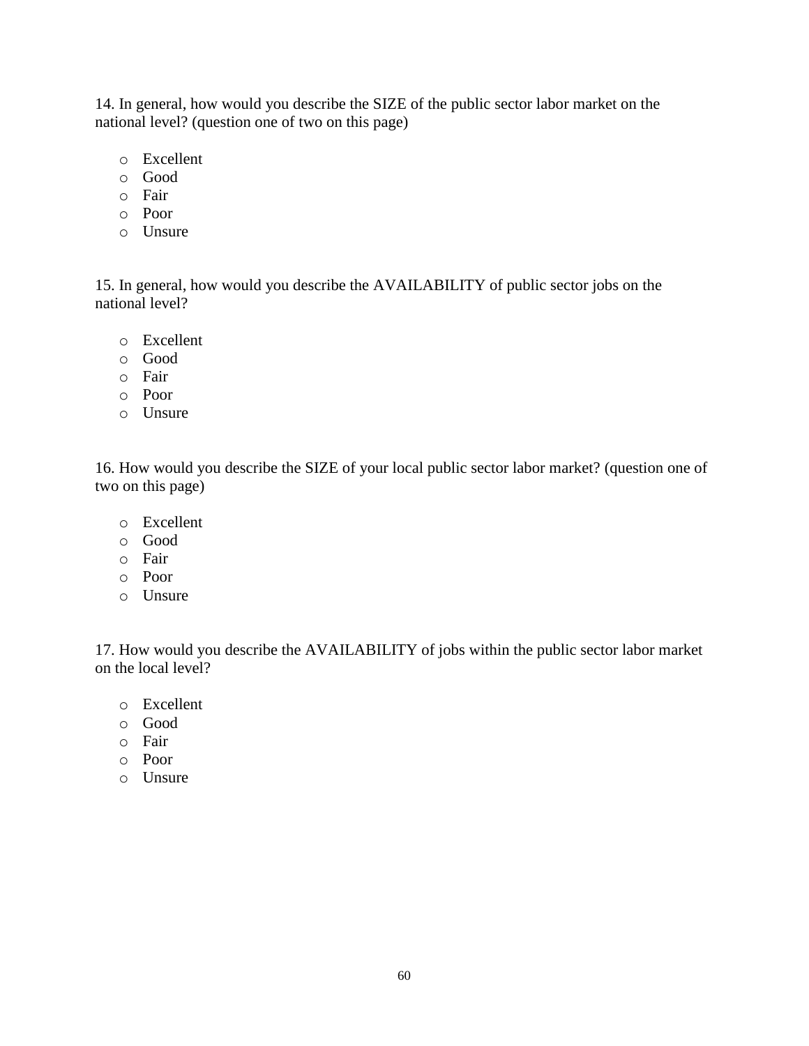14. In general, how would you describe the SIZE of the public sector labor market on the national level? (question one of two on this page)

- Excellent
- Good
- Fair
- Poor
- Unsure

15. In general, how would you describe the AVAILABILITY of public sector jobs on the national level?

- Excellent
- Good
- Fair
- Poor
- Unsure

16. How would you describe the SIZE of your local public sector labor market? (question one of two on this page)

- Excellent
- Good
- Fair
- Poor
- Unsure

17. How would you describe the AVAILABILITY of jobs within the public sector labor market on the local level?

- Excellent
- Good
- Fair
- Poor
- Unsure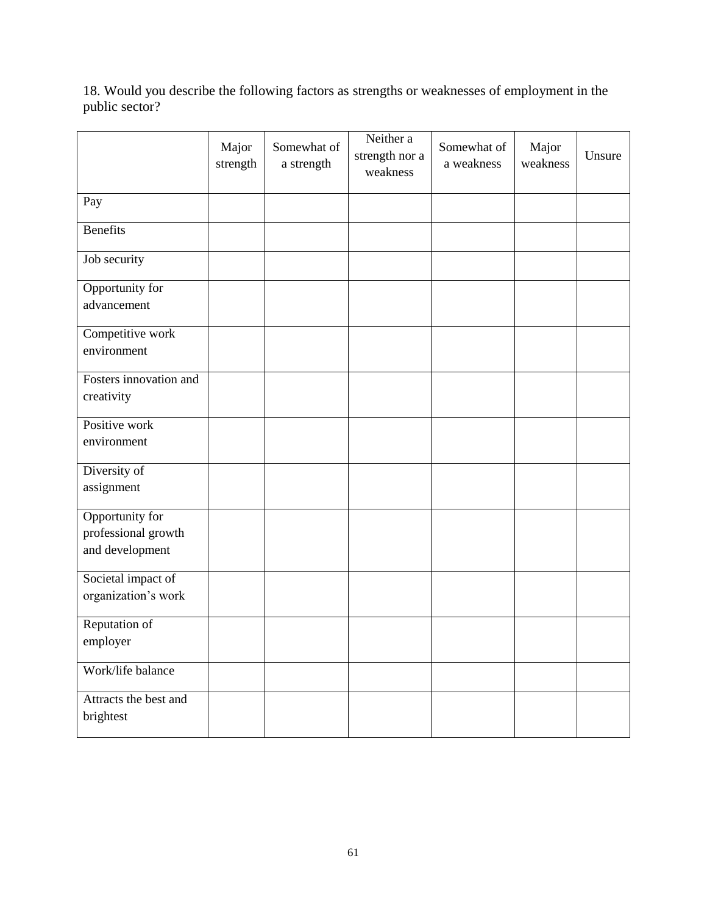18. Would you describe the following factors as strengths or weaknesses of employment in the public sector?

| | Major strength | Somewhat of a strength | Neither a strength nor a weakness | Somewhat of a weakness | Major weakness | Unsure |
|---|---|---|---|---|---|---|
| Pay | | | | | | |
| Benefits | | | | | | |
| Job security | | | | | | |
| Opportunity for advancement | | | | | | |
| Competitive work environment | | | | | | |
| Fosters innovation and creativity | | | | | | |
| Positive work environment | | | | | | |
| Diversity of assignment | | | | | | |
| Opportunity for professional growth and development | | | | | | |
| Societal impact of organization's work | | | | | | |
| Reputation of employer | | | | | | |
| Work/life balance | | | | | | |
| Attracts the best and brightest | | | | | | |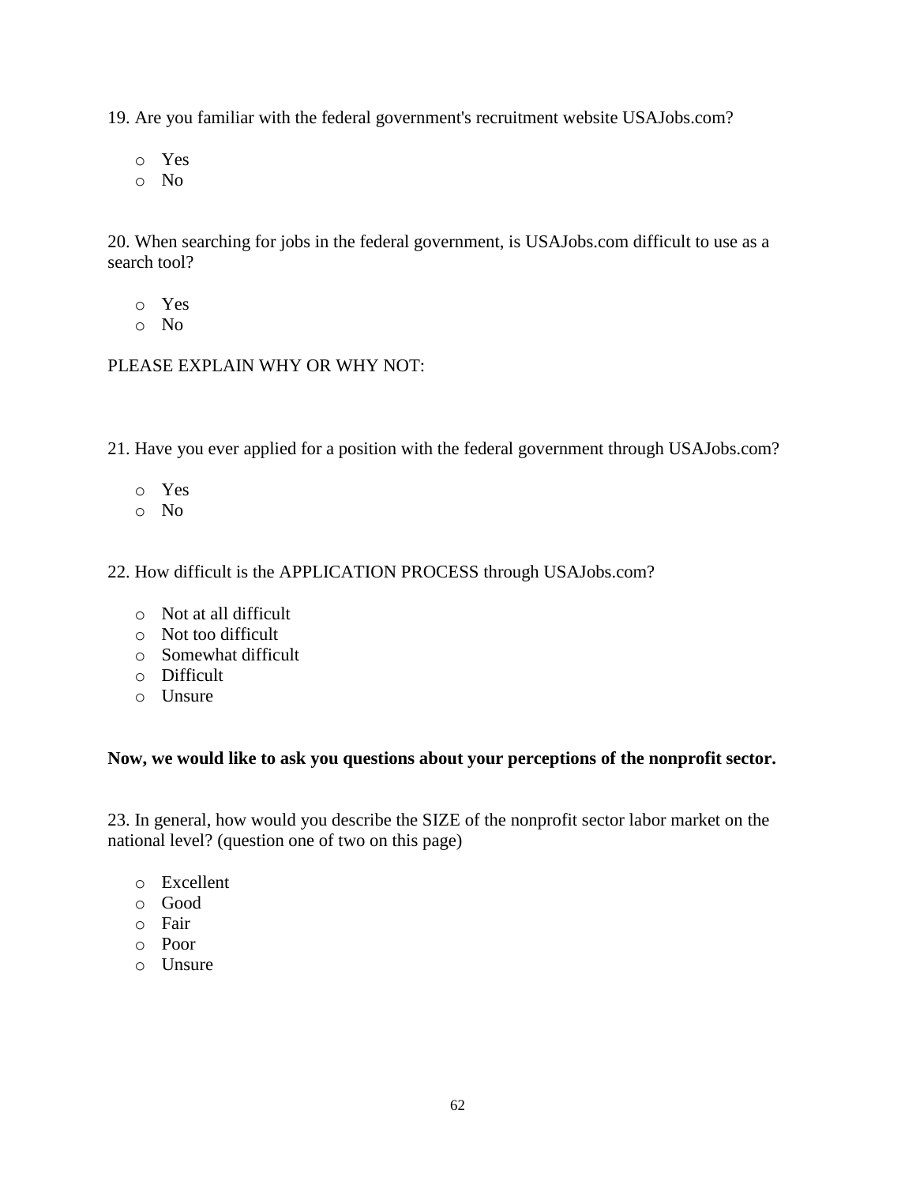19. Are you familiar with the federal government's recruitment website USAJobs.com?

- Yes
- No

20. When searching for jobs in the federal government, is USAJobs.com difficult to use as a search tool?

- Yes
- No

PLEASE EXPLAIN WHY OR WHY NOT:

21. Have you ever applied for a position with the federal government through USAJobs.com?

- Yes
- No

22. How difficult is the APPLICATION PROCESS through USAJobs.com?

- Not at all difficult
- Not too difficult
- Somewhat difficult
- Difficult
- Unsure

**Now, we would like to ask you questions about your perceptions of the nonprofit sector.**

23. In general, how would you describe the SIZE of the nonprofit sector labor market on the national level? (question one of two on this page)

- Excellent
- Good
- Fair
- Poor
- Unsure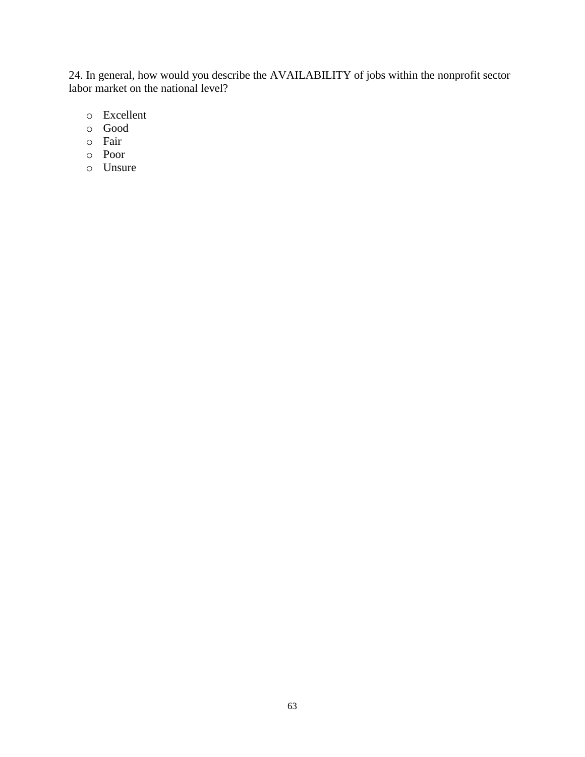24. In general, how would you describe the AVAILABILITY of jobs within the nonprofit sector labor market on the national level?

- Excellent
- Good
- Fair
- Poor
- Unsure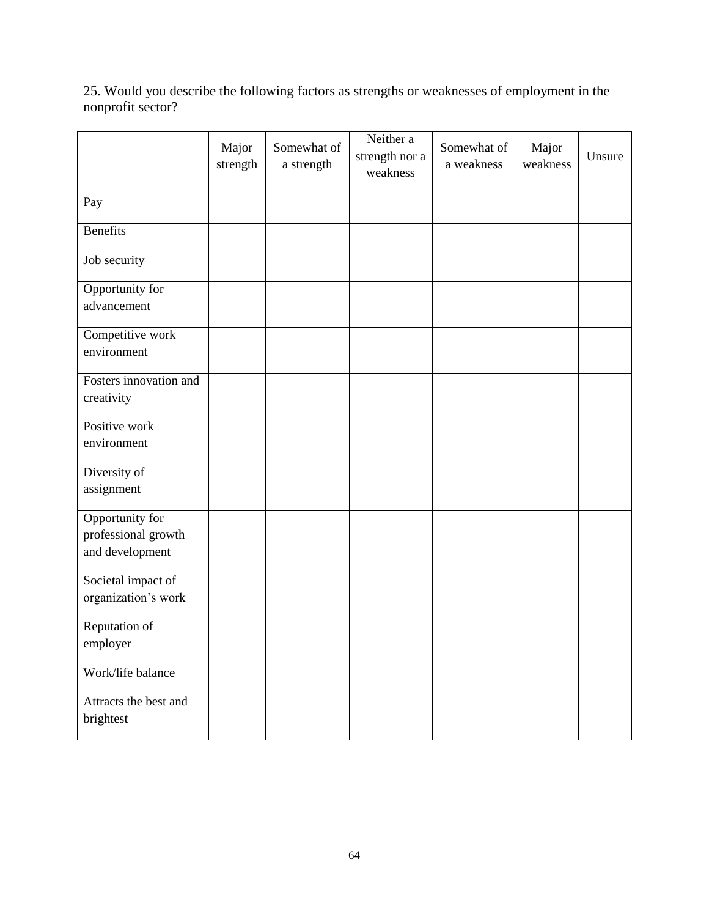25. Would you describe the following factors as strengths or weaknesses of employment in the nonprofit sector?

| | Major strength | Somewhat of a strength | Neither a strength nor a weakness | Somewhat of a weakness | Major weakness | Unsure |
|---|---|---|---|---|---|---|
| Pay | | | | | | |
| Benefits | | | | | | |
| Job security | | | | | | |
| Opportunity for advancement | | | | | | |
| Competitive work environment | | | | | | |
| Fosters innovation and creativity | | | | | | |
| Positive work environment | | | | | | |
| Diversity of assignment | | | | | | |
| Opportunity for professional growth and development | | | | | | |
| Societal impact of organization's work | | | | | | |
| Reputation of employer | | | | | | |
| Work/life balance | | | | | | |
| Attracts the best and brightest | | | | | | |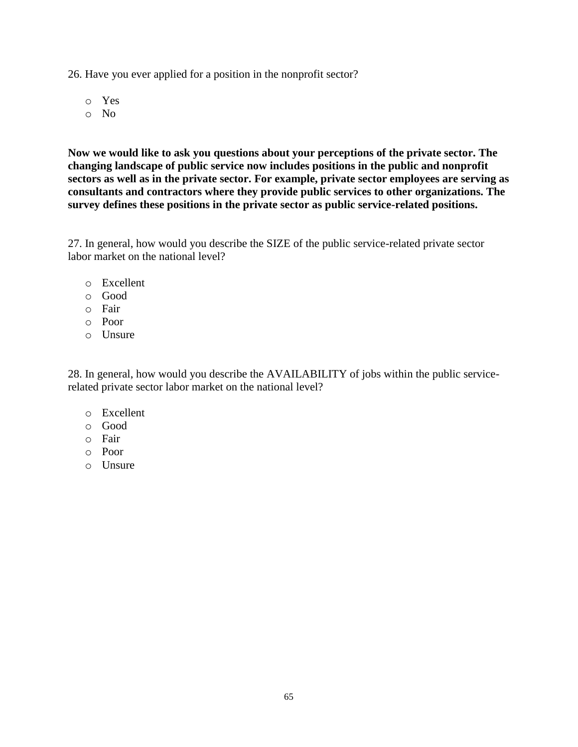26. Have you ever applied for a position in the nonprofit sector?

- Yes
- No

**Now we would like to ask you questions about your perceptions of the private sector. The changing landscape of public service now includes positions in the public and nonprofit sectors as well as in the private sector. For example, private sector employees are serving as consultants and contractors where they provide public services to other organizations. The survey defines these positions in the private sector as public service-related positions.**

27. In general, how would you describe the SIZE of the public service-related private sector labor market on the national level?

- Excellent
- Good
- Fair
- Poor
- Unsure

28. In general, how would you describe the AVAILABILITY of jobs within the public service-related private sector labor market on the national level?

- Excellent
- Good
- Fair
- Poor
- Unsure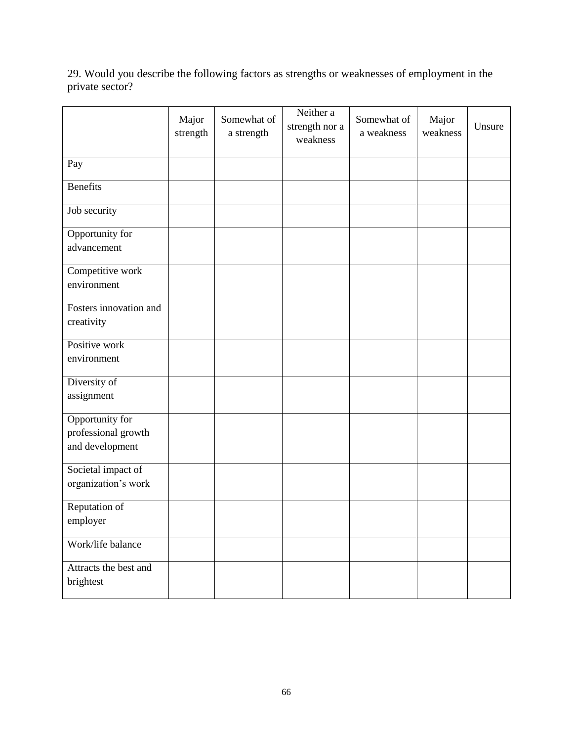29. Would you describe the following factors as strengths or weaknesses of employment in the private sector?

| | Major strength | Somewhat of a strength | Neither a strength nor a weakness | Somewhat of a weakness | Major weakness | Unsure |
|---|---|---|---|---|---|---|
| Pay | | | | | | |
| Benefits | | | | | | |
| Job security | | | | | | |
| Opportunity for advancement | | | | | | |
| Competitive work environment | | | | | | |
| Fosters innovation and creativity | | | | | | |
| Positive work environment | | | | | | |
| Diversity of assignment | | | | | | |
| Opportunity for professional growth and development | | | | | | |
| Societal impact of organization's work | | | | | | |
| Reputation of employer | | | | | | |
| Work/life balance | | | | | | |
| Attracts the best and brightest | | | | | | |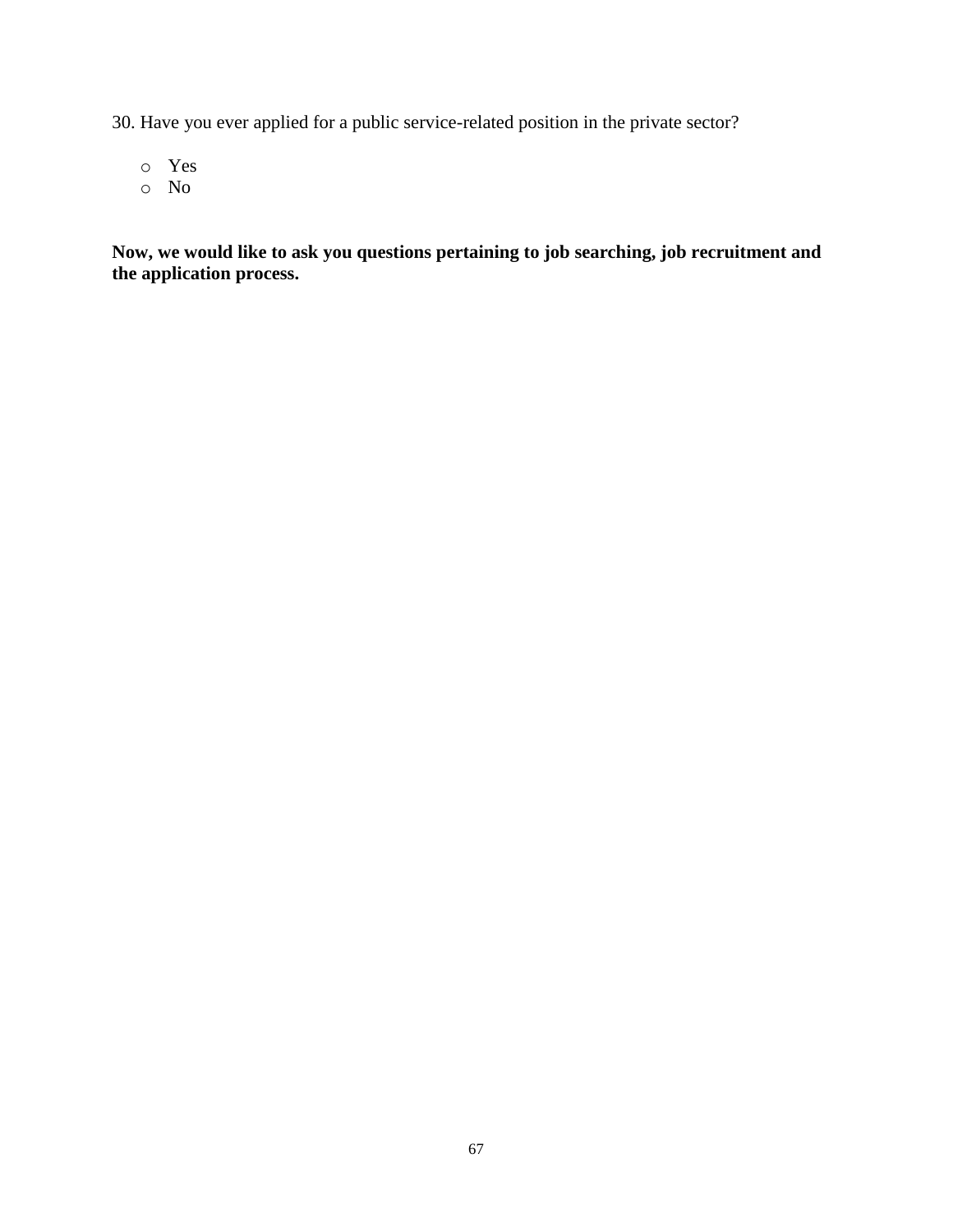30. Have you ever applied for a public service-related position in the private sector?

- Yes
- No

**Now, we would like to ask you questions pertaining to job searching, job recruitment and the application process.**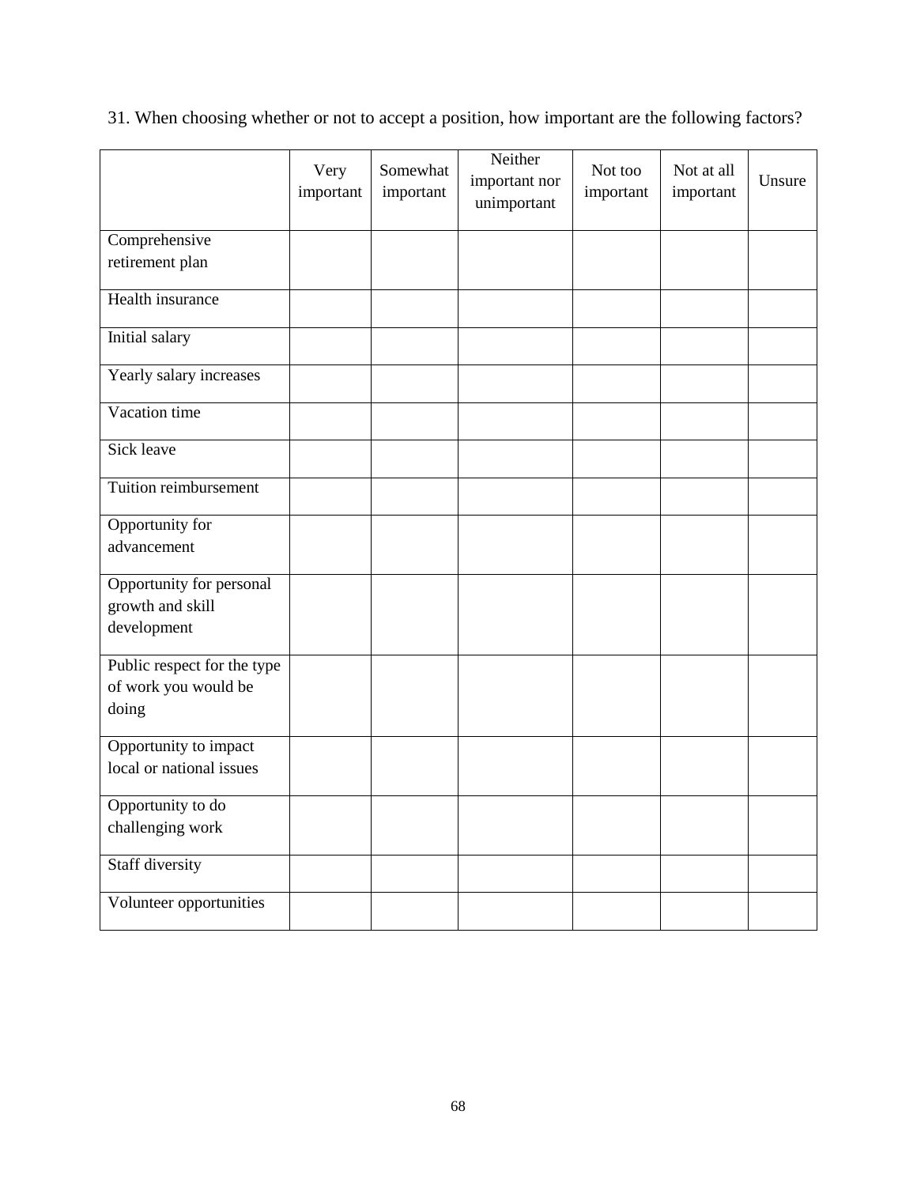31. When choosing whether or not to accept a position, how important are the following factors?

| | Very important | Somewhat important | Neither important nor unimportant | Not too important | Not at all important | Unsure |
|---|---|---|---|---|---|---|
| Comprehensive retirement plan | | | | | | |
| Health insurance | | | | | | |
| Initial salary | | | | | | |
| Yearly salary increases | | | | | | |
| Vacation time | | | | | | |
| Sick leave | | | | | | |
| Tuition reimbursement | | | | | | |
| Opportunity for advancement | | | | | | |
| Opportunity for personal growth and skill development | | | | | | |
| Public respect for the type of work you would be doing | | | | | | |
| Opportunity to impact local or national issues | | | | | | |
| Opportunity to do challenging work | | | | | | |
| Staff diversity | | | | | | |
| Volunteer opportunities | | | | | | |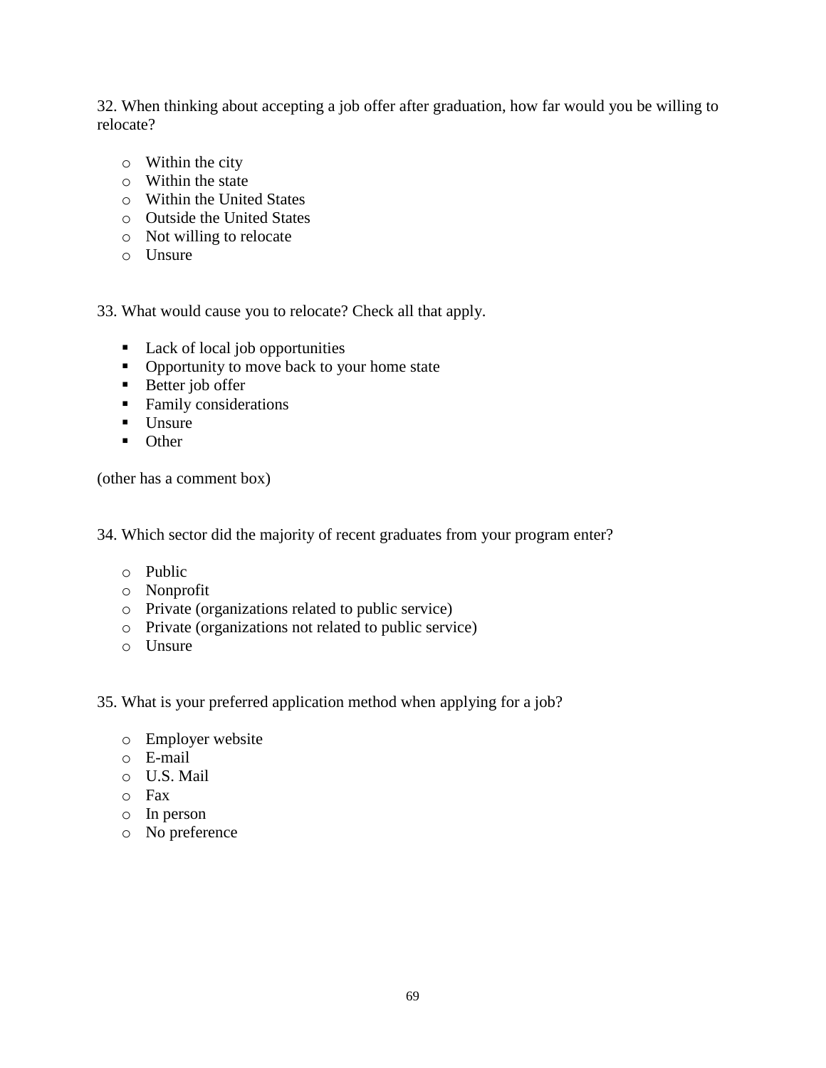32. When thinking about accepting a job offer after graduation, how far would you be willing to relocate?

- Within the city
- Within the state
- Within the United States
- Outside the United States
- Not willing to relocate
- Unsure

33. What would cause you to relocate? Check all that apply.

- Lack of local job opportunities
- Opportunity to move back to your home state
- Better job offer
- Family considerations
- Unsure
- Other

(other has a comment box)

34. Which sector did the majority of recent graduates from your program enter?

- Public
- Nonprofit
- Private (organizations related to public service)
- Private (organizations not related to public service)
- Unsure

35. What is your preferred application method when applying for a job?

- Employer website
- E-mail
- U.S. Mail
- Fax
- In person
- No preference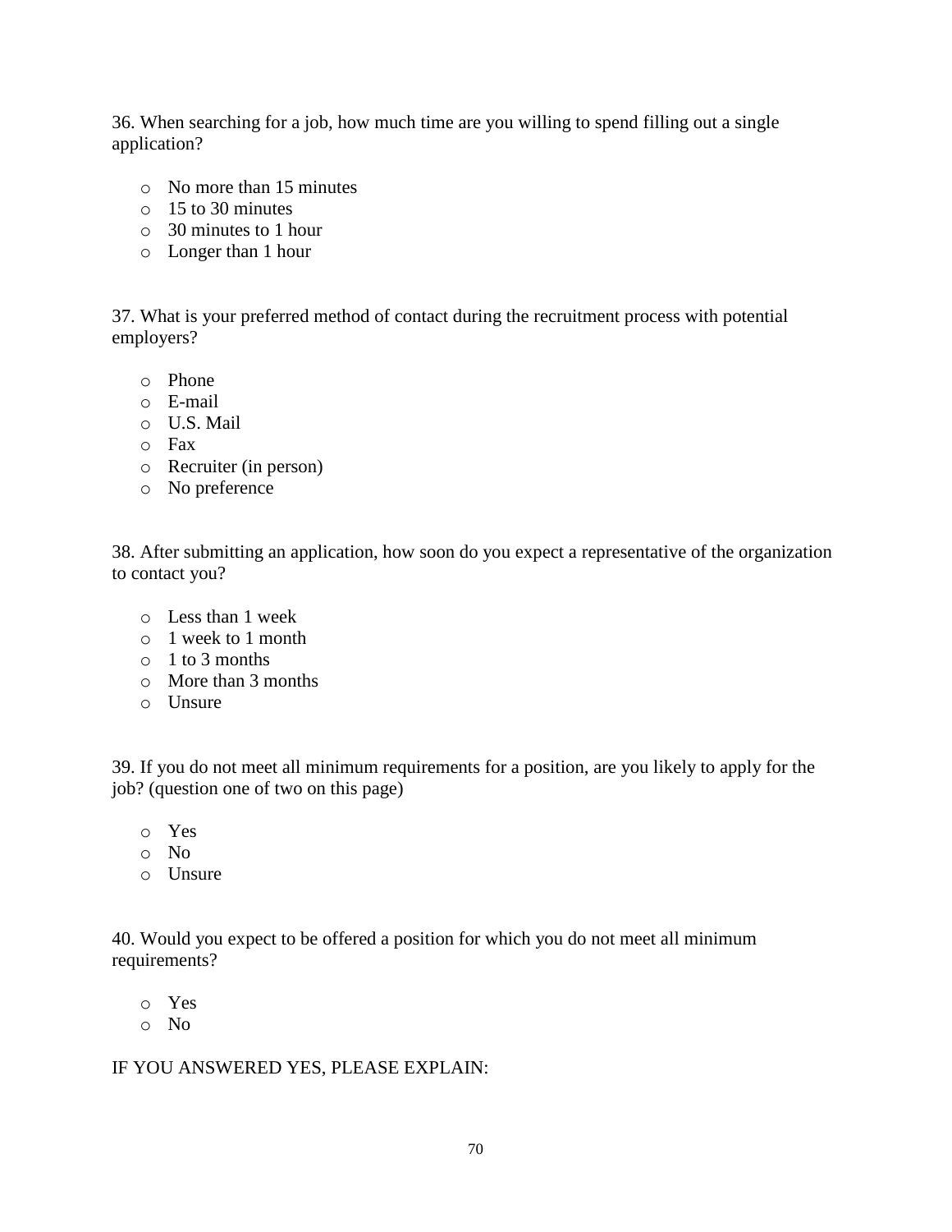36. When searching for a job, how much time are you willing to spend filling out a single application?

- No more than 15 minutes
- 15 to 30 minutes
- 30 minutes to 1 hour
- Longer than 1 hour

37. What is your preferred method of contact during the recruitment process with potential employers?

- Phone
- E-mail
- U.S. Mail
- Fax
- Recruiter (in person)
- No preference

38. After submitting an application, how soon do you expect a representative of the organization to contact you?

- Less than 1 week
- 1 week to 1 month
- 1 to 3 months
- More than 3 months
- Unsure

39. If you do not meet all minimum requirements for a position, are you likely to apply for the job? (question one of two on this page)

- Yes
- No
- Unsure

40. Would you expect to be offered a position for which you do not meet all minimum requirements?

- Yes
- No

IF YOU ANSWERED YES, PLEASE EXPLAIN: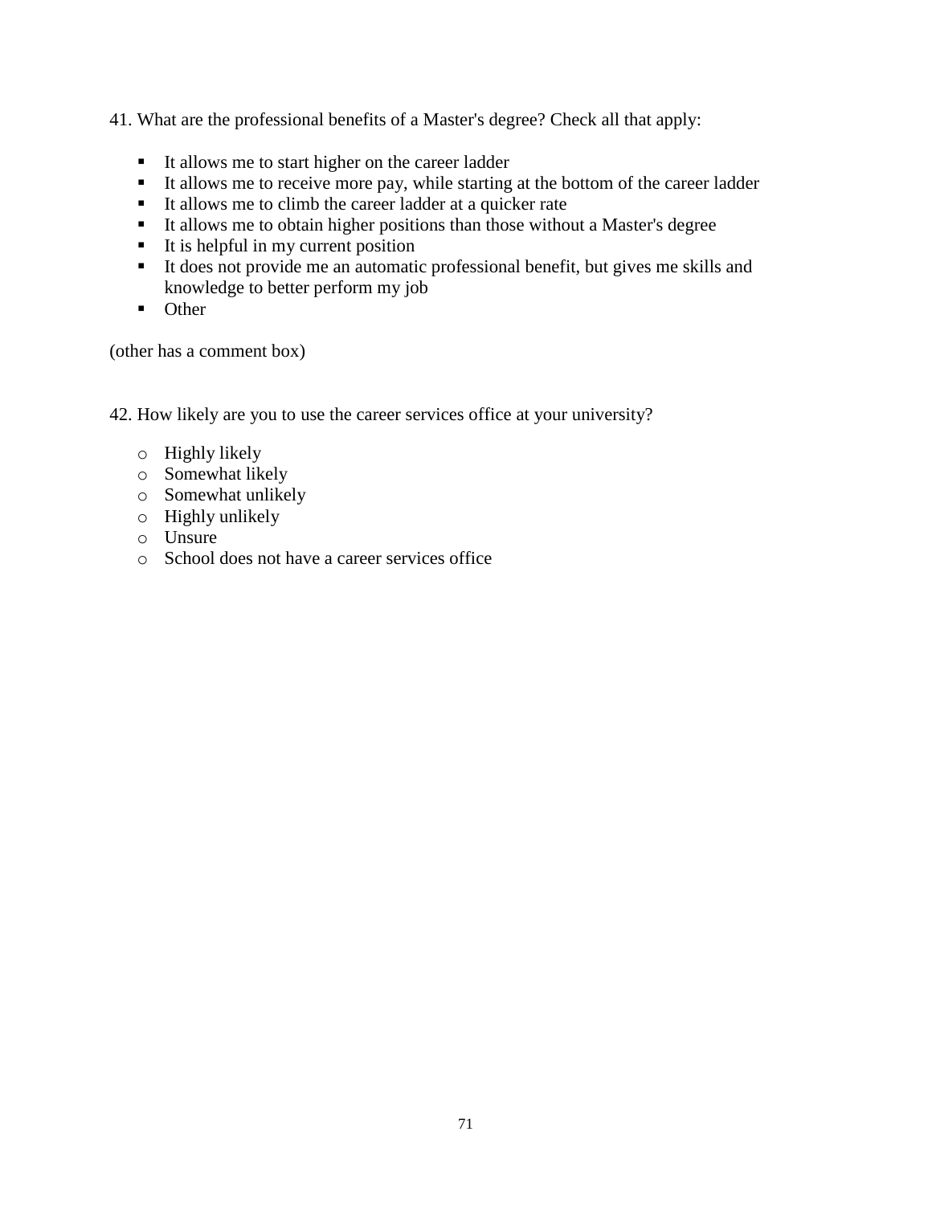41. What are the professional benefits of a Master's degree? Check all that apply:

- It allows me to start higher on the career ladder
- It allows me to receive more pay, while starting at the bottom of the career ladder
- It allows me to climb the career ladder at a quicker rate
- It allows me to obtain higher positions than those without a Master's degree
- It is helpful in my current position
- It does not provide me an automatic professional benefit, but gives me skills and knowledge to better perform my job
- Other

(other has a comment box)

42. How likely are you to use the career services office at your university?

- Highly likely
- Somewhat likely
- Somewhat unlikely
- Highly unlikely
- Unsure
- School does not have a career services office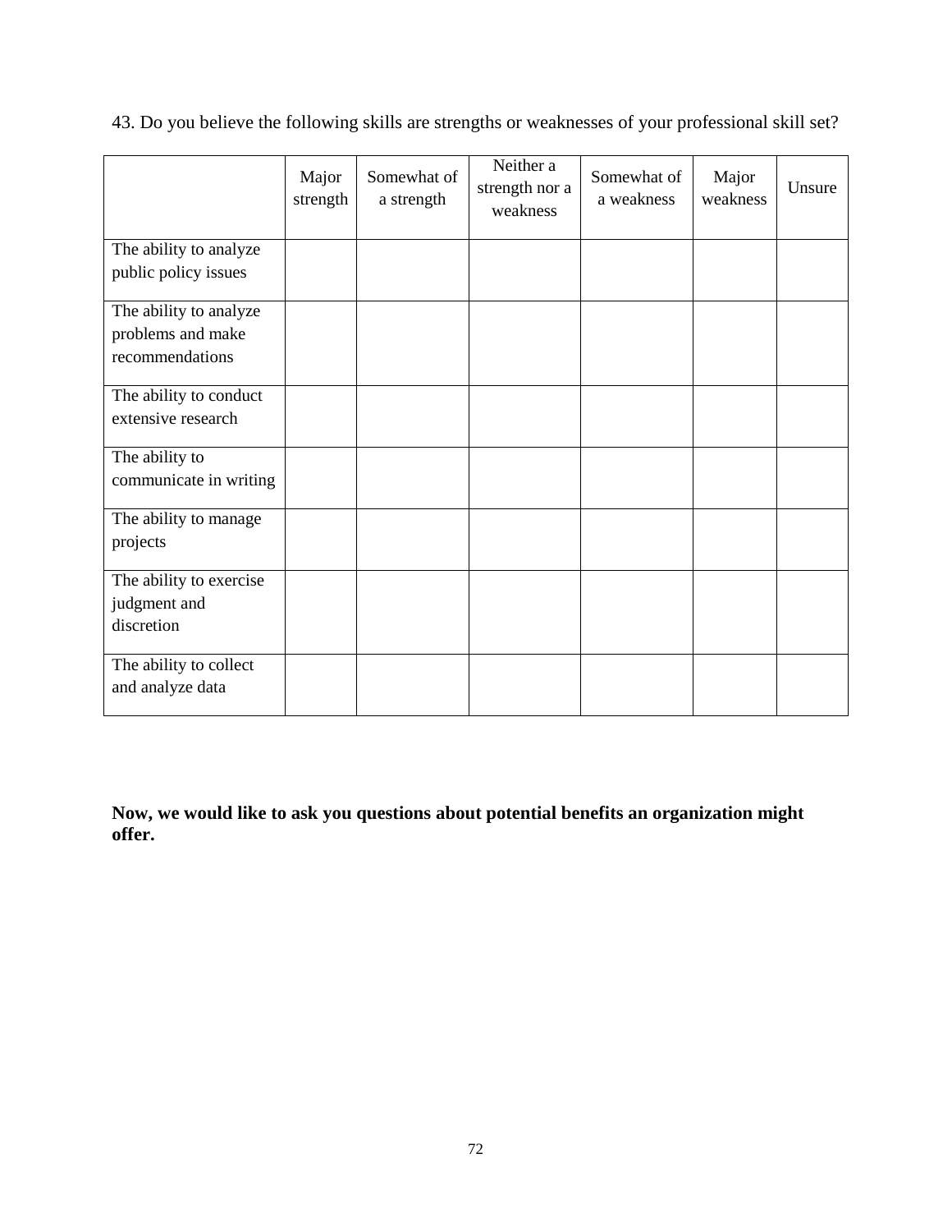43. Do you believe the following skills are strengths or weaknesses of your professional skill set?

| | Major strength | Somewhat of a strength | Neither a strength nor a weakness | Somewhat of a weakness | Major weakness | Unsure |
|---|---|---|---|---|---|---|
| The ability to analyze public policy issues | | | | | | |
| The ability to analyze problems and make recommendations | | | | | | |
| The ability to conduct extensive research | | | | | | |
| The ability to communicate in writing | | | | | | |
| The ability to manage projects | | | | | | |
| The ability to exercise judgment and discretion | | | | | | |
| The ability to collect and analyze data | | | | | | |

**Now, we would like to ask you questions about potential benefits an organization might offer.**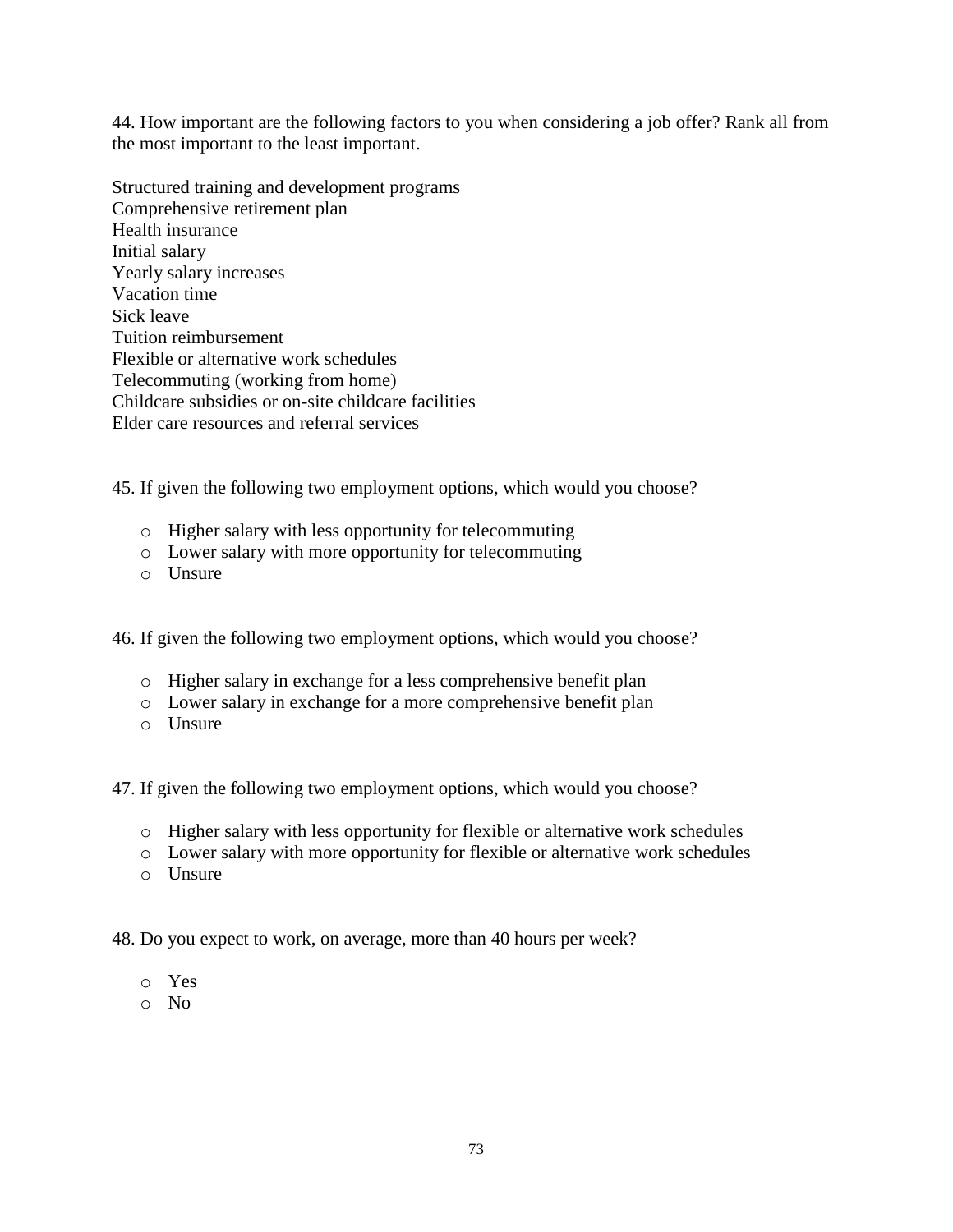44. How important are the following factors to you when considering a job offer? Rank all from the most important to the least important.

Structured training and development programs
Comprehensive retirement plan
Health insurance
Initial salary
Yearly salary increases
Vacation time
Sick leave
Tuition reimbursement
Flexible or alternative work schedules
Telecommuting (working from home)
Childcare subsidies or on-site childcare facilities
Elder care resources and referral services

45. If given the following two employment options, which would you choose?

- Higher salary with less opportunity for telecommuting
- Lower salary with more opportunity for telecommuting
- Unsure

46. If given the following two employment options, which would you choose?

- Higher salary in exchange for a less comprehensive benefit plan
- Lower salary in exchange for a more comprehensive benefit plan
- Unsure

47. If given the following two employment options, which would you choose?

- Higher salary with less opportunity for flexible or alternative work schedules
- Lower salary with more opportunity for flexible or alternative work schedules
- Unsure

48. Do you expect to work, on average, more than 40 hours per week?

- Yes
- No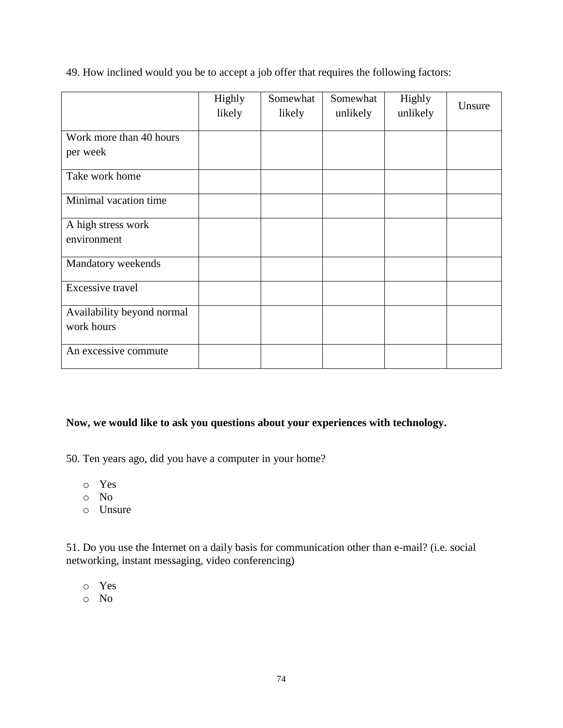49. How inclined would you be to accept a job offer that requires the following factors:

| | Highly likely | Somewhat likely | Somewhat unlikely | Highly unlikely | Unsure |
|---|---|---|---|---|---|
| Work more than 40 hours per week | | | | | |
| Take work home | | | | | |
| Minimal vacation time | | | | | |
| A high stress work environment | | | | | |
| Mandatory weekends | | | | | |
| Excessive travel | | | | | |
| Availability beyond normal work hours | | | | | |
| An excessive commute | | | | | |

**Now, we would like to ask you questions about your experiences with technology.**

50. Ten years ago, did you have a computer in your home?

- Yes
- No
- Unsure

51. Do you use the Internet on a daily basis for communication other than e-mail? (i.e. social networking, instant messaging, video conferencing)

- Yes
- No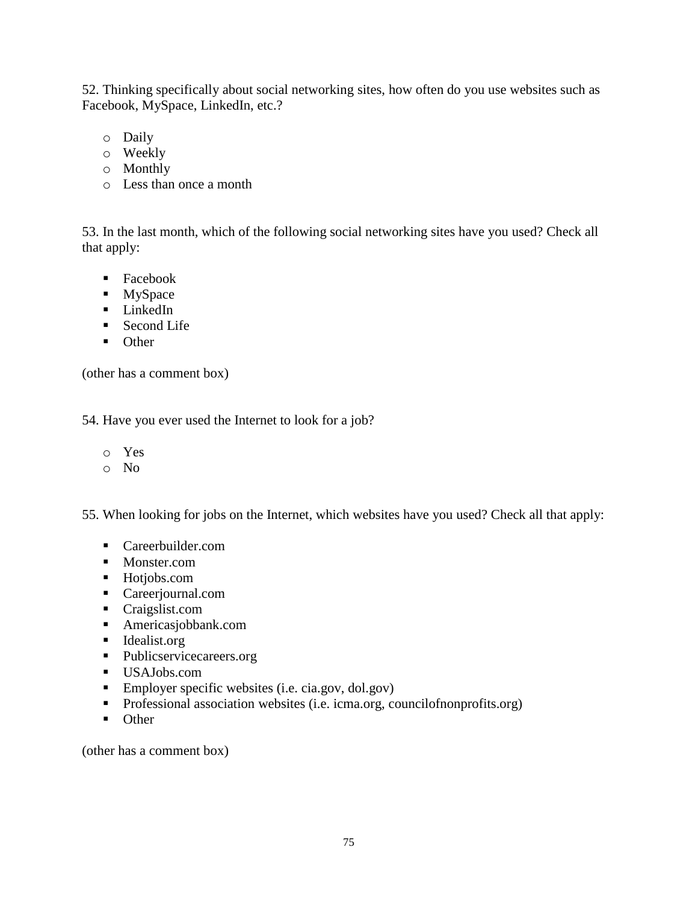52. Thinking specifically about social networking sites, how often do you use websites such as Facebook, MySpace, LinkedIn, etc.?

- Daily
- Weekly
- Monthly
- Less than once a month

53. In the last month, which of the following social networking sites have you used? Check all that apply:

- Facebook
- MySpace
- LinkedIn
- Second Life
- Other

(other has a comment box)

54. Have you ever used the Internet to look for a job?

- Yes
- No

55. When looking for jobs on the Internet, which websites have you used? Check all that apply:

- Careerbuilder.com
- Monster.com
- Hotjobs.com
- Careerjournal.com
- Craigslist.com
- Americasjobbank.com
- Idealist.org
- Publicservicecareers.org
- USAJobs.com
- Employer specific websites (i.e. cia.gov, dol.gov)
- Professional association websites (i.e. icma.org, councilofnonprofits.org)
- Other

(other has a comment box)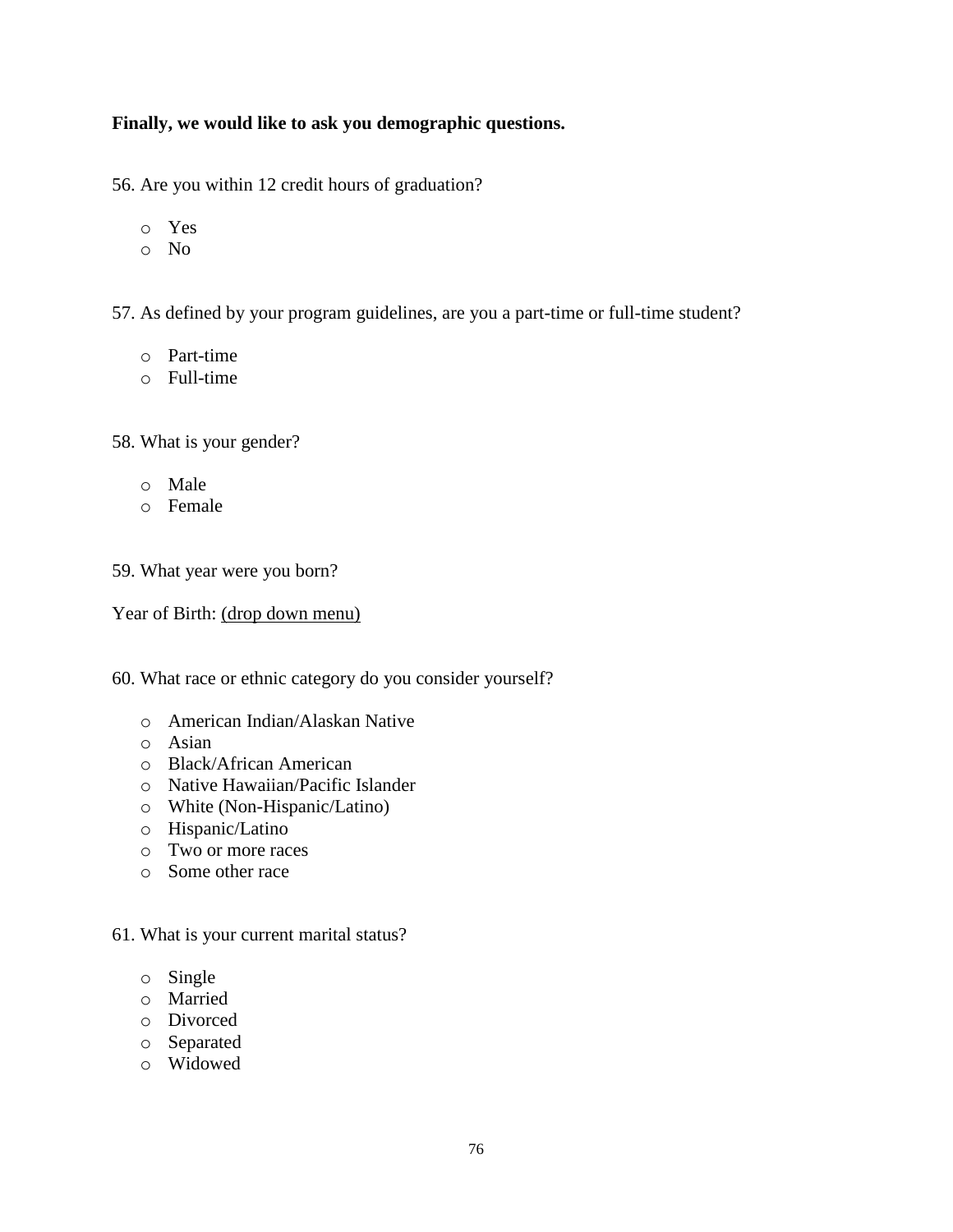**Finally, we would like to ask you demographic questions.**

56. Are you within 12 credit hours of graduation?

- Yes
- No

57. As defined by your program guidelines, are you a part-time or full-time student?

- Part-time
- Full-time

58. What is your gender?

- Male
- Female

59. What year were you born?

Year of Birth: <u>(drop down menu)</u>

60. What race or ethnic category do you consider yourself?

- American Indian/Alaskan Native
- Asian
- Black/African American
- Native Hawaiian/Pacific Islander
- White (Non-Hispanic/Latino)
- Hispanic/Latino
- Two or more races
- Some other race

61. What is your current marital status?

- Single
- Married
- Divorced
- Separated
- Widowed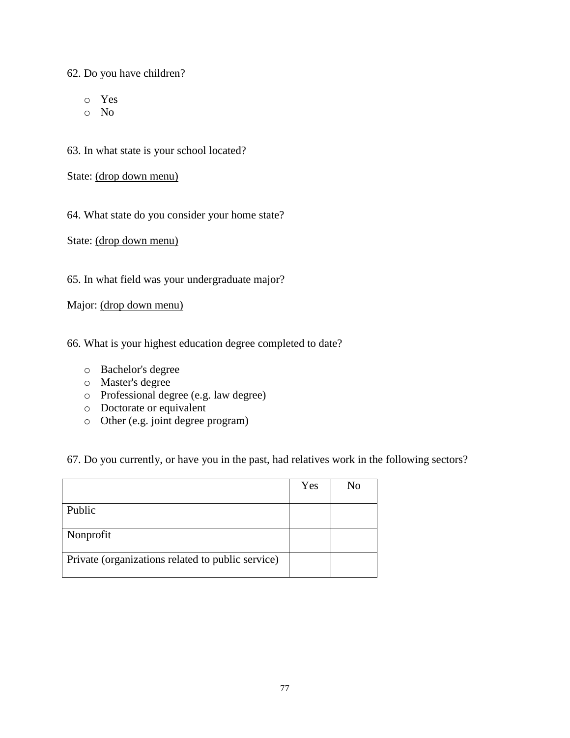62. Do you have children?

- o Yes
- o No

63. In what state is your school located?

State: <u>(drop down menu)</u>

64. What state do you consider your home state?

State: <u>(drop down menu)</u>

65. In what field was your undergraduate major?

Major: <u>(drop down menu)</u>

66. What is your highest education degree completed to date?

- o Bachelor's degree
- o Master's degree
- o Professional degree (e.g. law degree)
- o Doctorate or equivalent
- o Other (e.g. joint degree program)

67. Do you currently, or have you in the past, had relatives work in the following sectors?

| | Yes | No |
|---|---|---|
| Public | | |
| Nonprofit | | |
| Private (organizations related to public service) | | |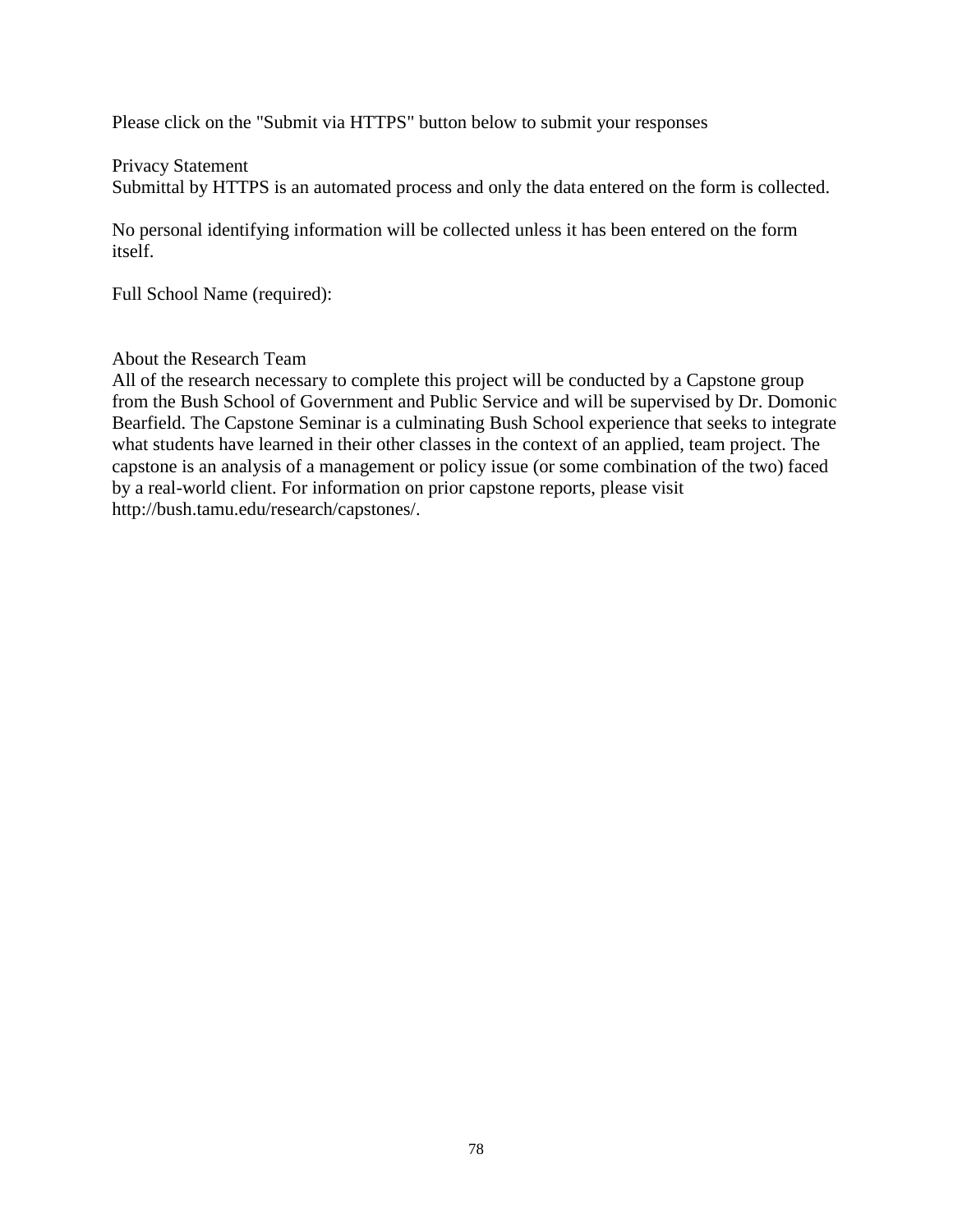Please click on the "Submit via HTTPS" button below to submit your responses

Privacy Statement
Submittal by HTTPS is an automated process and only the data entered on the form is collected.

No personal identifying information will be collected unless it has been entered on the form itself.

Full School Name (required):

About the Research Team
All of the research necessary to complete this project will be conducted by a Capstone group from the Bush School of Government and Public Service and will be supervised by Dr. Domonic Bearfield. The Capstone Seminar is a culminating Bush School experience that seeks to integrate what students have learned in their other classes in the context of an applied, team project. The capstone is an analysis of a management or policy issue (or some combination of the two) faced by a real-world client. For information on prior capstone reports, please visit http://bush.tamu.edu/research/capstones/.